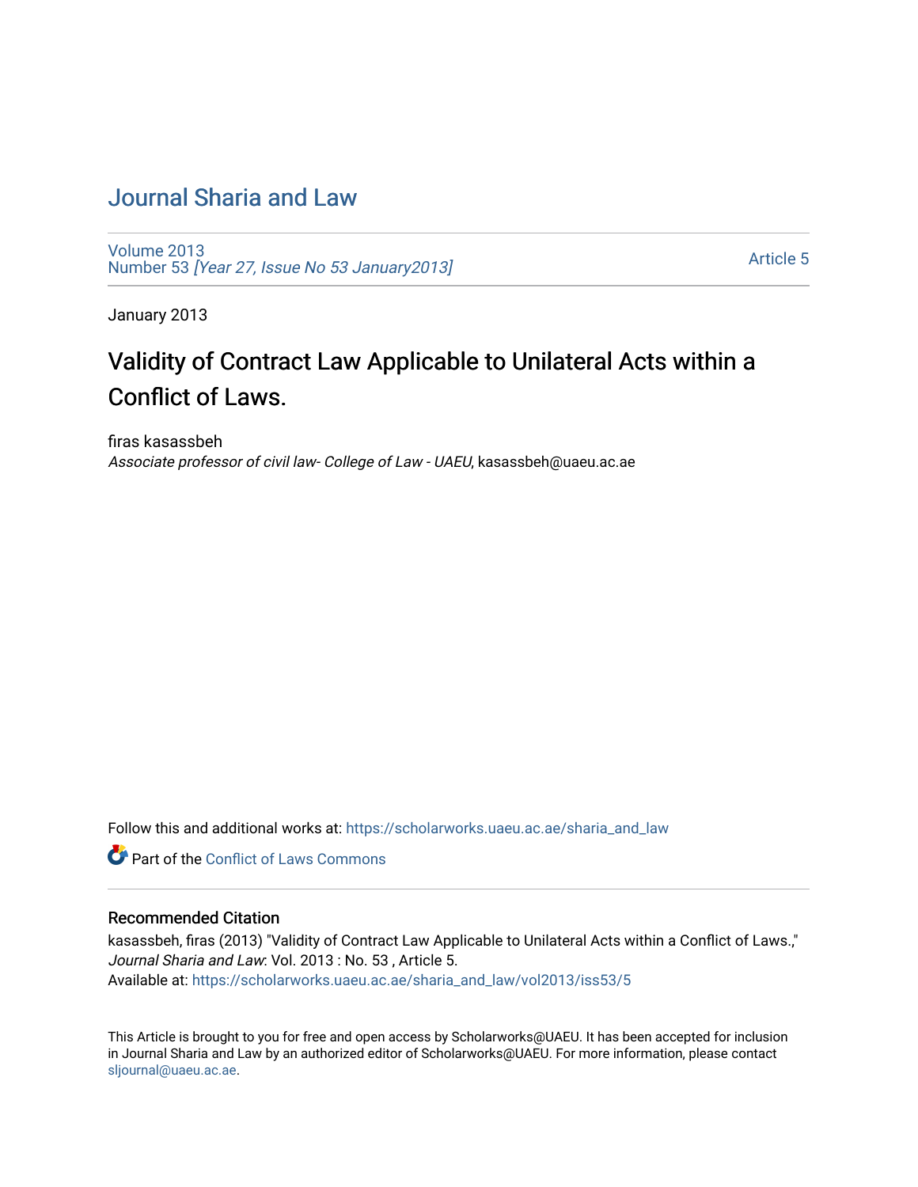# Journal Sharia and Law

Volume 2013
Number 53 *[Year 27, Issue No 53 January2013]*

Article 5

January 2013

## Validity of Contract Law Applicable to Unilateral Acts within a Conflict of Laws.

firas kasassbeh
*Associate professor of civil law- College of Law - UAEU*, kasassbeh@uaeu.ac.ae

Follow this and additional works at: https://scholarworks.uaeu.ac.ae/sharia_and_law

Part of the Conflict of Laws Commons

### Recommended Citation

kasassbeh, firas (2013) "Validity of Contract Law Applicable to Unilateral Acts within a Conflict of Laws.," *Journal Sharia and Law*: Vol. 2013 : No. 53 , Article 5.
Available at: https://scholarworks.uaeu.ac.ae/sharia_and_law/vol2013/iss53/5

This Article is brought to you for free and open access by Scholarworks@UAEU. It has been accepted for inclusion in Journal Sharia and Law by an authorized editor of Scholarworks@UAEU. For more information, please contact sljournal@uaeu.ac.ae.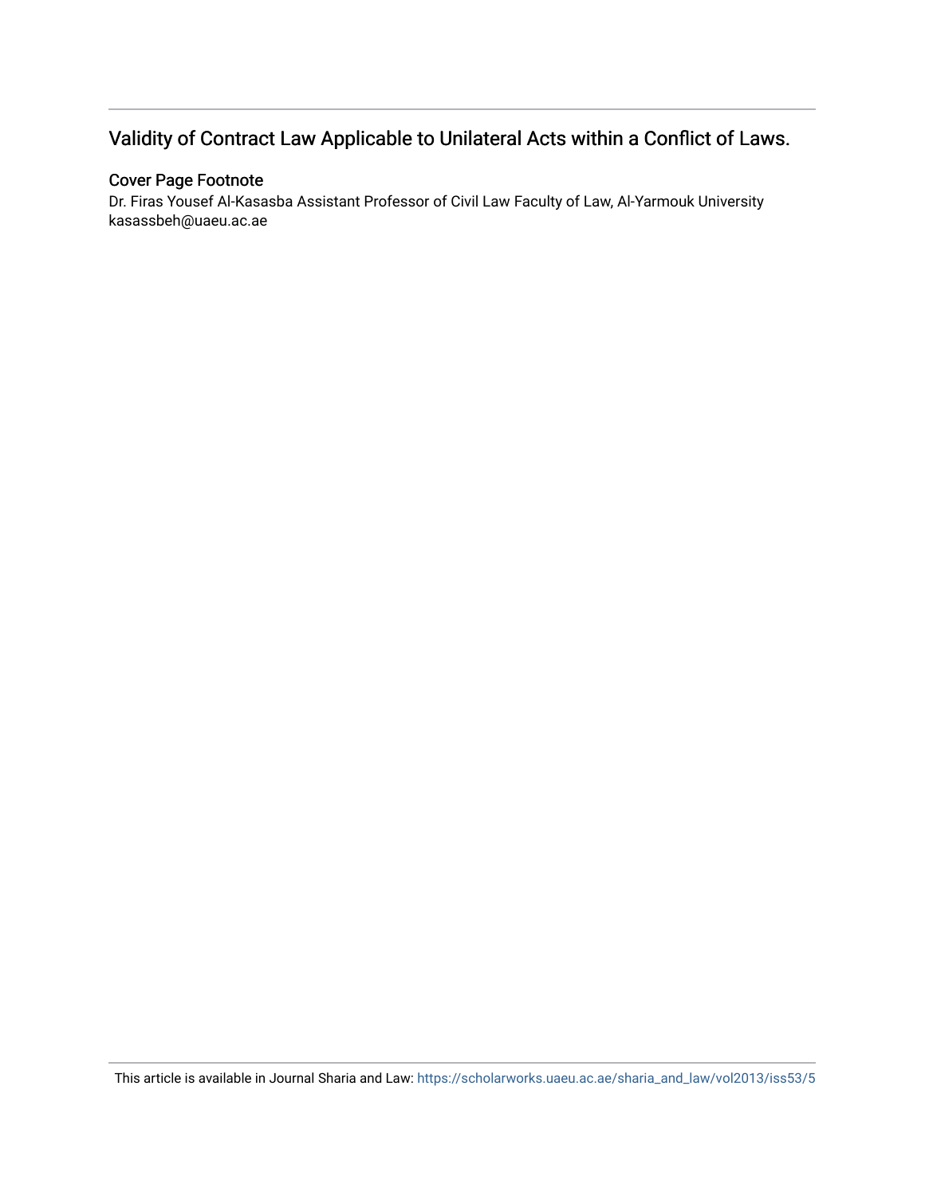## Validity of Contract Law Applicable to Unilateral Acts within a Conflict of Laws.

### Cover Page Footnote

Dr. Firas Yousef Al-Kasasba Assistant Professor of Civil Law Faculty of Law, Al-Yarmouk University kasassbeh@uaeu.ac.ae

This article is available in Journal Sharia and Law: https://scholarworks.uaeu.ac.ae/sharia_and_law/vol2013/iss53/5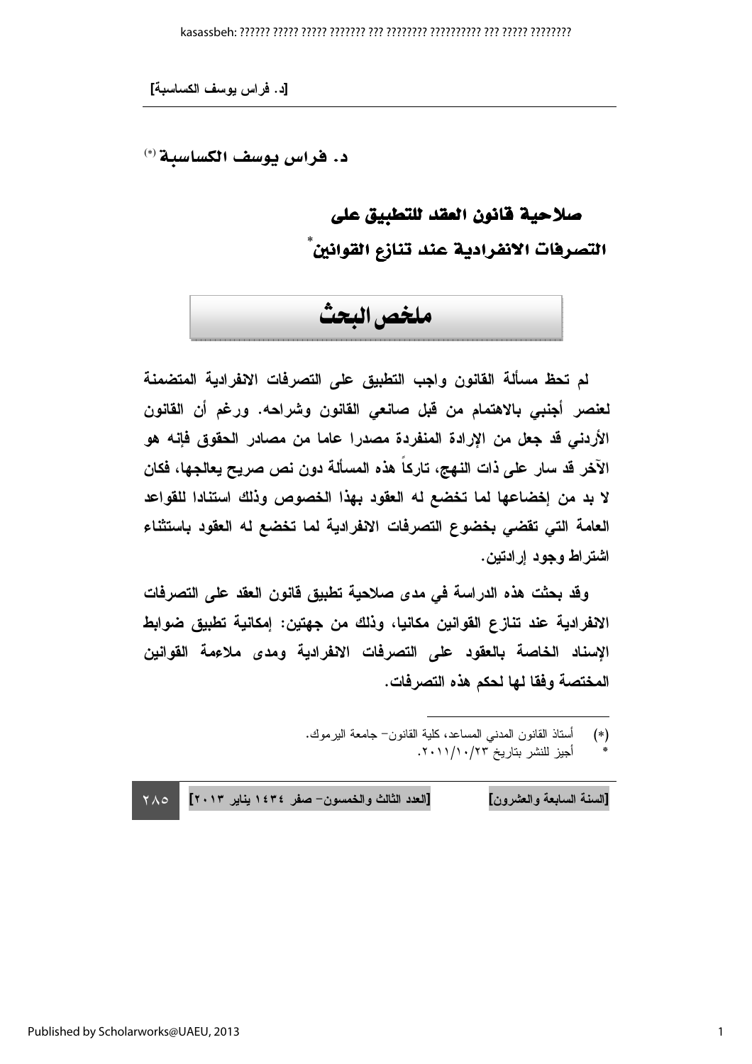د. فراس يوسف الكساسبة [(*)]

# صلاحية قانون العقد للتطبيق على التصرفات الانفرادية عند تنازع القوانين[*]

## ملخص البحث

**لم تحظ مسألة القانون واجب التطبيق على التصرفات الانفرادية المتضمنة لعنصر أجنبي بالاهتمام من قبل صانعي القانون وشراحه. ورغم أن القانون الأردني قد جعل من الإرادة المنفردة مصدرا عاما من مصادر الحقوق فإنه هو الآخر قد سار على ذات النهج، تاركاً هذه المسألة دون نص صريح يعالجها، فكان لا بد من إخضاعها لما تخضع له العقود بهذا الخصوص وذلك استنادا للقواعد العامة التي تقضي بخضوع التصرفات الانفرادية لما تخضع له العقود باستثناء اشتراط وجود إرادتين.**

**وقد بحثت هذه الدراسة في مدى صلاحية تطبيق قانون العقد على التصرفات الانفرادية عند تنازع القوانين مكانيا، وذلك من جهتين: إمكانية تطبيق ضوابط الإسناد الخاصة بالعقود على التصرفات الانفرادية ومدى ملاءمة القوانين المختصة وفقا لها لحكم هذه التصرفات.**

---

(*) أستاذ القانون المدني المساعد، كلية القانون- جامعة اليرموك.

\* أجيز للنشر بتاريخ ٢٠١١/١٠/٢٣.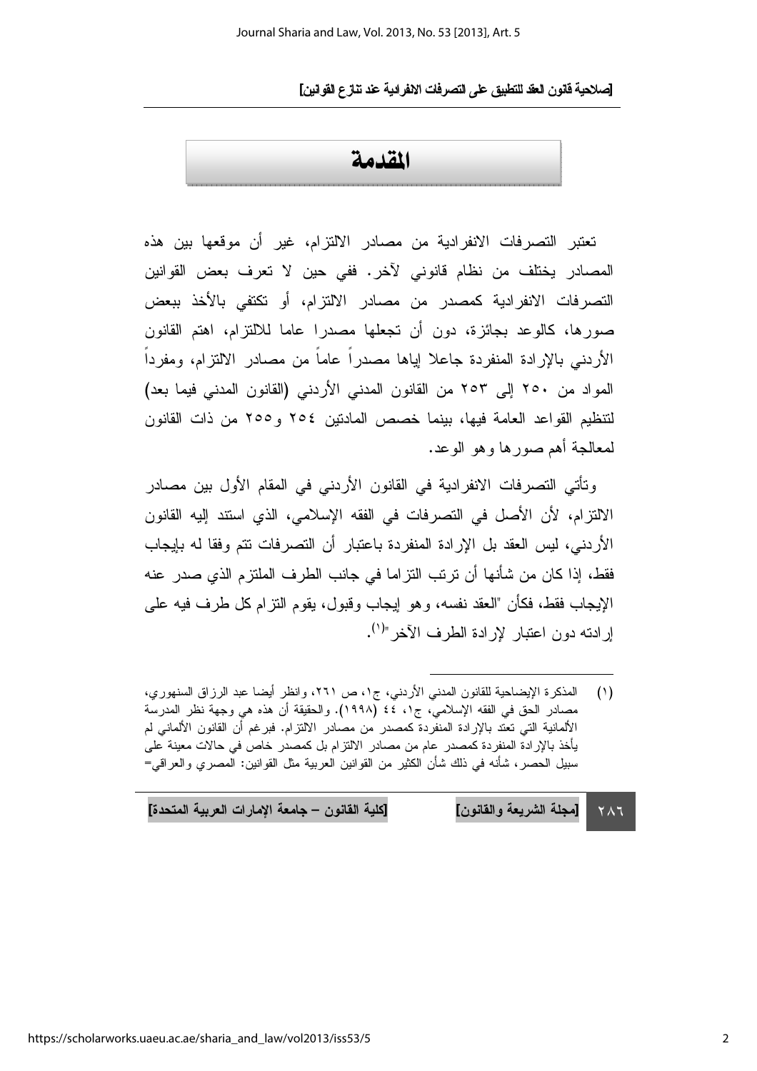# المقدمة

تعتبر التصرفات الانفرادية من مصادر الالتزام، غير أن موقعها بين هذه المصادر يختلف من نظام قانوني لآخر. ففي حين لا تعرف بعض القوانين التصرفات الانفرادية كمصدر من مصادر الالتزام، أو تكتفي بالأخذ ببعض صورها، كالوعد بجائزة، دون أن تجعلها مصدرا عاما للالتزام، اهتم القانون الأردني بالإرادة المنفردة جاعلا إياها مصدراً عاماً من مصادر الالتزام، ومفرداً المواد من ٢٥٠ إلى ٢٥٣ من القانون المدني الأردني (القانون المدني فيما بعد) لتنظيم القواعد العامة فيها، بينما خصص المادتين ٢٥٤ و٢٥٥ من ذات القانون لمعالجة أهم صورها وهو الوعد.

وتأتي التصرفات الانفرادية في القانون الأردني في المقام الأول بين مصادر الالتزام، لأن الأصل في التصرفات في الفقه الإسلامي، الذي استند إليه القانون الأردني، ليس العقد بل الإرادة المنفردة باعتبار أن التصرفات تتم وفقا له بإيجاب فقط، إذا كان من شأنها أن ترتب التزاما في جانب الطرف الملتزم الذي صدر عنه الإيجاب فقط، فكأن "العقد نفسه، وهو إيجاب وقبول، يقوم التزام كل طرف فيه على إرادته دون اعتبار لإرادة الطرف الآخر"[(١)].

---

(١) المذكرة الإيضاحية للقانون المدني الأردني، ج١، ص ٢٦١، وانظر أيضا عبد الرزاق السنهوري، مصادر الحق في الفقه الإسلامي، ج١، ٤٤ (١٩٩٨). والحقيقة أن هذه هي وجهة نظر المدرسة الألمانية التي تعتد بالإرادة المنفردة كمصدر من مصادر الالتزام. فبرغم أن القانون الألماني لم يأخذ بالإرادة المنفردة كمصدر عام من مصادر الالتزام بل كمصدر خاص في حالات معينة على سبيل الحصر، شأنه في ذلك شأن الكثير من القوانين العربية مثل القوانين: المصري والعراقي=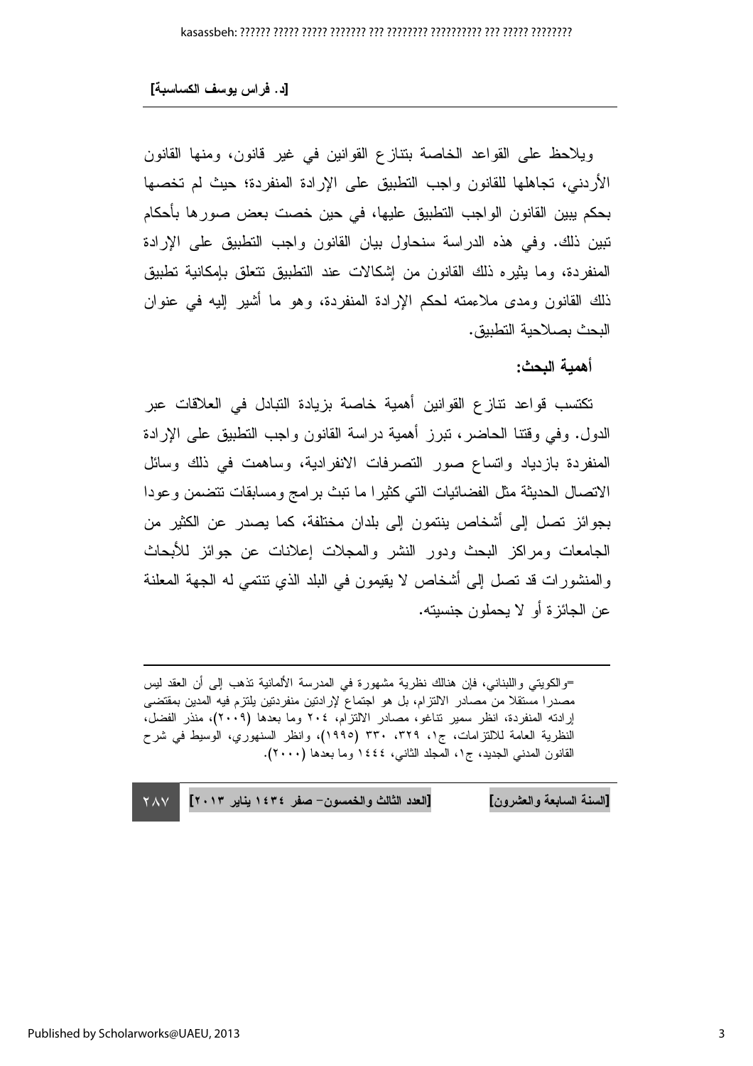ويلاحظ على القواعد الخاصة بتنازع القوانين في غير قانون، ومنها القانون الأردني، تجاهلها للقانون واجب التطبيق على الإرادة المنفردة؛ حيث لم تخصها بحكم يبين القانون الواجب التطبيق عليها، في حين خصت بعض صورها بأحكام تبين ذلك. وفي هذه الدراسة سنحاول بيان القانون واجب التطبيق على الإرادة المنفردة، وما يثيره ذلك القانون من إشكالات عند التطبيق تتعلق بإمكانية تطبيق ذلك القانون ومدى ملاءمته لحكم الإرادة المنفردة، وهو ما أشير إليه في عنوان البحث بصلاحية التطبيق.

**أهمية البحث:**

تكتسب قواعد تنازع القوانين أهمية خاصة بزيادة التبادل في العلاقات عبر الدول. وفي وقتنا الحاضر، تبرز أهمية دراسة القانون واجب التطبيق على الإرادة المنفردة بازدياد واتساع صور التصرفات الانفرادية، وساهمت في ذلك وسائل الاتصال الحديثة مثل الفضائيات التي كثيرا ما تبث برامج ومسابقات تتضمن وعودا بجوائز تصل إلى أشخاص ينتمون إلى بلدان مختلفة، كما يصدر عن الكثير من الجامعات ومراكز البحث ودور النشر والمجلات إعلانات عن جوائز للأبحاث والمنشورات قد تصل إلى أشخاص لا يقيمون في البلد الذي تنتمي له الجهة المعلنة عن الجائزة أو لا يحملون جنسيته.

---

=والكويتي واللبناني، فإن هنالك نظرية مشهورة في المدرسة الألمانية تذهب إلى أن العقد ليس مصدرا مستقلا من مصادر الالتزام، بل هو اجتماع لإرادتين منفردتين يلتزم فيه المدين بمقتضى إرادته المنفردة، انظر سمير تناغو، مصادر الالتزام، ٢٠٤ وما بعدها (٢٠٠٩)، منذر الفضل، النظرية العامة للالتزامات، ج١، ٣٢٩، ٣٣٠ (١٩٩٥)، وانظر السنهوري، الوسيط في شرح القانون المدني الجديد، ج١، المجلد الثاني، ١٤٤٤ وما بعدها (٢٠٠٠).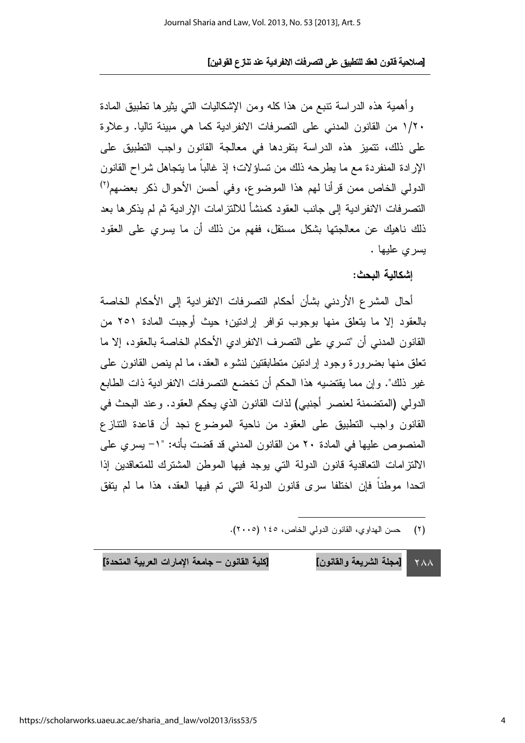وأهمية هذه الدراسة تنبع من هذا كله ومن الإشكاليات التي يثيرها تطبيق المادة ١/٢٠ من القانون المدني على التصرفات الانفرادية كما هي مبينة تاليا. وعلاوة على ذلك، تتميز هذه الدراسة بتفردها في معالجة القانون واجب التطبيق على الإرادة المنفردة مع ما يطرحه ذلك من تساؤلات؛ إذ غالباً ما يتجاهل شراح القانون الدولي الخاص ممن قرأنا لهم هذا الموضوع، وفي أحسن الأحوال ذكر بعضهم[٢] التصرفات الانفرادية إلى جانب العقود كمنشأ للالتزامات الإرادية ثم لم يذكرها بعد ذلك ناهيك عن معالجتها بشكل مستقل، ففهم من ذلك أن ما يسري على العقود يسري عليها .

**إشكالية البحث:**

أحال المشرع الأردني بشأن أحكام التصرفات الانفرادية إلى الأحكام الخاصة بالعقود إلا ما يتعلق منها بوجوب توافر إرادتين؛ حيث أوجبت المادة ٢٥١ من القانون المدني أن "تسري على التصرف الانفرادي الأحكام الخاصة بالعقود، إلا ما تعلق منها بضرورة وجود إرادتين متطابقتين لنشوء العقد، ما لم ينص القانون على غير ذلك". وإن مما يقتضيه هذا الحكم أن تخضع التصرفات الانفرادية ذات الطابع الدولي (المتضمنة لعنصر أجنبي) لذات القانون الذي يحكم العقود. وعند البحث في القانون واجب التطبيق على العقود من ناحية الموضوع نجد أن قاعدة التنازع المنصوص عليها في المادة ٢٠ من القانون المدني قد قضت بأنه: "١- يسري على الالتزامات التعاقدية قانون الدولة التي يوجد فيها الموطن المشترك للمتعاقدين إذا اتحدا موطناً فإن اختلفا سرى قانون الدولة التي تم فيها العقد، هذا ما لم يتفق

---

(٢) حسن الهداوي، القانون الدولي الخاص، ١٤٥ (٢٠٠٥).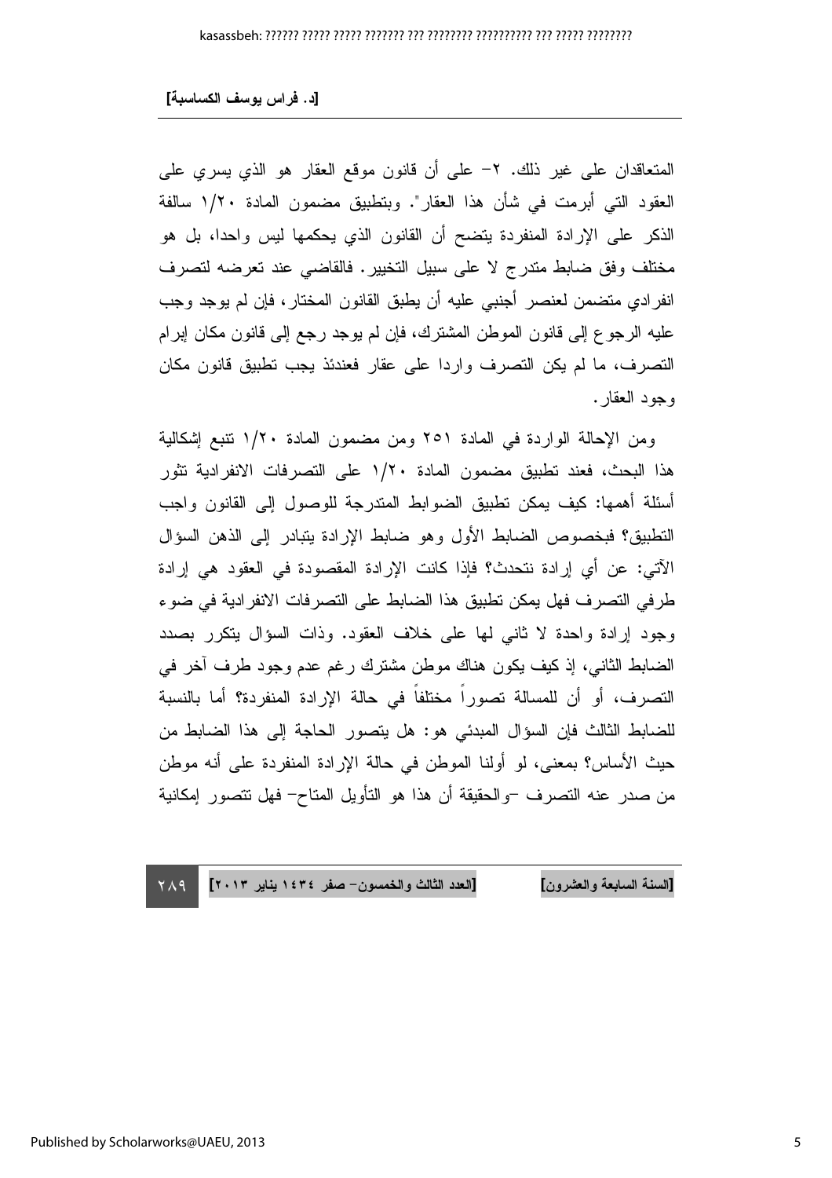المتعاقدان على غير ذلك. ٢- على أن قانون موقع العقار هو الذي يسري على العقود التي أبرمت في شأن هذا العقار". وبتطبيق مضمون المادة ١/٢٠ سالفة الذكر على الإرادة المنفردة يتضح أن القانون الذي يحكمها ليس واحدا، بل هو مختلف وفق ضابط متدرج لا على سبيل التخيير. فالقاضي عند تعرضه لتصرف انفرادي متضمن لعنصر أجنبي عليه أن يطبق القانون المختار، فإن لم يوجد وجب عليه الرجوع إلى قانون الموطن المشترك، فإن لم يوجد رجع إلى قانون مكان إبرام التصرف، ما لم يكن التصرف واردا على عقار فعندئذ يجب تطبيق قانون مكان وجود العقار.

ومن الإحالة الواردة في المادة ٢٥١ ومن مضمون المادة ١/٢٠ تنبع إشكالية هذا البحث، فعند تطبيق مضمون المادة ١/٢٠ على التصرفات الانفرادية تثور أسئلة أهمها: كيف يمكن تطبيق الضوابط المتدرجة للوصول إلى القانون واجب التطبيق؟ فبخصوص الضابط الأول وهو ضابط الإرادة يتبادر إلى الذهن السؤال الآتي: عن أي إرادة نتحدث؟ فإذا كانت الإرادة المقصودة في العقود هي إرادة طرفي التصرف فهل يمكن تطبيق هذا الضابط على التصرفات الانفرادية في ضوء وجود إرادة واحدة لا ثاني لها على خلاف العقود. وذات السؤال يتكرر بصدد الضابط الثاني، إذ كيف يكون هناك موطن مشترك رغم عدم وجود طرف آخر في التصرف، أو أن للمسالة تصوراً مختلفاً في حالة الإرادة المنفردة؟ أما بالنسبة للضابط الثالث فإن السؤال المبدئي هو: هل يتصور الحاجة إلى هذا الضابط من حيث الأساس؟ بمعنى، لو أولنا الموطن في حالة الإرادة المنفردة على أنه موطن من صدر عنه التصرف -والحقيقة أن هذا هو التأويل المتاح- فهل نتصور إمكانية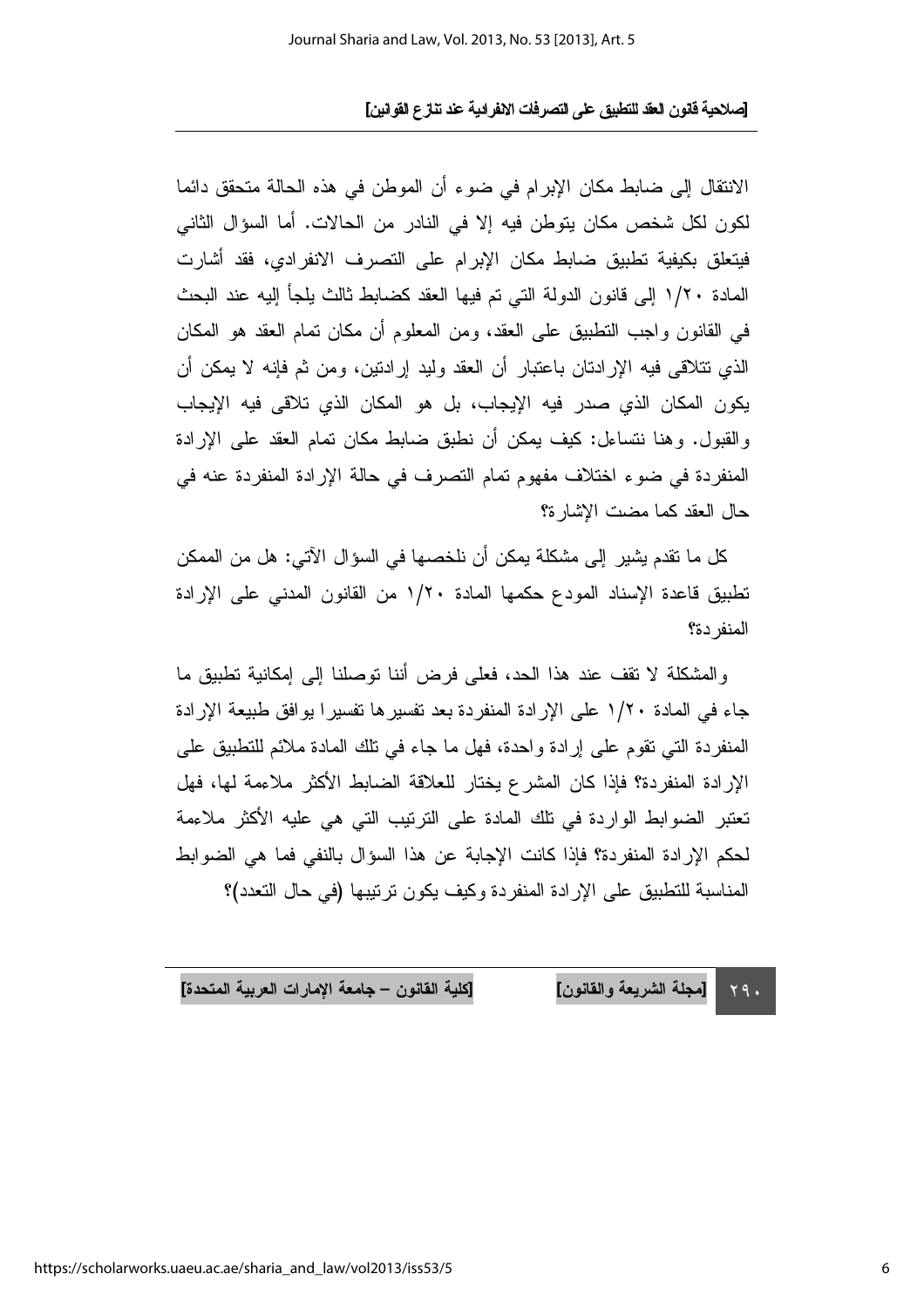الانتقال إلى ضابط مكان الإبرام في ضوء أن الموطن في هذه الحالة متحقق دائما لكون لكل شخص مكان يتوطن فيه إلا في النادر من الحالات. أما السؤال الثاني فيتعلق بكيفية تطبيق ضابط مكان الإبرام على التصرف الانفرادي، فقد أشارت المادة ١/٢٠ إلى قانون الدولة التي تم فيها العقد كضابط ثالث يلجأ إليه عند البحث في القانون واجب التطبيق على العقد، ومن المعلوم أن مكان تمام العقد هو المكان الذي تتلاقى فيه الإرادتان باعتبار أن العقد وليد إرادتين، ومن ثم فإنه لا يمكن أن يكون المكان الذي صدر فيه الإيجاب، بل هو المكان الذي تلاقى فيه الإيجاب والقبول. وهنا نتساءل: كيف يمكن أن نطبق ضابط مكان تمام العقد على الإرادة المنفردة في ضوء اختلاف مفهوم تمام التصرف في حالة الإرادة المنفردة عنه في حال العقد كما مضت الإشارة؟

كل ما تقدم يشير إلى مشكلة يمكن أن نلخصها في السؤال الآتي: هل من الممكن تطبيق قاعدة الإسناد المودع حكمها المادة ١/٢٠ من القانون المدني على الإرادة المنفردة؟

والمشكلة لا تقف عند هذا الحد، فعلى فرض أننا توصلنا إلى إمكانية تطبيق ما جاء في المادة ١/٢٠ على الإرادة المنفردة بعد تفسيرها تفسيرا يوافق طبيعة الإرادة المنفردة التي تقوم على إرادة واحدة، فهل ما جاء في تلك المادة ملائم للتطبيق على الإرادة المنفردة؟ فإذا كان المشرع يختار للعلاقة الضابط الأكثر ملاءمة لها، فهل تعتبر الضوابط الواردة في تلك المادة على الترتيب التي هي عليه الأكثر ملاءمة لحكم الإرادة المنفردة؟ فإذا كانت الإجابة عن هذا السؤال بالنفي فما هي الضوابط المناسبة للتطبيق على الإرادة المنفردة وكيف يكون ترتيبها (في حال التعدد)؟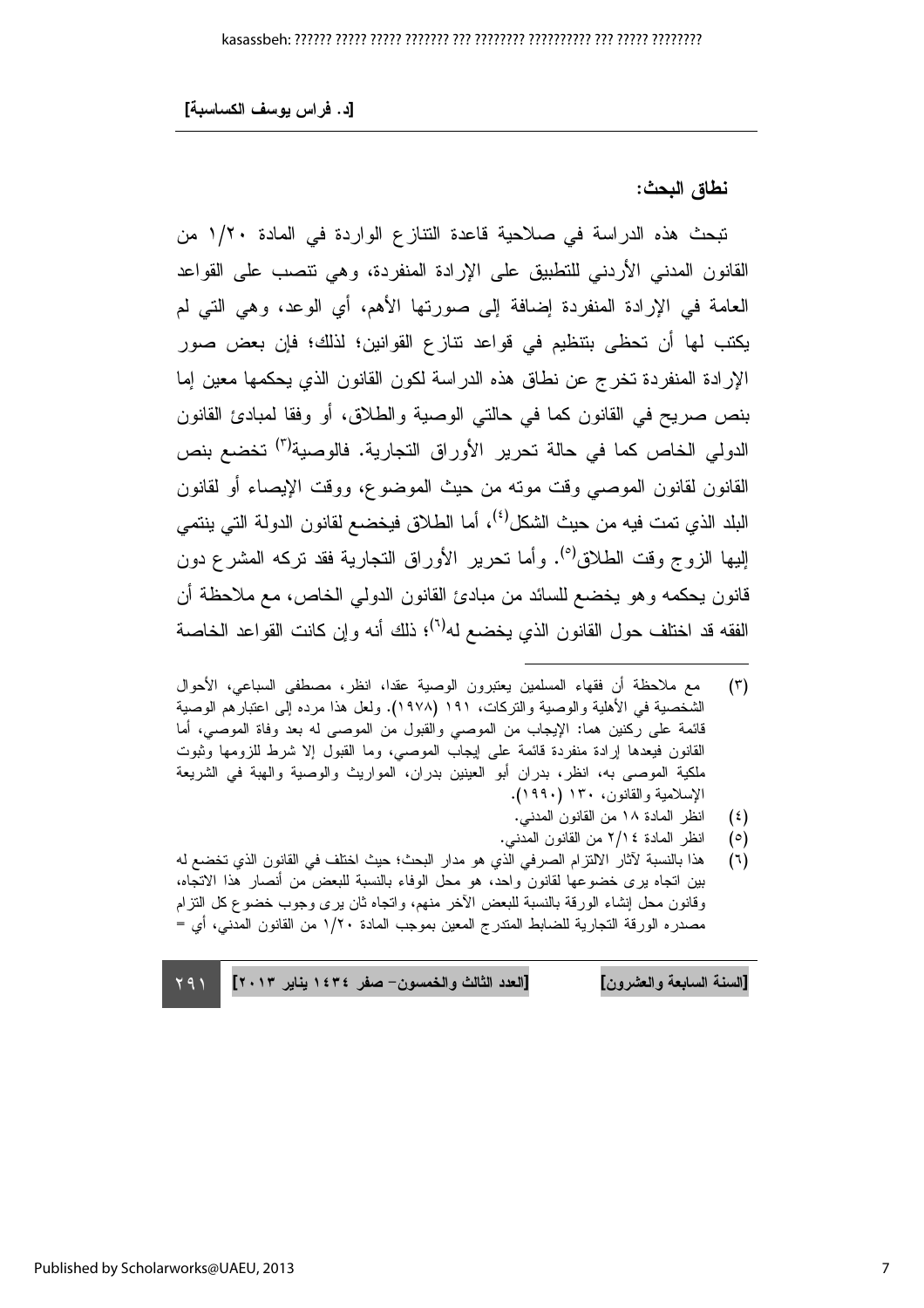## نطاق البحث:

تبحث هذه الدراسة في صلاحية قاعدة التنازع الواردة في المادة ١/٢٠ من القانون المدني الأردني للتطبيق على الإرادة المنفردة، وهي تنصب على القواعد العامة في الإرادة المنفردة إضافة إلى صورتها الأهم، أي الوعد، وهي التي لم يكتب لها أن تحظى بتنظيم في قواعد تنازع القوانين؛ لذلك؛ فإن بعض صور الإرادة المنفردة تخرج عن نطاق هذه الدراسة لكون القانون الذي يحكمها معين إما بنص صريح في القانون كما في حالتي الوصية والطلاق، أو وفقا لمبادئ القانون الدولي الخاص كما في حالة تحرير الأوراق التجارية. فالوصية[٣] تخضع بنص القانون لقانون الموصي وقت موته من حيث الموضوع، ووقت الإيصاء أو لقانون البلد الذي تمت فيه من حيث الشكل[٤]، أما الطلاق فيخضع لقانون الدولة التي ينتمي إليها الزوج وقت الطلاق[٥]. وأما تحرير الأوراق التجارية فقد تركه المشرع دون قانون يحكمه وهو يخضع للسائد من مبادئ القانون الدولي الخاص، مع ملاحظة أن الفقه قد اختلف حول القانون الذي يخضع له[٦]؛ ذلك أنه وإن كانت القواعد الخاصة

---

(٣) مع ملاحظة أن فقهاء المسلمين يعتبرون الوصية عقدا، انظر، مصطفى السباعي، الأحوال الشخصية في الأهلية والوصية والتركات، ١٩١ (١٩٧٨). ولعل هذا مرده إلى اعتبارهم الوصية قائمة على ركنين هما: الإيجاب من الموصي والقبول من الموصى له بعد وفاة الموصي، أما القانون فيعدها إرادة منفردة قائمة على إيجاب الموصي، وما القبول إلا شرط للزومها وثبوت ملكية الموصى به، انظر، بدران أبو العينين بدران، المواريث والوصية والهبة في الشريعة الإسلامية والقانون، ١٣٠ (١٩٩٠).

(٤) انظر المادة ١٨ من القانون المدني.

(٥) انظر المادة ٢/١٤ من القانون المدني.

(٦) هذا بالنسبة لآثار الالتزام الصرفي الذي هو مدار البحث؛ حيث اختلف في القانون الذي تخضع له بين اتجاه يرى خضوعها لقانون واحد، هو محل الوفاء بالنسبة للبعض من أنصار هذا الاتجاه، وقانون محل إنشاء الورقة بالنسبة للبعض الآخر منهم، واتجاه ثان يرى وجوب خضوع كل التزام مصدره الورقة التجارية للضابط المتدرج المعين بموجب المادة ١/٢٠ من القانون المدني، أي =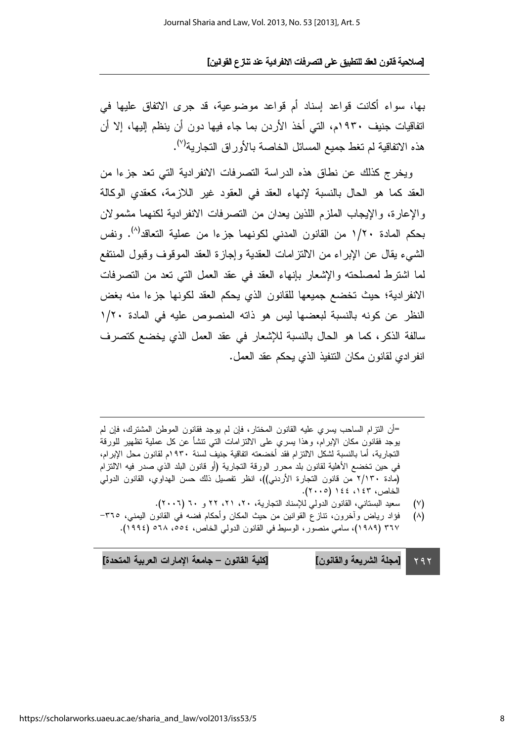بها، سواء أكانت قواعد إسناد أم قواعد موضوعية، قد جرى الاتفاق عليها في اتفاقيات جنيف ١٩٣٠م، التي أخذ الأردن بما جاء فيها دون أن ينظم إليها، إلا أن هذه الاتفاقية لم تغط جميع المسائل الخاصة بالأوراق التجارية[٧].

ويخرج كذلك عن نطاق هذه الدراسة التصرفات الانفرادية التي تعد جزءا من العقد كما هو الحال بالنسبة لإنهاء العقد في العقود غير اللازمة، كعقدي الوكالة والإعارة، والإيجاب الملزم اللذين يعدان من التصرفات الانفرادية لكنهما مشمولان بحكم المادة ١/٢٠ من القانون المدني لكونهما جزءا من عملية التعاقد[٨]. ونفس الشيء يقال عن الإبراء من الالتزامات العقدية وإجازة العقد الموقوف وقبول المنتفع لما اشترط لمصلحته والإشعار بإنهاء العقد في عقد العمل التي تعد من التصرفات الانفرادية؛ حيث تخضع جميعها للقانون الذي يحكم العقد لكونها جزءا منه بغض النظر عن كونه بالنسبة لبعضها ليس هو ذاته المنصوص عليه في المادة ١/٢٠ سالفة الذكر، كما هو الحال بالنسبة للإشعار في عقد العمل الذي يخضع كتصرف انفرادي لقانون مكان التنفيذ الذي يحكم عقد العمل.

---

=أن التزام الساحب يسري عليه القانون المختار، فإن لم يوجد فقانون الموطن المشترك، فإن لم يوجد فقانون مكان الإبرام، وهذا يسري على الالتزامات التي تنشأ عن كل عملية تظهير للورقة التجارية، أما بالنسبة لشكل الالتزام فقد أخضعته اتفاقية جنيف لسنة ١٩٣٠م لقانون محل الإبرام، في حين تخضع الأهلية لقانون بلد محرر الورقة التجارية (أو قانون البلد الذي صدر فيه الالتزام (مادة ٢/١٣٠ من قانون التجارة الأردني))، انظر تفصيل ذلك حسن الهداوي، القانون الدولي الخاص، ١٤٣، ١٤٤ (٢٠٠٥).

(٧) سعيد البستاني، القانون الدولي للإسناد التجارية، ٢٠، ٢١، ٢٢ و ٦٠ (٢٠٠٦).

(٨) فؤاد رياض وآخرون، تنازع القوانين من حيث المكان وأحكام فضه في القانون اليمني، ٣٦٥-٣٦٧ (١٩٨٩)، سامي منصور، الوسيط في القانون الدولي الخاص، ٥٥٤، ٥٦٨ (١٩٩٤).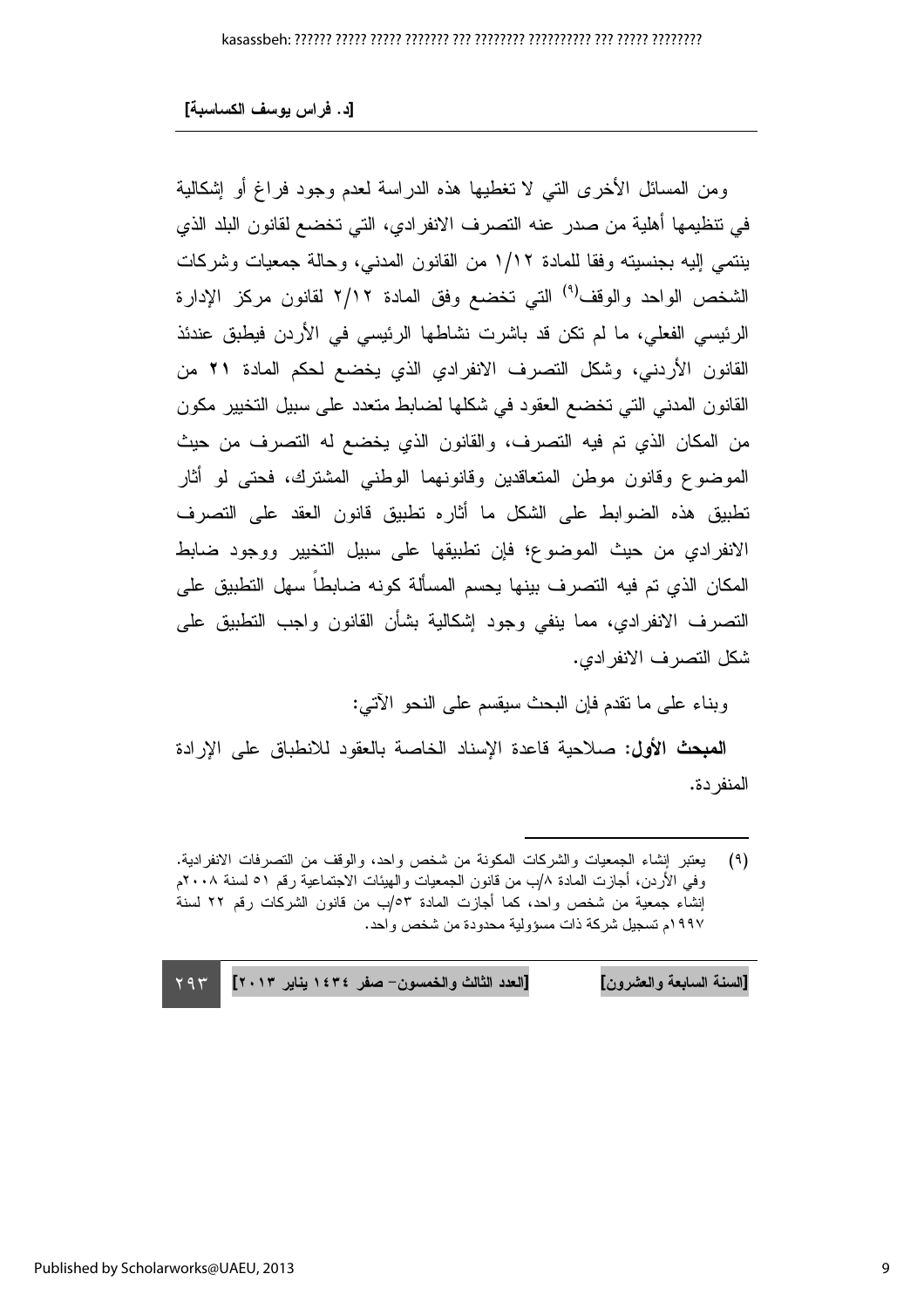ومن المسائل الأخرى التي لا تغطيها هذه الدراسة لعدم وجود فراغ أو إشكالية في تنظيمها أهلية من صدر عنه التصرف الانفرادي، التي تخضع لقانون البلد الذي ينتمي إليه بجنسيته وفقا للمادة ١/١٢ من القانون المدني، وحالة جمعيات وشركات الشخص الواحد والوقف[(٩)] التي تخضع وفق المادة ٢/١٢ لقانون مركز الإدارة الرئيسي الفعلي، ما لم تكن قد باشرت نشاطها الرئيسي في الأردن فيطبق عندئذ القانون الأردني، وشكل التصرف الانفرادي الذي يخضع لحكم المادة **٢١** من القانون المدني التي تخضع العقود في شكلها لضابط متعدد على سبيل التخيير مكون من المكان الذي تم فيه التصرف، والقانون الذي يخضع له التصرف من حيث الموضوع وقانون موطن المتعاقدين وقانونهما الوطني المشترك، فحتى لو أثار تطبيق هذه الضوابط على الشكل ما أثاره تطبيق قانون العقد على التصرف الانفرادي من حيث الموضوع؛ فإن تطبيقها على سبيل التخيير ووجود ضابط المكان الذي تم فيه التصرف بينها يحسم المسألة كونه ضابطاً سهل التطبيق على التصرف الانفرادي، مما ينفي وجود إشكالية بشأن القانون واجب التطبيق على شكل التصرف الانفرادي.

وبناء على ما تقدم فإن البحث سيقسم على النحو الآتي:

**المبحث الأول:** صلاحية قاعدة الإسناد الخاصة بالعقود للانطباق على الإرادة المنفردة.

---

(٩) يعتبر إنشاء الجمعيات والشركات المكونة من شخص واحد، والوقف من التصرفات الانفرادية. وفي الأردن، أجازت المادة ٨/ب من قانون الجمعيات والهيئات الاجتماعية رقم ٥١ لسنة ٢٠٠٨م إنشاء جمعية من شخص واحد، كما أجازت المادة ٥٣/ب من قانون الشركات رقم ٢٢ لسنة ١٩٩٧م تسجيل شركة ذات مسؤولية محدودة من شخص واحد.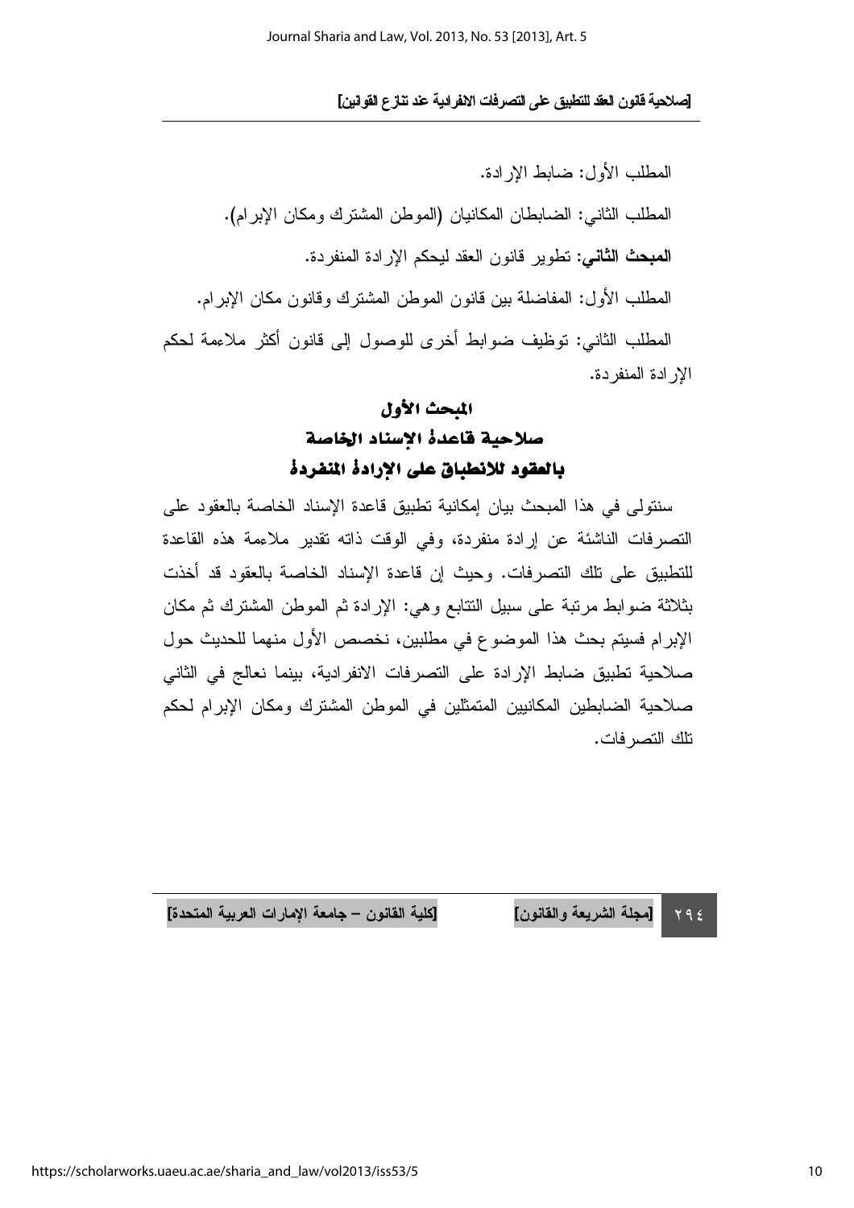المطلب الأول: ضابط الإرادة.

المطلب الثاني: الضابطان المكانيان (الموطن المشترك ومكان الإبرام).

**المبحث الثاني:** تطوير قانون العقد ليحكم الإرادة المنفردة.

المطلب الأول: المفاضلة بين قانون الموطن المشترك وقانون مكان الإبرام.

المطلب الثاني: توظيف ضوابط أخرى للوصول إلى قانون أكثر ملاءمة لحكم الإرادة المنفردة.

## المبحث الأول
## صلاحية قاعدة الإسناد الخاصة بالعقود للانطباق على الإرادة المنفردة

سنتولى في هذا المبحث بيان إمكانية تطبيق قاعدة الإسناد الخاصة بالعقود على التصرفات الناشئة عن إرادة منفردة، وفي الوقت ذاته تقدير ملاءمة هذه القاعدة للتطبيق على تلك التصرفات. وحيث إن قاعدة الإسناد الخاصة بالعقود قد أخذت بثلاثة ضوابط مرتبة على سبيل التتابع وهي: الإرادة ثم الموطن المشترك ثم مكان الإبرام فسيتم بحث هذا الموضوع في مطلبين، نخصص الأول منهما للحديث حول صلاحية تطبيق ضابط الإرادة على التصرفات الانفرادية، بينما نعالج في الثاني صلاحية الضابطين المكانيين المتمثلين في الموطن المشترك ومكان الإبرام لحكم تلك التصرفات.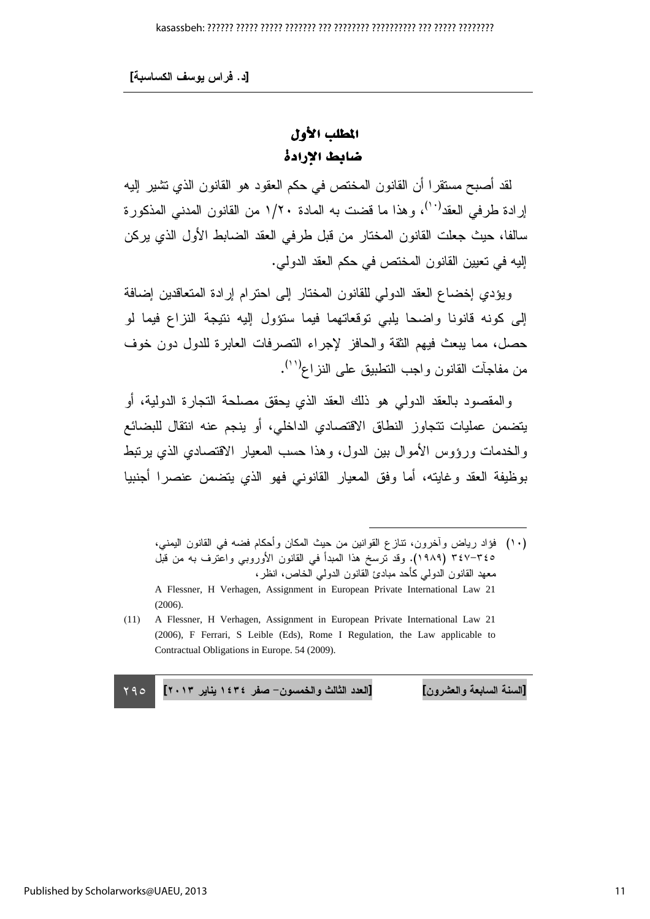## المطلب الأول

## ضابط الإرادة

لقد أصبح مستقرا أن القانون المختص في حكم العقود هو القانون الذي تشير إليه إرادة طرفي العقد[١٠]، وهذا ما قضت به المادة ١/٢٠ من القانون المدني المذكورة سالفا، حيث جعلت القانون المختار من قبل طرفي العقد الضابط الأول الذي يركن إليه في تعيين القانون المختص في حكم العقد الدولي.

ويؤدي إخضاع العقد الدولي للقانون المختار إلى احترام إرادة المتعاقدين إضافة إلى كونه قانونا واضحا يلبي توقعاتهما فيما ستؤول إليه نتيجة النزاع فيما لو حصل، مما يبعث فيهم الثقة والحافز لإجراء التصرفات العابرة للدول دون خوف من مفاجآت القانون واجب التطبيق على النزاع[١١].

والمقصود بالعقد الدولي هو ذلك العقد الذي يحقق مصلحة التجارة الدولية، أو يتضمن عمليات تتجاوز النطاق الاقتصادي الداخلي، أو ينجم عنه انتقال للبضائع والخدمات ورؤوس الأموال بين الدول، وهذا حسب المعيار الاقتصادي الذي يرتبط بوظيفة العقد وغايته، أما وفق المعيار القانوني فهو الذي يتضمن عنصرا أجنبيا

---

(١٠) فؤاد رياض وآخرون، تنازع القوانين من حيث المكان وأحكام فضه في القانون اليمني، ٣٤٥-٣٤٧ (١٩٨٩). وقد ترسخ هذا المبدأ في القانون الأوروبي واعترف به من قبل معهد القانون الدولي كأحد مبادئ القانون الدولي الخاص، انظر،

A Flessner, H Verhagen, Assignment in European Private International Law 21 (2006).

(11) A Flessner, H Verhagen, Assignment in European Private International Law 21 (2006), F Ferrari, S Leible (Eds), Rome I Regulation, the Law applicable to Contractual Obligations in Europe. 54 (2009).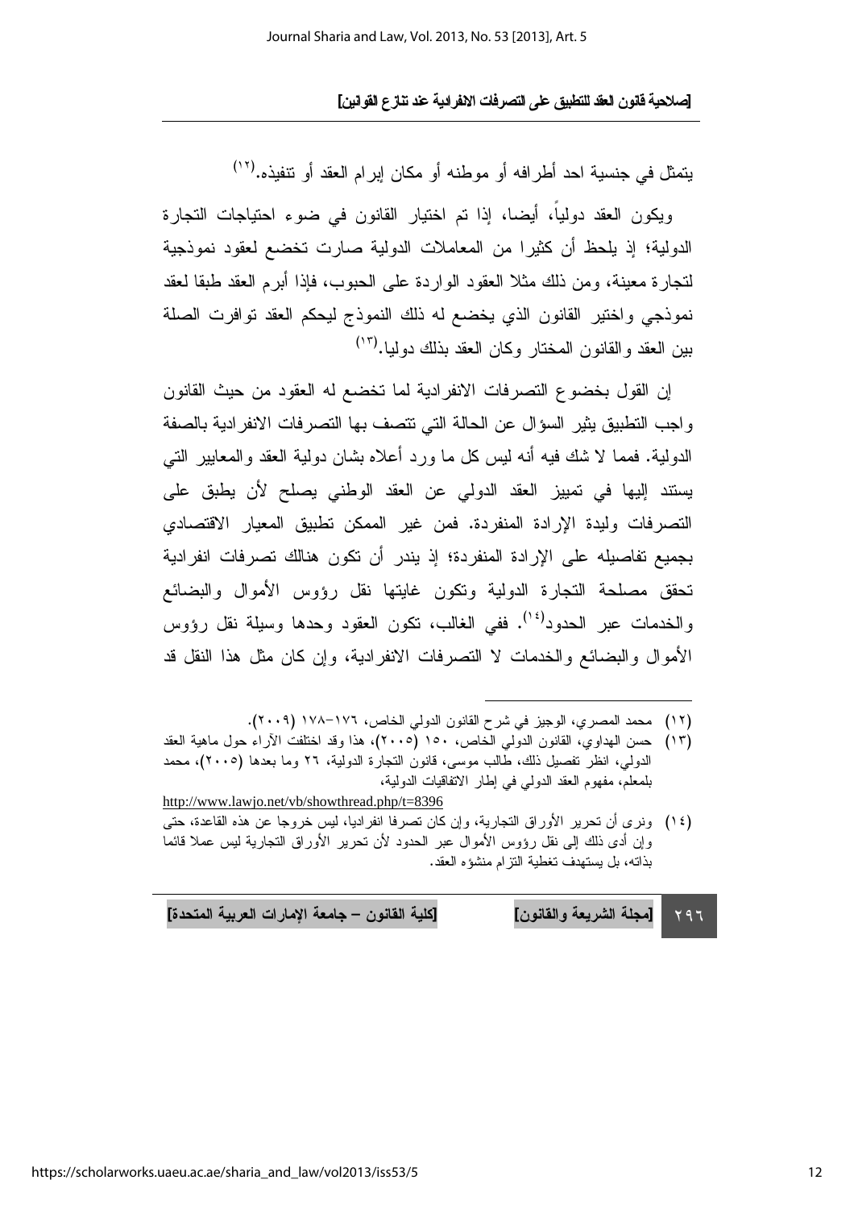يتمثل في جنسية احد أطرافه أو موطنه أو مكان إبرام العقد أو تنفيذه.[١٢]

ويكون العقد دولياً، أيضا، إذا تم اختيار القانون في ضوء احتياجات التجارة الدولية؛ إذ يلحظ أن كثيرا من المعاملات الدولية صارت تخضع لعقود نموذجية لتجارة معينة، ومن ذلك مثلا العقود الواردة على الحبوب، فإذا أبرم العقد طبقا لعقد نموذجي واختير القانون الذي يخضع له ذلك النموذج ليحكم العقد توافرت الصلة بين العقد والقانون المختار وكان العقد بذلك دوليا.[١٣]

إن القول بخضوع التصرفات الانفرادية لما تخضع له العقود من حيث القانون واجب التطبيق يثير السؤال عن الحالة التي تتصف بها التصرفات الانفرادية بالصفة الدولية. فمما لا شك فيه أنه ليس كل ما ورد أعلاه بشان دولية العقد والمعايير التي يستند إليها في تمييز العقد الدولي عن العقد الوطني يصلح لأن يطبق على التصرفات وليدة الإرادة المنفردة. فمن غير الممكن تطبيق المعيار الاقتصادي بجميع تفاصيله على الإرادة المنفردة؛ إذ يندر أن تكون هنالك تصرفات انفرادية تحقق مصلحة التجارة الدولية وتكون غايتها نقل رؤوس الأموال والبضائع والخدمات عبر الحدود[١٤]. ففي الغالب، تكون العقود وحدها وسيلة نقل رؤوس الأموال والبضائع والخدمات لا التصرفات الانفرادية، وإن كان مثل هذا النقل قد

---

(١٢) محمد المصري، الوجيز في شرح القانون الدولي الخاص، ١٧٦-١٧٨ (٢٠٠٩).

(١٣) حسن الهداوي، القانون الدولي الخاص، ١٥٠ (٢٠٠٥)، هذا وقد اختلفت الآراء حول ماهية العقد الدولي، انظر تفصيل ذلك، طالب موسى، قانون التجارة الدولية، ٢٦ وما بعدها (٢٠٠٥)، محمد بلمعلم، مفهوم العقد الدولي في إطار الاتفاقيات الدولية، http://www.lawjo.net/vb/showthread.php/t=8396

(١٤) ونرى أن تحرير الأوراق التجارية، وإن كان تصرفا انفراديا، ليس خروجا عن هذه القاعدة، حتى وإن أدى ذلك إلى نقل رؤوس الأموال عبر الحدود لأن تحرير الأوراق التجارية ليس عملا قائما بذاته، بل يستهدف تغطية التزام منشؤه العقد.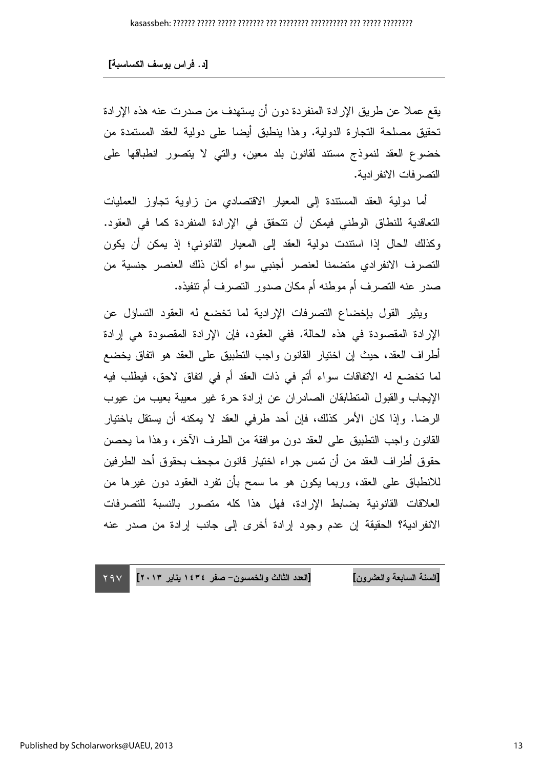يقع عملا عن طريق الإرادة المنفردة دون أن يستهدف من صدرت عنه هذه الإرادة تحقيق مصلحة التجارة الدولية. وهذا ينطبق أيضا على دولية العقد المستمدة من خضوع العقد لنموذج مستند لقانون بلد معين، والتي لا يتصور انطباقها على التصرفات الانفرادية.

أما دولية العقد المستندة إلى المعيار الاقتصادي من زاوية تجاوز العمليات التعاقدية للنطاق الوطني فيمكن أن تتحقق في الإرادة المنفردة كما في العقود. وكذلك الحال إذا استندت دولية العقد إلى المعيار القانوني؛ إذ يمكن أن يكون التصرف الانفرادي متضمنا لعنصر أجنبي سواء أكان ذلك العنصر جنسية من صدر عنه التصرف أم موطنه أم مكان صدور التصرف أم تنفيذه.

ويثير القول بإخضاع التصرفات الإرادية لما تخضع له العقود التساؤل عن الإرادة المقصودة في هذه الحالة. ففي العقود، فإن الإرادة المقصودة هي إرادة أطراف العقد، حيث إن اختيار القانون واجب التطبيق على العقد هو اتفاق يخضع لما تخضع له الاتفاقات سواء أتم في ذات العقد أم في اتفاق لاحق، فيطلب فيه الإيجاب والقبول المتطابقان الصادران عن إرادة حرة غير معيبة بعيب من عيوب الرضا. وإذا كان الأمر كذلك، فإن أحد طرفي العقد لا يمكنه أن يستقل باختيار القانون واجب التطبيق على العقد دون موافقة من الطرف الآخر، وهذا ما يحصن حقوق أطراف العقد من أن تمس جراء اختيار قانون مجحف بحقوق أحد الطرفين للانطباق على العقد، وربما يكون هو ما سمح بأن تفرد العقود دون غيرها من العلاقات القانونية بضابط الإرادة، فهل هذا كله متصور بالنسبة للتصرفات الانفرادية؟ الحقيقة إن عدم وجود إرادة أخرى إلى جانب إرادة من صدر عنه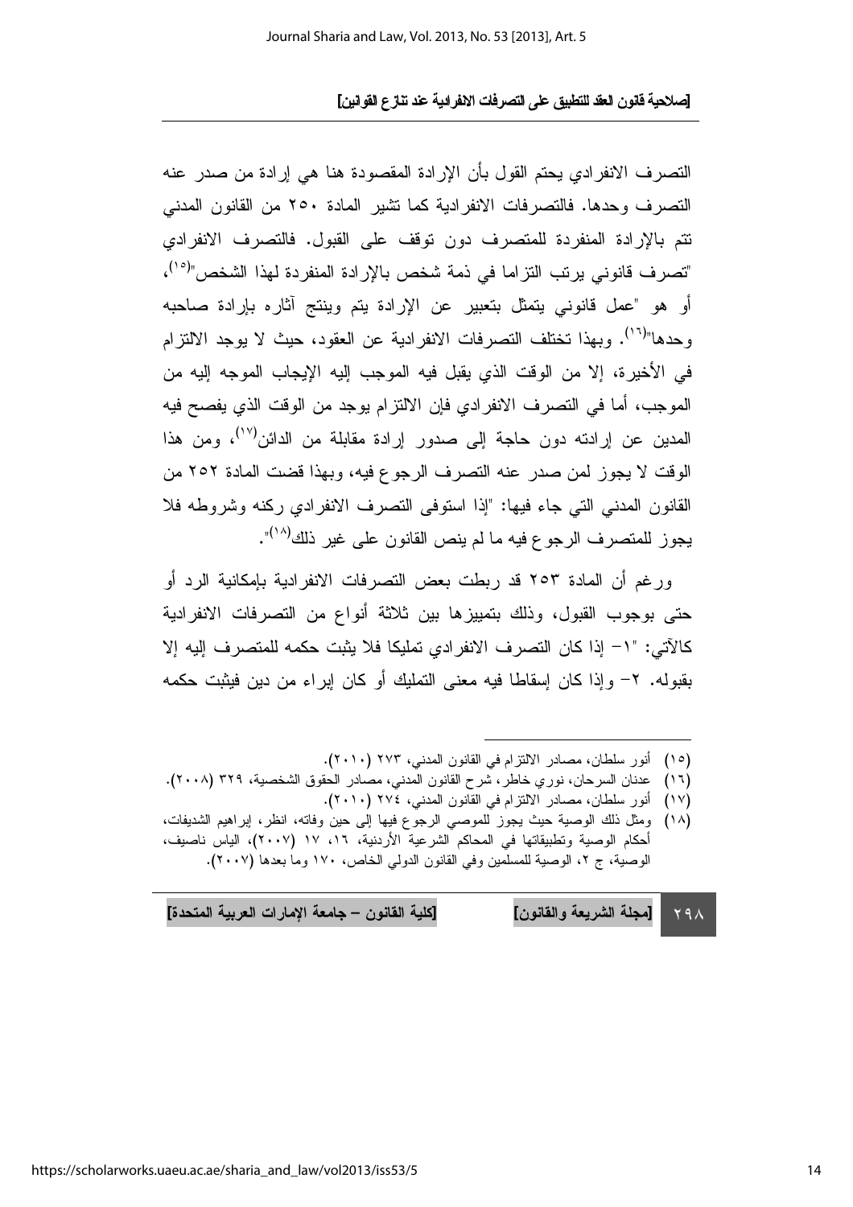التصرف الانفرادي يحتم القول بأن الإرادة المقصودة هنا هي إرادة من صدر عنه التصرف وحدها. فالتصرفات الانفرادية كما تشير المادة ٢٥٠ من القانون المدني تتم بالإرادة المنفردة للمتصرف دون توقف على القبول. فالتصرف الانفرادي "تصرف قانوني يرتب التزاما في ذمة شخص بالإرادة المنفردة لهذا الشخص"[١٥]، أو هو "عمل قانوني يتمثل بتعبير عن الإرادة يتم وينتج آثاره بإرادة صاحبه وحدها"[١٦]. وبهذا تختلف التصرفات الانفرادية عن العقود، حيث لا يوجد الالتزام في الأخيرة، إلا من الوقت الذي يقبل فيه الموجب إليه الإيجاب الموجه إليه من الموجب، أما في التصرف الانفرادي فإن الالتزام يوجد من الوقت الذي يفصح فيه المدين عن إرادته دون حاجة إلى صدور إرادة مقابلة من الدائن[١٧]، ومن هذا الوقت لا يجوز لمن صدر عنه التصرف الرجوع فيه، وبهذا قضت المادة ٢٥٢ من القانون المدني التي جاء فيها: "إذا استوفى التصرف الانفرادي ركنه وشروطه فلا يجوز للمتصرف الرجوع فيه ما لم ينص القانون على غير ذلك[١٨]".

ورغم أن المادة ٢٥٣ قد ربطت بعض التصرفات الانفرادية بإمكانية الرد أو حتى بوجوب القبول، وذلك بتمييزها بين ثلاثة أنواع من التصرفات الانفرادية كالآتي: "١- إذا كان التصرف الانفرادي تمليكا فلا يثبت حكمه للمتصرف إليه إلا بقبوله. ٢- وإذا كان إسقاطا فيه معنى التمليك أو كان إبراء من دين فيثبت حكمه

---

(١٥) أنور سلطان، مصادر الالتزام في القانون المدني، ٢٧٣ (٢٠١٠).

(١٦) عدنان السرحان، نوري خاطر، شرح القانون المدني، مصادر الحقوق الشخصية، ٣٢٩ (٢٠٠٨).

(١٧) أنور سلطان، مصادر الالتزام في القانون المدني، ٢٧٤ (٢٠١٠).

(١٨) ومثل ذلك الوصية حيث يجوز للموصي الرجوع فيها إلى حين وفاته، انظر، إبراهيم الشديفات، أحكام الوصية وتطبيقاتها في المحاكم الشرعية الأردنية، ١٦، ١٧ (٢٠٠٧)، الياس ناصيف، الوصية، ج ٢، الوصية للمسلمين وفي القانون الدولي الخاص، ١٧٠ وما بعدها (٢٠٠٧).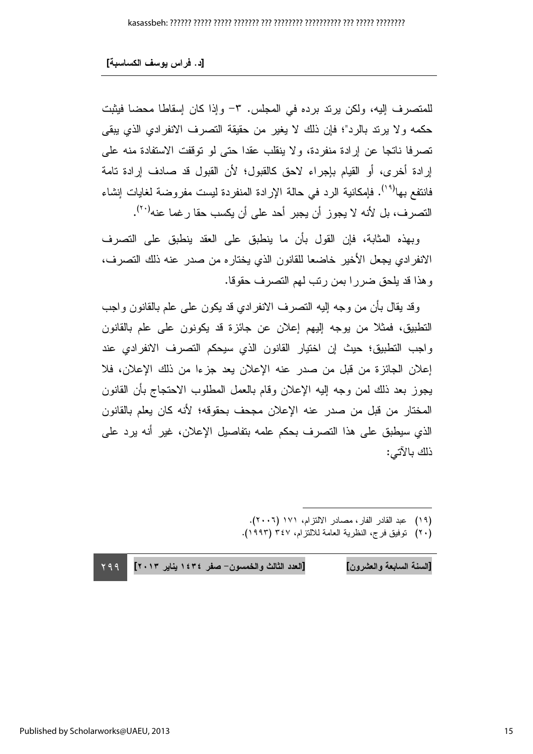للمتصرف إليه، ولكن يرتد برده في المجلس. ٣- وإذا كان إسقاطا محضا فيثبت حكمه ولا يرتد بالرد"؛ فإن ذلك لا يغير من حقيقة التصرف الانفرادي الذي يبقى تصرفا ناتجا عن إرادة منفردة، ولا ينقلب عقدا حتى لو توقفت الاستفادة منه على إرادة أخرى، أو القيام بإجراء لاحق كالقبول؛ لأن القبول قد صادف إرادة تامة فانتفع بها[١٩]. فإمكانية الرد في حالة الإرادة المنفردة ليست مفروضة لغايات إنشاء التصرف، بل لأنه لا يجوز أن يجبر أحد على أن يكسب حقا رغما عنه[٢٠].

وبهذه المثابة، فإن القول بأن ما ينطبق على العقد ينطبق على التصرف الانفرادي يجعل الأخير خاضعا للقانون الذي يختاره من صدر عنه ذلك التصرف، وهذا قد يلحق ضررا بمن رتب لهم التصرف حقوقا.

وقد يقال بأن من وجه إليه التصرف الانفرادي قد يكون على علم بالقانون واجب التطبيق، فمثلا من يوجه إليهم إعلان عن جائزة قد يكونون على علم بالقانون واجب التطبيق؛ حيث إن اختيار القانون الذي سيحكم التصرف الانفرادي عند إعلان الجائزة من قبل من صدر عنه الإعلان يعد جزءا من ذلك الإعلان، فلا يجوز بعد ذلك لمن وجه إليه الإعلان وقام بالعمل المطلوب الاحتجاج بأن القانون المختار من قبل من صدر عنه الإعلان مجحف بحقوقه؛ لأنه كان يعلم بالقانون الذي سيطبق على هذا التصرف بحكم علمه بتفاصيل الإعلان، غير أنه يرد على ذلك بالآتي:

---

(١٩) عبد القادر الفار، مصادر الالتزام، ١٧١ (٢٠٠٦).

(٢٠) توفيق فرج، النظرية العامة للالتزام، ٣٤٧ (١٩٩٣).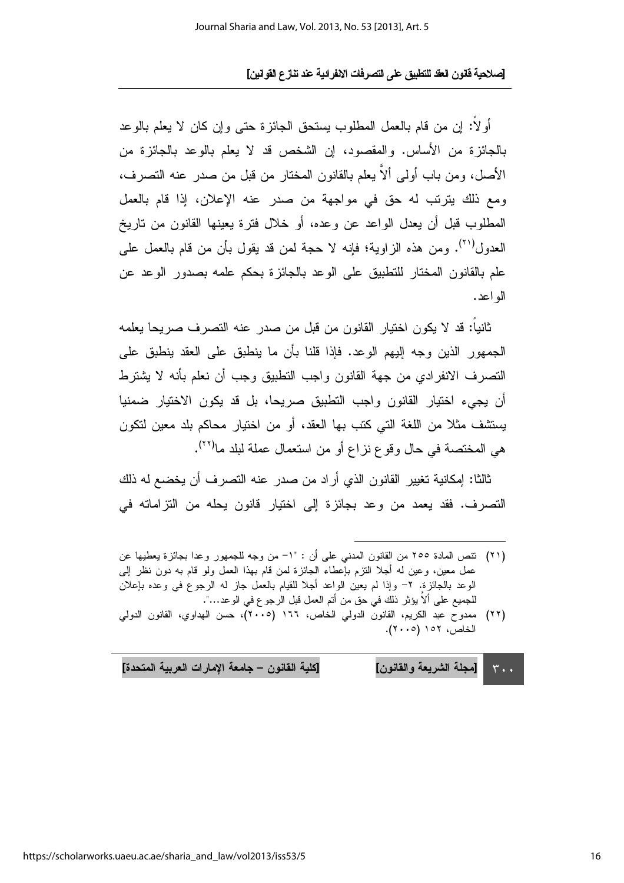أولاً: إن من قام بالعمل المطلوب يستحق الجائزة حتى وإن كان لا يعلم بالوعد بالجائزة من الأساس. والمقصود، إن الشخص قد لا يعلم بالوعد بالجائزة من الأصل، ومن باب أولى ألاَّ يعلم بالقانون المختار من قبل من صدر عنه التصرف، ومع ذلك يترتب له حق في مواجهة من صدر عنه الإعلان، إذا قام بالعمل المطلوب قبل أن يعدل الواعد عن وعده، أو خلال فترة يعينها القانون من تاريخ العدول[٢١]. ومن هذه الزاوية؛ فإنه لا حجة لمن قد يقول بأن من قام بالعمل على علم بالقانون المختار للتطبيق على الوعد بالجائزة بحكم علمه بصدور الوعد عن الواعد.

ثانياً: قد لا يكون اختيار القانون من قبل من صدر عنه التصرف صريحا يعلمه الجمهور الذين وجه إليهم الوعد. فإذا قلنا بأن ما ينطبق على العقد ينطبق على التصرف الانفرادي من جهة القانون واجب التطبيق وجب أن نعلم بأنه لا يشترط أن يجيء اختيار القانون واجب التطبيق صريحا، بل قد يكون الاختيار ضمنيا يستشف مثلا من اللغة التي كتب بها العقد، أو من اختيار محاكم بلد معين لتكون هي المختصة في حال وقوع نزاع أو من استعمال عملة لبلد ما[٢٢].

ثالثا: إمكانية تغيير القانون الذي أراد من صدر عنه التصرف أن يخضع له ذلك التصرف. فقد يعمد من وعد بجائزة إلى اختيار قانون يحله من التزاماته في

---

(٢١) تنص المادة ٢٥٥ من القانون المدني على أن : "١- من وجه للجمهور وعدا بجائزة يعطيها عن عمل معين، وعين له أجلا التزم بإعطاء الجائزة لمن قام بهذا العمل ولو قام به دون نظر إلى الوعد بالجائزة. ٢- وإذا لم يعين الواعد أجلا للقيام بالعمل جاز له الرجوع في وعده بإعلان للجميع على ألاَّ يؤثر ذلك في حق من أتم العمل قبل الرجوع في الوعد...".

(٢٢) ممدوح عبد الكريم، القانون الدولي الخاص، ١٦٦ (٢٠٠٥)، حسن الهداوي، القانون الدولي الخاص، ١٥٢ (٢٠٠٥).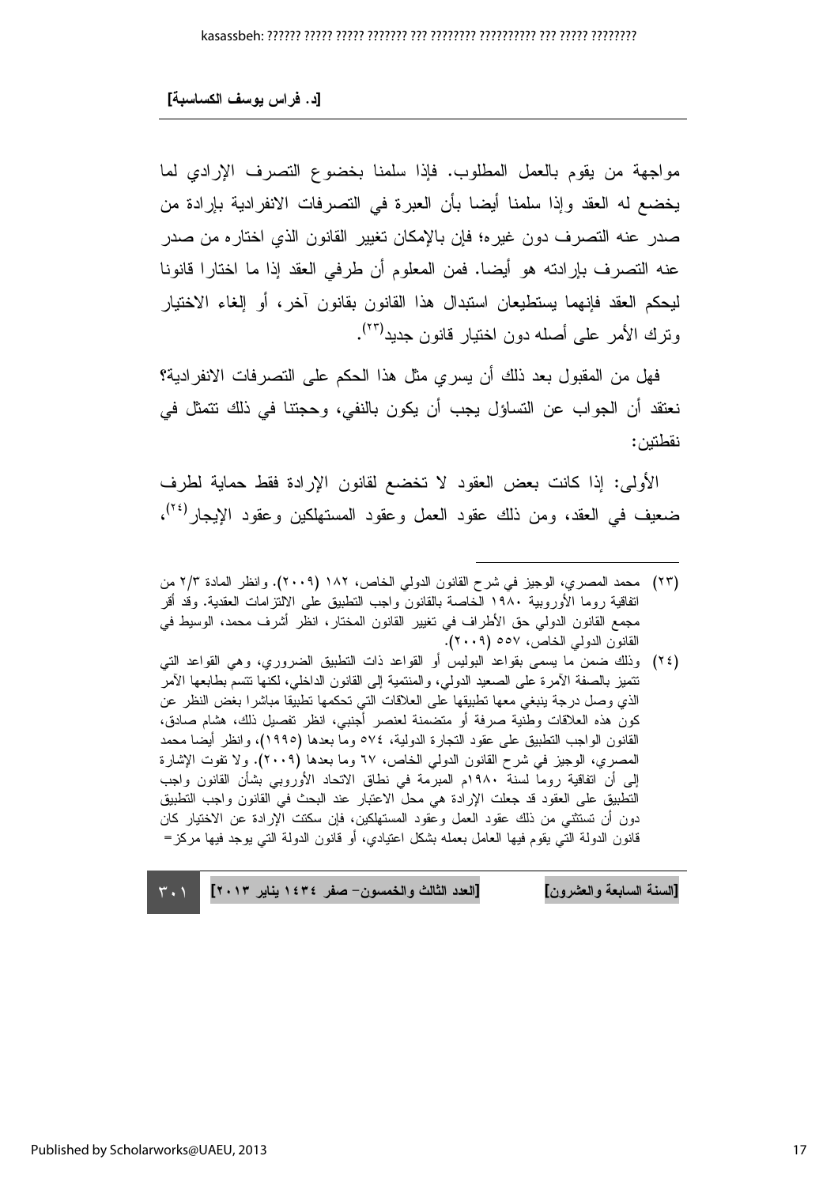مواجهة من يقوم بالعمل المطلوب. فإذا سلمنا بخضوع التصرف الإرادي لما يخضع له العقد وإذا سلمنا أيضا بأن العبرة في التصرفات الانفرادية بإرادة من صدر عنه التصرف دون غيره؛ فإن بالإمكان تغيير القانون الذي اختاره من صدر عنه التصرف بإرادته هو أيضا. فمن المعلوم أن طرفي العقد إذا ما اختارا قانونا ليحكم العقد فإنهما يستطيعان استبدال هذا القانون بقانون آخر، أو إلغاء الاختيار وترك الأمر على أصله دون اختيار قانون جديد[٢٣].

فهل من المقبول بعد ذلك أن يسري مثل هذا الحكم على التصرفات الانفرادية؟ نعتقد أن الجواب عن التساؤل يجب أن يكون بالنفي، وحجتنا في ذلك تتمثل في نقطتين:

الأولى: إذا كانت بعض العقود لا تخضع لقانون الإرادة فقط حماية لطرف ضعيف في العقد، ومن ذلك عقود العمل وعقود المستهلكين وعقود الإيجار[٢٤]،

---

(٢٣) محمد المصري، الوجيز في شرح القانون الدولي الخاص، ١٨٢ (٢٠٠٩). وانظر المادة ٢/٣ من اتفاقية روما الأوروبية ١٩٨٠ الخاصة بالقانون واجب التطبيق على الالتزامات العقدية. وقد أقر مجمع القانون الدولي حق الأطراف في تغيير القانون المختار، انظر أشرف محمد، الوسيط في القانون الدولي الخاص، ٥٥٧ (٢٠٠٩).

(٢٤) وذلك ضمن ما يسمى بقواعد البوليس أو القواعد ذات التطبيق الضروري، وهي القواعد التي تتميز بالصفة الآمرة على الصعيد الدولي، والمنتمية إلى القانون الداخلي، لكنها تتسم بطابعها الآمر الذي وصل درجة ينبغي معها تطبيقها على العلاقات التي تحكمها تطبيقا مباشرا بغض النظر عن كون هذه العلاقات وطنية صرفة أو متضمنة لعنصر أجنبي، انظر تفصيل ذلك، هشام صادق، القانون الواجب التطبيق على عقود التجارة الدولية، ٥٧٤ وما بعدها (١٩٩٥)، وانظر أيضا محمد المصري، الوجيز في شرح القانون الدولي الخاص، ٦٧ وما بعدها (٢٠٠٩). ولا تفوت الإشارة إلى أن اتفاقية روما لسنة ١٩٨٠م المبرمة في نطاق الاتحاد الأوروبي بشأن القانون واجب التطبيق على العقود قد جعلت الإرادة هي محل الاعتبار عند البحث في القانون واجب التطبيق دون أن تستثني من ذلك عقود العمل وعقود المستهلكين، فإن سكتت الإرادة عن الاختيار كان قانون الدولة التي يقوم فيها العامل بعمله بشكل اعتيادي، أو قانون الدولة التي يوجد فيها مركز=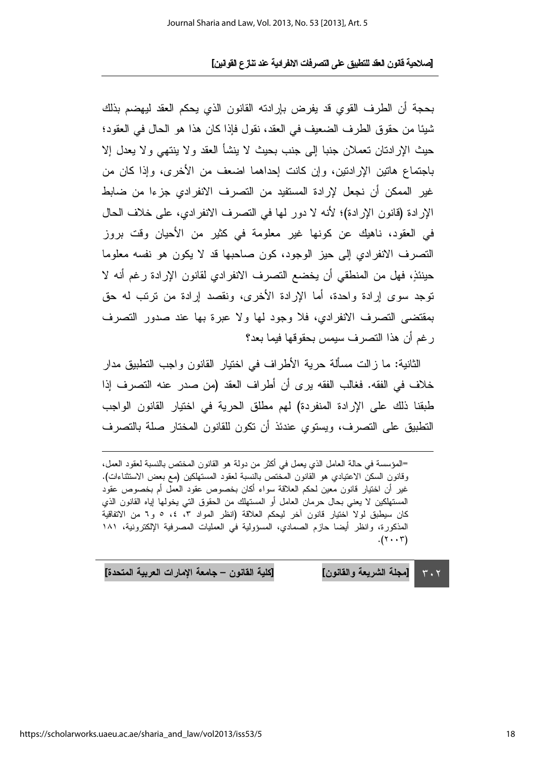بحجة أن الطرف القوي قد يفرض بإرادته القانون الذي يحكم العقد ليهضم بذلك شيئا من حقوق الطرف الضعيف في العقد، نقول فإذا كان هذا هو الحال في العقود؛ حيث الإرادتان تعملان جنبا إلى جنب بحيث لا ينشأ العقد ولا ينتهي ولا يعدل إلا باجتماع هاتين الإرادتين، وإن كانت إحداهما اضعف من الأخرى، وإذا كان من غير الممكن أن نجعل لإرادة المستفيد من التصرف الانفرادي جزءا من ضابط الإرادة (قانون الإرادة)؛ لأنه لا دور لها في التصرف الانفرادي، على خلاف الحال في العقود، ناهيك عن كونها غير معلومة في كثير من الأحيان وقت بروز التصرف الانفرادي إلى حيز الوجود، كون صاحبها قد لا يكون هو نفسه معلوما حينئذٍ، فهل من المنطقي أن يخضع التصرف الانفرادي لقانون الإرادة رغم أنه لا توجد سوى إرادة واحدة، أما الإرادة الأخرى، ونقصد إرادة من ترتب له حق بمقتضى التصرف الانفرادي، فلا وجود لها ولا عبرة بها عند صدور التصرف رغم أن هذا التصرف سيمس بحقوقها فيما بعد؟

الثانية: ما زالت مسألة حرية الأطراف في اختيار القانون واجب التطبيق مدار خلاف في الفقه. فغالب الفقه يرى أن أطراف العقد (من صدر عنه التصرف إذا طبقنا ذلك على الإرادة المنفردة) لهم مطلق الحرية في اختيار القانون الواجب التطبيق على التصرف، ويستوي عندئذ أن تكون للقانون المختار صلة بالتصرف

---

=المؤسسة في حالة العامل الذي يعمل في أكثر من دولة هو القانون المختص بالنسبة لعقود العمل، وقانون السكن الاعتيادي هو القانون المختص بالنسبة لعقود المستهلكين (مع بعض الاستثناءات). غير أن اختيار قانون معين لحكم العلاقة سواء أكان بخصوص عقود العمل أم بخصوص عقود المستهلكين لا يعني بحال حرمان العامل أو المستهلك من الحقوق التي يخولها إياه القانون الذي كان سيطبق لولا اختيار قانون آخر ليحكم العلاقة (انظر المواد ٣، ٤، ٥ و٦ من الاتفاقية المذكورة، وانظر أيضا حازم الصمادي، المسؤولية في العمليات المصرفية الإلكترونية، ١٨١ (٢٠٠٣).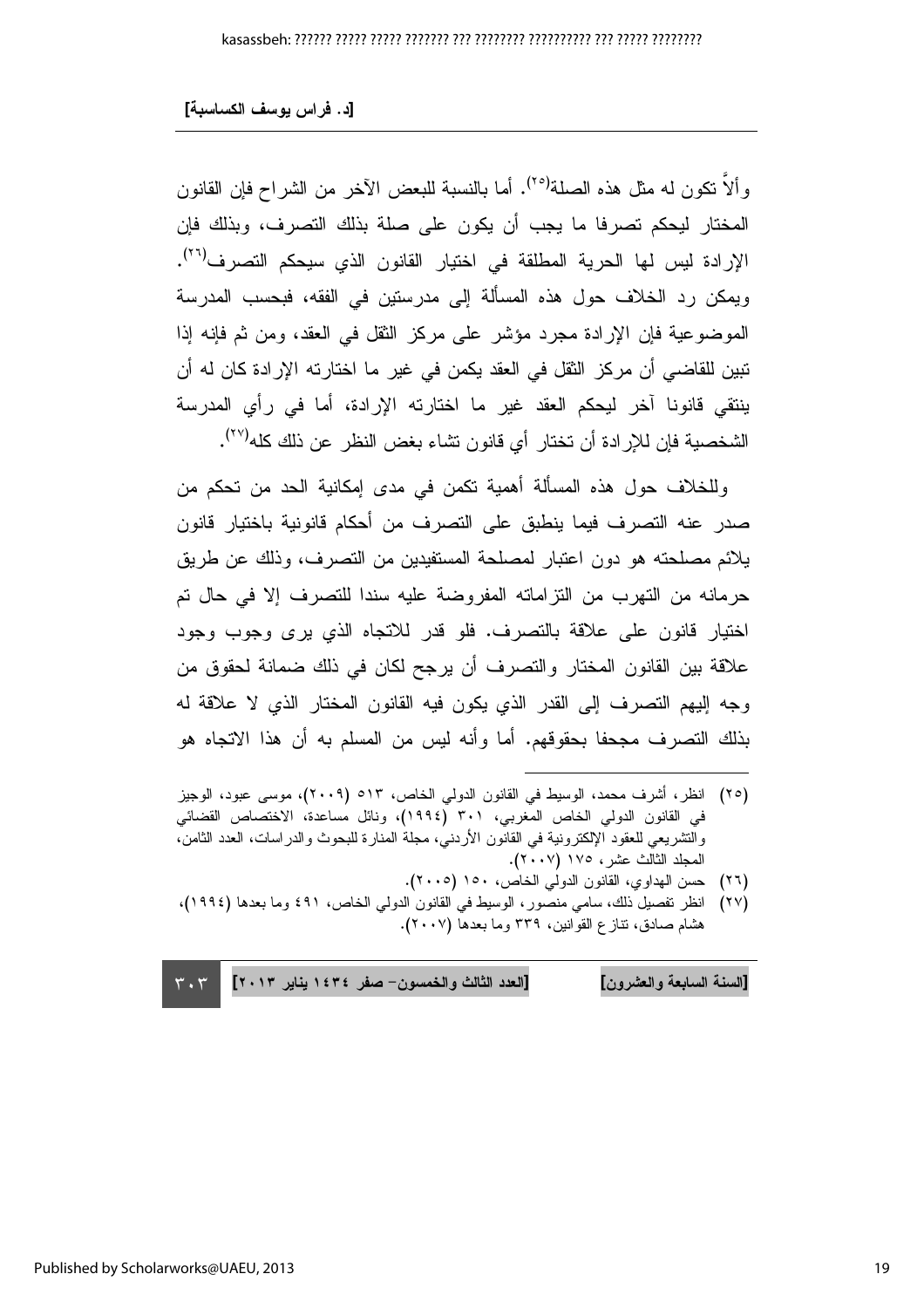وألاً تكون له مثل هذه الصلة[٢٥]. أما بالنسبة للبعض الآخر من الشراح فإن القانون المختار ليحكم تصرفا ما يجب أن يكون على صلة بذلك التصرف، وبذلك فإن الإرادة ليس لها الحرية المطلقة في اختيار القانون الذي سيحكم التصرف[٢٦]. ويمكن رد الخلاف حول هذه المسألة إلى مدرستين في الفقه، فبحسب المدرسة الموضوعية فإن الإرادة مجرد مؤشر على مركز الثقل في العقد، ومن ثم فإنه إذا تبين للقاضي أن مركز الثقل في العقد يكمن في غير ما اختارته الإرادة كان له أن ينتقي قانونا آخر ليحكم العقد غير ما اختارته الإرادة، أما في رأي المدرسة الشخصية فإن للإرادة أن تختار أي قانون تشاء بغض النظر عن ذلك كله[٢٧].

وللخلاف حول هذه المسألة أهمية تكمن في مدى إمكانية الحد من تحكم من صدر عنه التصرف فيما ينطبق على التصرف من أحكام قانونية باختيار قانون يلائم مصلحته هو دون اعتبار لمصلحة المستفيدين من التصرف، وذلك عن طريق حرمانه من التهرب من التزاماته المفروضة عليه سندا للتصرف إلا في حال تم اختيار قانون على علاقة بالتصرف. فلو قدر للاتجاه الذي يرى وجوب وجود علاقة بين القانون المختار والتصرف أن يرجح لكان في ذلك ضمانة لحقوق من وجه إليهم التصرف إلى القدر الذي يكون فيه القانون المختار الذي لا علاقة له بذلك التصرف مجحفا بحقوقهم. أما وأنه ليس من المسلم به أن هذا الاتجاه هو

---

(٢٥) انظر، أشرف محمد، الوسيط في القانون الدولي الخاص، ٥١٣ (٢٠٠٩)، موسى عبود، الوجيز في القانون الدولي الخاص المغربي، ٣٠١ (١٩٩٤)، ونائل مساعدة، الاختصاص القضائي والتشريعي للعقود الإلكترونية في القانون الأردني، مجلة المنارة للبحوث والدراسات، العدد الثامن، المجلد الثالث عشر، ١٧٥ (٢٠٠٧).

(٢٦) حسن الهداوي، القانون الدولي الخاص، ١٥٠ (٢٠٠٥).

(٢٧) انظر تفصيل ذلك، سامي منصور، الوسيط في القانون الدولي الخاص، ٤٩١ وما بعدها (١٩٩٤)، هشام صادق، تنازع القوانين، ٣٣٩ وما بعدها (٢٠٠٧).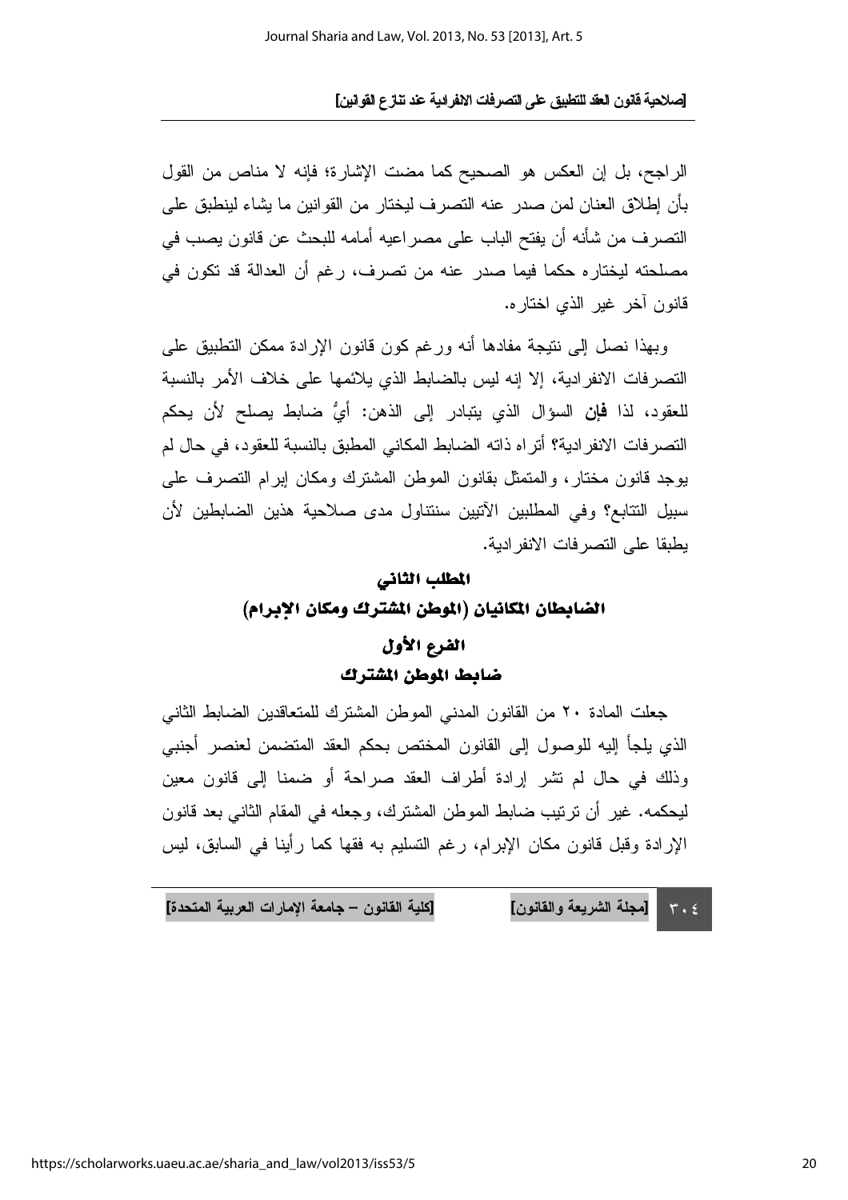الراجح، بل إن العكس هو الصحيح كما مضت الإشارة؛ فإنه لا مناص من القول بأن إطلاق العنان لمن صدر عنه التصرف ليختار من القوانين ما يشاء لينطبق على التصرف من شأنه أن يفتح الباب على مصراعيه أمامه للبحث عن قانون يصب في مصلحته ليختاره حكما فيما صدر عنه من تصرف، رغم أن العدالة قد تكون في قانون آخر غير الذي اختاره.

وبهذا نصل إلى نتيجة مفادها أنه ورغم كون قانون الإرادة ممكن التطبيق على التصرفات الانفرادية، إلا إنه ليس بالضابط الذي يلائمها على خلاف الأمر بالنسبة للعقود، لذا **فإن** السؤال الذي يتبادر إلى الذهن: أيُّ ضابط يصلح لأن يحكم التصرفات الانفرادية؟ أتراه ذاته الضابط المكاني المطبق بالنسبة للعقود، في حال لم يوجد قانون مختار، والمتمثل بقانون الموطن المشترك ومكان إبرام التصرف على سبيل التتابع؟ وفي المطلبين الآتيين سنتناول مدى صلاحية هذين الضابطين لأن يطبقا على التصرفات الانفرادية.

## المطلب الثاني

## الضابطان المكانيان (الموطن المشترك ومكان الإبرام)

### الفرع الأول

### ضابط الموطن المشترك

جعلت المادة ٢٠ من القانون المدني الموطن المشترك للمتعاقدين الضابط الثاني الذي يلجأ إليه للوصول إلى القانون المختص بحكم العقد المتضمن لعنصر أجنبي وذلك في حال لم تشر إرادة أطراف العقد صراحة أو ضمنا إلى قانون معين ليحكمه. غير أن ترتيب ضابط الموطن المشترك، وجعله في المقام الثاني بعد قانون الإرادة وقبل قانون مكان الإبرام، رغم التسليم به فقها كما رأينا في السابق، ليس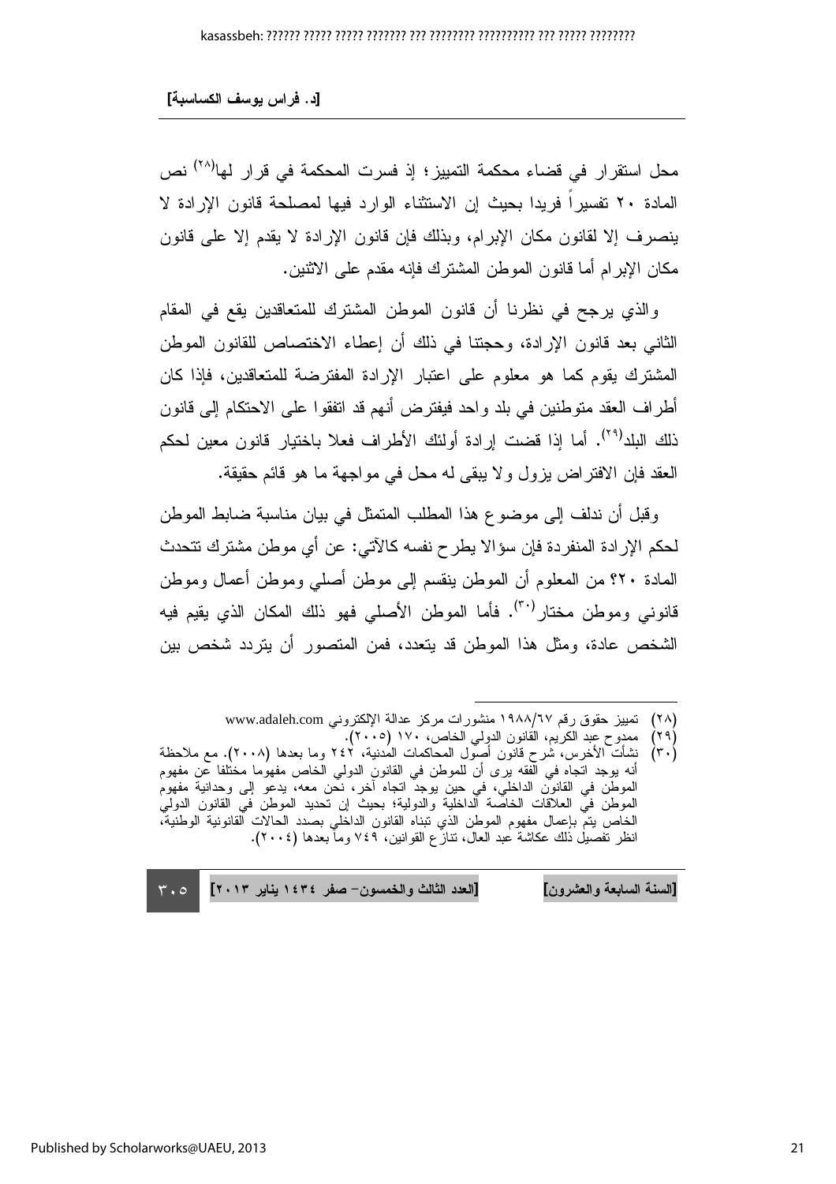محل استقرار في قضاء محكمة التمييز؛ إذ فسرت المحكمة في قرار لها[٢٨] نص المادة ٢٠ تفسيراً فريدا بحيث إن الاستثناء الوارد فيها لمصلحة قانون الإرادة لا ينصرف إلا لقانون مكان الإبرام، وبذلك فإن قانون الإرادة لا يقدم إلا على قانون مكان الإبرام أما قانون الموطن المشترك فإنه مقدم على الاثنين.

والذي يرجح في نظرنا أن قانون الموطن المشترك للمتعاقدين يقع في المقام الثاني بعد قانون الإرادة، وحجتنا في ذلك أن إعطاء الاختصاص للقانون الموطن المشترك يقوم كما هو معلوم على اعتبار الإرادة المفترضة للمتعاقدين، فإذا كان أطراف العقد متوطنين في بلد واحد فيفترض أنهم قد اتفقوا على الاحتكام إلى قانون ذلك البلد[٢٩]. أما إذا قضت إرادة أولئك الأطراف فعلا باختيار قانون معين لحكم العقد فإن الافتراض يزول ولا يبقى له محل في مواجهة ما هو قائم حقيقة.

وقبل أن ندلف إلى موضوع هذا المطلب المتمثل في بيان مناسبة ضابط الموطن لحكم الإرادة المنفردة فإن سؤالا يطرح نفسه كالآتي: عن أي موطن مشترك تتحدث المادة ٢٠؟ من المعلوم أن الموطن ينقسم إلى موطن أصلي وموطن أعمال وموطن قانوني وموطن مختار[٣٠]. فأما الموطن الأصلي فهو ذلك المكان الذي يقيم فيه الشخص عادة، ومثل هذا الموطن قد يتعدد، فمن المتصور أن يتردد شخص بين

---

(٢٨) تمييز حقوق رقم ١٩٨٨/٦٧ منشورات مركز عدالة الإلكتروني www.adaleh.com

(٢٩) ممدوح عبد الكريم، القانون الدولي الخاص، ١٧٠ (٢٠٠٥).

(٣٠) نشأت الأخرس، شرح قانون أصول المحاكمات المدنية، ٢٤٢ وما بعدها (٢٠٠٨). مع ملاحظة أنه يوجد اتجاه في الفقه يرى أن للموطن في القانون الدولي الخاص مفهوما مختلفا عن مفهوم الموطن في القانون الداخلي، في حين يوجد اتجاه آخر، نحن معه، يدعو إلى وحدانية مفهوم الموطن في العلاقات الخاصة الداخلية والدولية؛ بحيث إن تحديد الموطن في القانون الدولي الخاص يتم بإعمال مفهوم الموطن الذي تبناه القانون الداخلي بصدد الحالات القانونية الوطنية، انظر تفصيل ذلك عكاشة عبد العال، تنازع القوانين، ٧٤٩ وما بعدها (٢٠٠٤).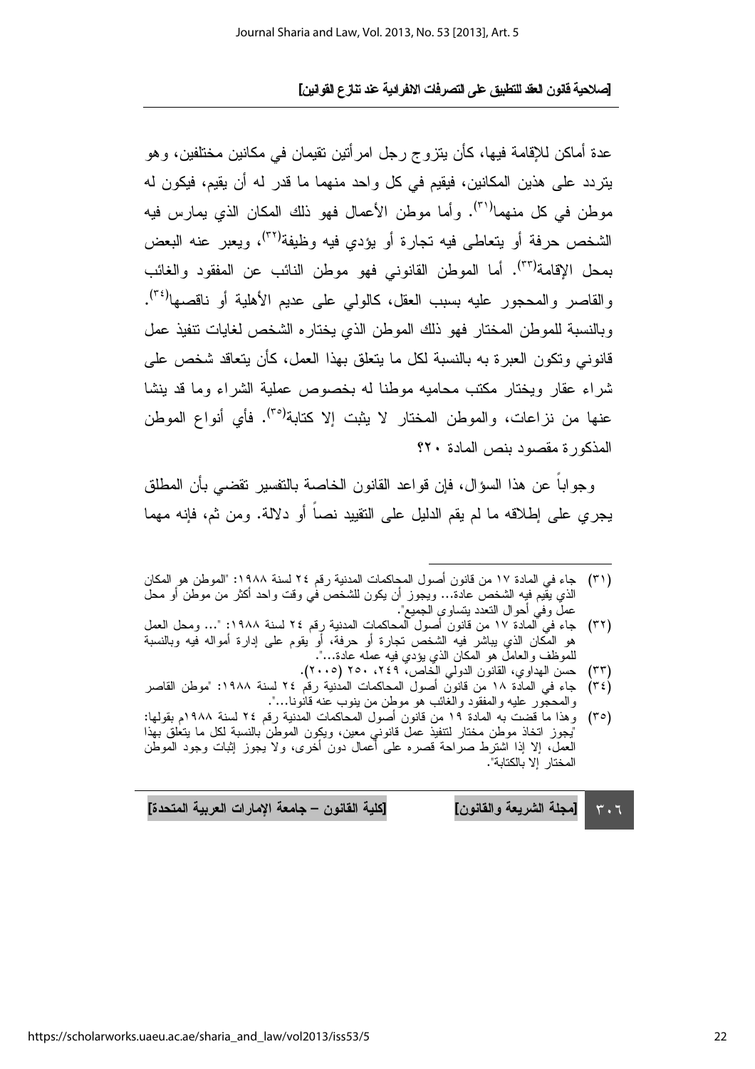عدة أماكن للإقامة فيها، كأن يتزوج رجل امرأتين تقيمان في مكانين مختلفين، وهو يتردد على هذين المكانين، فيقيم في كل واحد منهما ما قدر له أن يقيم، فيكون له موطن في كل منهما[٣١]. وأما موطن الأعمال فهو ذلك المكان الذي يمارس فيه الشخص حرفة أو يتعاطى فيه تجارة أو يؤدي فيه وظيفة[٣٢]، ويعبر عنه البعض بمحل الإقامة[٣٣]. أما الموطن القانوني فهو موطن النائب عن المفقود والغائب والقاصر والمحجور عليه بسبب العقل، كالولي على عديم الأهلية أو ناقصها[٣٤]. وبالنسبة للموطن المختار فهو ذلك الموطن الذي يختاره الشخص لغايات تنفيذ عمل قانوني وتكون العبرة به بالنسبة لكل ما يتعلق بهذا العمل، كأن يتعاقد شخص على شراء عقار ويختار مكتب محاميه موطنا له بخصوص عملية الشراء وما قد ينشا عنها من نزاعات، والموطن المختار لا يثبت إلا كتابة[٣٥]. فأي أنواع الموطن المذكورة مقصود بنص المادة ٢٠؟

وجواباً عن هذا السؤال، فإن قواعد القانون الخاصة بالتفسير تقضي بأن المطلق يجري على إطلاقه ما لم يقم الدليل على التقييد نصاً أو دلالة. ومن ثم، فإنه مهما

---

(٣١) جاء في المادة ١٧ من قانون أصول المحاكمات المدنية رقم ٢٤ لسنة ١٩٨٨: "الموطن هو المكان الذي يقيم فيه الشخص عادة... ويجوز أن يكون للشخص في وقت واحد أكثر من موطن أو محل عمل وفي أحوال التعدد يتساوى الجميع".

(٣٢) جاء في المادة ١٧ من قانون أصول المحاكمات المدنية رقم ٢٤ لسنة ١٩٨٨: "... ومحل العمل هو المكان الذي يباشر فيه الشخص تجارة أو حرفة، أو يقوم على إدارة أمواله فيه وبالنسبة للموظف والعامل هو المكان الذي يؤدي فيه عمله عادة...".

(٣٣) حسن الهداوي، القانون الدولي الخاص، ٢٤٩، ٢٥٠ (٢٠٠٥).

(٣٤) جاء في المادة ١٨ من قانون أصول المحاكمات المدنية رقم ٢٤ لسنة ١٩٨٨: "موطن القاصر والمحجور عليه والمفقود والغائب هو موطن من ينوب عنه قانونا...".

(٣٥) وهذا ما قضت به المادة ١٩ من قانون أصول المحاكمات المدنية رقم ٢٤ لسنة ١٩٨٨م بقولها: "يجوز اتخاذ موطن مختار لتنفيذ عمل قانوني معين، ويكون الموطن بالنسبة لكل ما يتعلق بهذا العمل، إلا إذا اشترط صراحة قصره على أعمال دون أخرى، ولا يجوز إثبات وجود الموطن المختار إلا بالكتابة".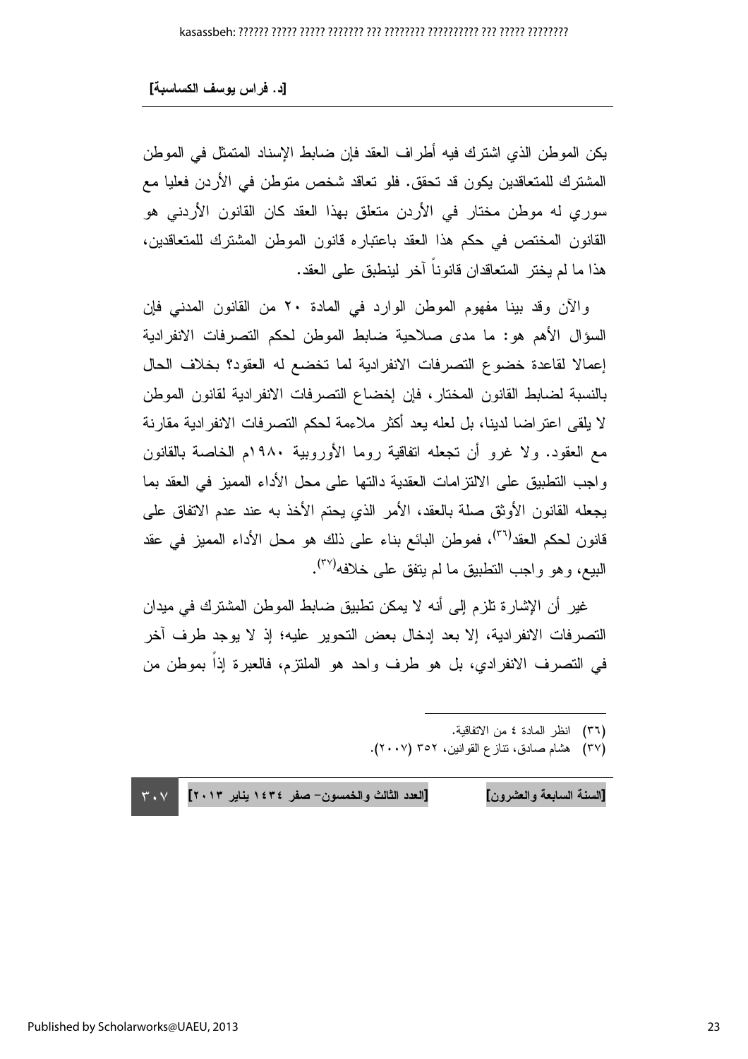يكن الموطن الذي اشترك فيه أطراف العقد فإن ضابط الإسناد المتمثل في الموطن المشترك للمتعاقدين يكون قد تحقق. فلو تعاقد شخص متوطن في الأردن فعليا مع سوري له موطن مختار في الأردن متعلق بهذا العقد كان القانون الأردني هو القانون المختص في حكم هذا العقد باعتباره قانون الموطن المشترك للمتعاقدين، هذا ما لم يختر المتعاقدان قانوناً آخر لينطبق على العقد.

والآن وقد بينا مفهوم الموطن الوارد في المادة ٢٠ من القانون المدني فإن السؤال الأهم هو: ما مدى صلاحية ضابط الموطن لحكم التصرفات الانفرادية إعمالا لقاعدة خضوع التصرفات الانفرادية لما تخضع له العقود؟ بخلاف الحال بالنسبة لضابط القانون المختار، فإن إخضاع التصرفات الانفرادية لقانون الموطن لا يلقى اعتراضا لدينا، بل لعله يعد أكثر ملاءمة لحكم التصرفات الانفرادية مقارنة مع العقود. ولا غرو أن تجعله اتفاقية روما الأوروبية ١٩٨٠م الخاصة بالقانون واجب التطبيق على الالتزامات العقدية دالتها على محل الأداء المميز في العقد بما يجعله القانون الأوثق صلة بالعقد، الأمر الذي يحتم الأخذ به عند عدم الاتفاق على قانون لحكم العقد[٣٦]، فموطن البائع بناء على ذلك هو محل الأداء المميز في عقد البيع، وهو واجب التطبيق ما لم يتفق على خلافه[٣٧].

غير أن الإشارة تلزم إلى أنه لا يمكن تطبيق ضابط الموطن المشترك في ميدان التصرفات الانفرادية، إلا بعد إدخال بعض التحوير عليه؛ إذ لا يوجد طرف آخر في التصرف الانفرادي، بل هو طرف واحد هو الملتزم، فالعبرة إذاً بموطن من

---

(٣٦) انظر المادة ٤ من الاتفاقية.

(٣٧) هشام صادق، تنازع القوانين، ٣٥٢ (٢٠٠٧).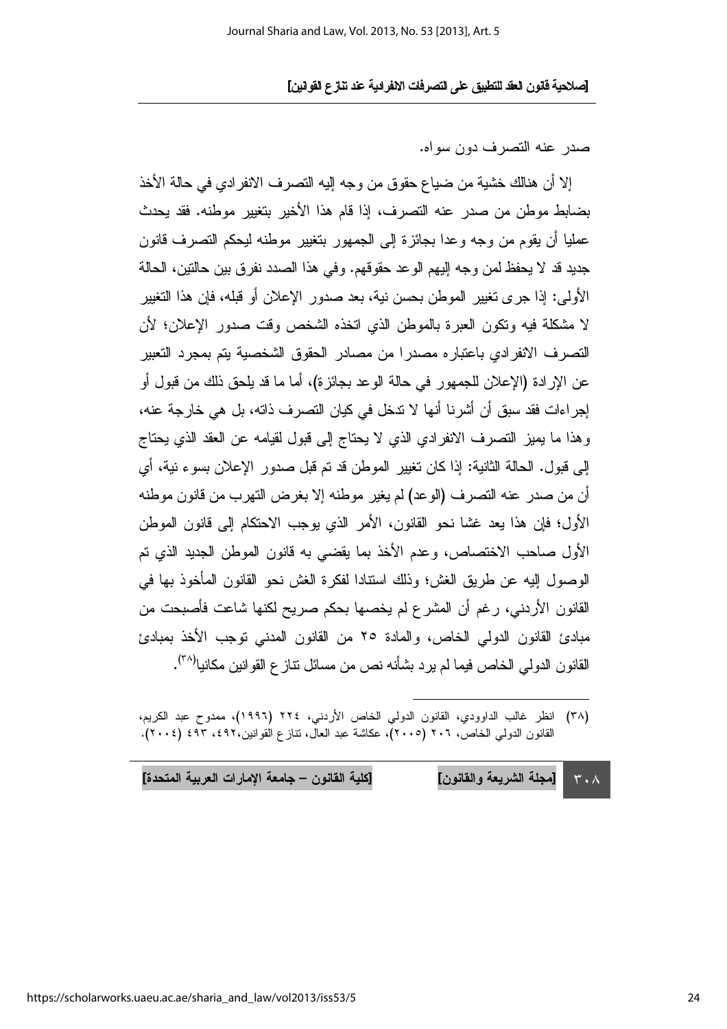صدر عنه التصرف دون سواه.

إلا أن هنالك خشية من ضياع حقوق من وجه إليه التصرف الانفرادي في حالة الأخذ بضابط موطن من صدر عنه التصرف، إذا قام هذا الأخير بتغيير موطنه. فقد يحدث عمليا أن يقوم من وجه وعدا بجائزة إلى الجمهور بتغيير موطنه ليحكم التصرف قانون جديد قد لا يحفظ لمن وجه إليهم الوعد حقوقهم. وفي هذا الصدد نفرق بين حالتين، الحالة الأولى: إذا جرى تغيير الموطن بحسن نية، بعد صدور الإعلان أو قبله، فإن هذا التغيير لا مشكلة فيه وتكون العبرة بالموطن الذي اتخذه الشخص وقت صدور الإعلان؛ لأن التصرف الانفرادي باعتباره مصدرا من مصادر الحقوق الشخصية يتم بمجرد التعبير عن الإرادة (الإعلان للجمهور في حالة الوعد بجائزة)، أما ما قد يلحق ذلك من قبول أو إجراءات فقد سبق أن أشرنا أنها لا تدخل في كيان التصرف ذاته، بل هي خارجة عنه، وهذا ما يميز التصرف الانفرادي الذي لا يحتاج إلى قبول لقيامه عن العقد الذي يحتاج إلى قبول. الحالة الثانية: إذا كان تغيير الموطن قد تم قبل صدور الإعلان بسوء نية، أي أن من صدر عنه التصرف (الوعد) لم يغير موطنه إلا بغرض التهرب من قانون موطنه الأول؛ فإن هذا يعد غشا نحو القانون، الأمر الذي يوجب الاحتكام إلى قانون الموطن الأول صاحب الاختصاص، وعدم الأخذ بما يقضي به قانون الموطن الجديد الذي تم الوصول إليه عن طريق الغش؛ وذلك استنادا لفكرة الغش نحو القانون المأخوذ بها في القانون الأردني، رغم أن المشرع لم يخصها بحكم صريح لكنها شاعت فأصبحت من مبادئ القانون الدولي الخاص، والمادة ٢٥ من القانون المدني توجب الأخذ بمبادئ القانون الدولي الخاص فيما لم يرد بشأنه نص من مسائل تنازع القوانين مكانيا[٣٨].

---

(٣٨) انظر غالب الداوودي، القانون الدولي الخاص الأردني، ٢٢٤ (١٩٩٦)، ممدوح عبد الكريم، القانون الدولي الخاص، ٢٠٦ (٢٠٠٥)، عكاشة عبد العال، تنازع القوانين،٤٩٢، ٤٩٣ (٢٠٠٤).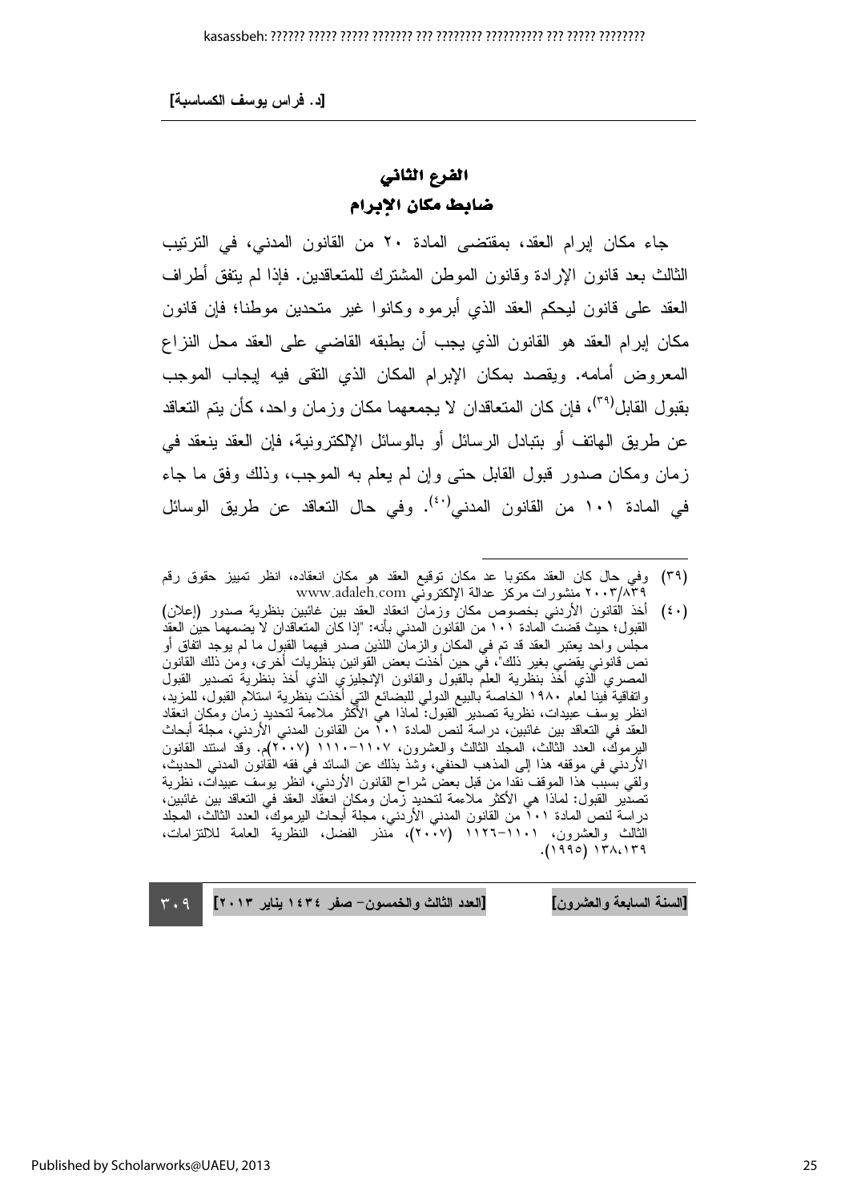## الفرع الثاني
## ضابط مكان الإبرام

جاء مكان إبرام العقد، بمقتضى المادة ٢٠ من القانون المدني، في الترتيب الثالث بعد قانون الإرادة وقانون الموطن المشترك للمتعاقدين. فإذا لم يتفق أطراف العقد على قانون ليحكم العقد الذي أبرموه وكانوا غير متحدين موطنا؛ فإن قانون مكان إبرام العقد هو القانون الذي يجب أن يطبقه القاضي على العقد محل النزاع المعروض أمامه. ويقصد بمكان الإبرام المكان الذي التقى فيه إيجاب الموجب بقبول القابل[٣٩]، فإن كان المتعاقدان لا يجمعهما مكان وزمان واحد، كأن يتم التعاقد عن طريق الهاتف أو بتبادل الرسائل أو بالوسائل الإلكترونية، فإن العقد ينعقد في زمان ومكان صدور قبول القابل حتى وإن لم يعلم به الموجب، وذلك وفق ما جاء في المادة ١٠١ من القانون المدني[٤٠]. وفي حال التعاقد عن طريق الوسائل

---

(٣٩) وفي حال كان العقد مكتوبا عد مكان توقيع العقد هو مكان انعقاده، انظر تمييز حقوق رقم ٢٠٠٣/٨٣٩ منشورات مركز عدالة الإلكتروني www.adaleh.com

(٤٠) أخذ القانون الأردني بخصوص مكان وزمان انعقاد العقد بين غائبين بنظرية صدور (إعلان) القبول؛ حيث قضت المادة ١٠١ من القانون المدني بأنه: "إذا كان المتعاقدان لا يضمهما حين العقد مجلس واحد يعتبر العقد قد تم في المكان والزمان اللذين صدر فيهما القبول ما لم يوجد اتفاق أو نص قانوني يقضي بغير ذلك"، في حين أخذت بعض القوانين بنظريات أخرى، ومن ذلك القانون المصري الذي أخذ بنظرية العلم بالقبول والقانون الإنجليزي الذي أخذ بنظرية تصدير القبول واتفاقية فينا لعام ١٩٨٠ الخاصة بالبيع الدولي للبضائع التي أخذت بنظرية استلام القبول، للمزيد، انظر يوسف عبيدات، نظرية تصدير القبول: لماذا هي الأكثر ملاءمة لتحديد زمان ومكان انعقاد العقد في التعاقد بين غائبين، دراسة لنص المادة ١٠١ من القانون المدني الأردني، مجلة أبحاث اليرموك، العدد الثالث، المجلد الثالث والعشرون، ١١٠٧-١١١٠ (٢٠٠٧)م. وقد استند القانون الأردني في موقفه هذا إلى المذهب الحنفي، وشذ بذلك عن السائد في فقه القانون المدني الحديث، ولقي بسبب هذا الموقف نقدا من قبل بعض شراح القانون الأردني، انظر يوسف عبيدات، نظرية تصدير القبول: لماذا هي الأكثر ملاءمة لتحديد زمان ومكان انعقاد العقد في التعاقد بين غائبين، دراسة لنص المادة ١٠١ من القانون المدني الأردني، مجلة أبحاث اليرموك، العدد الثالث، المجلد الثالث والعشرون، ١١٠١-١١٢٦ (٢٠٠٧)، منذر الفضل، النظرية العامة للالتزامات، ١٣٨،١٣٩ (١٩٩٥).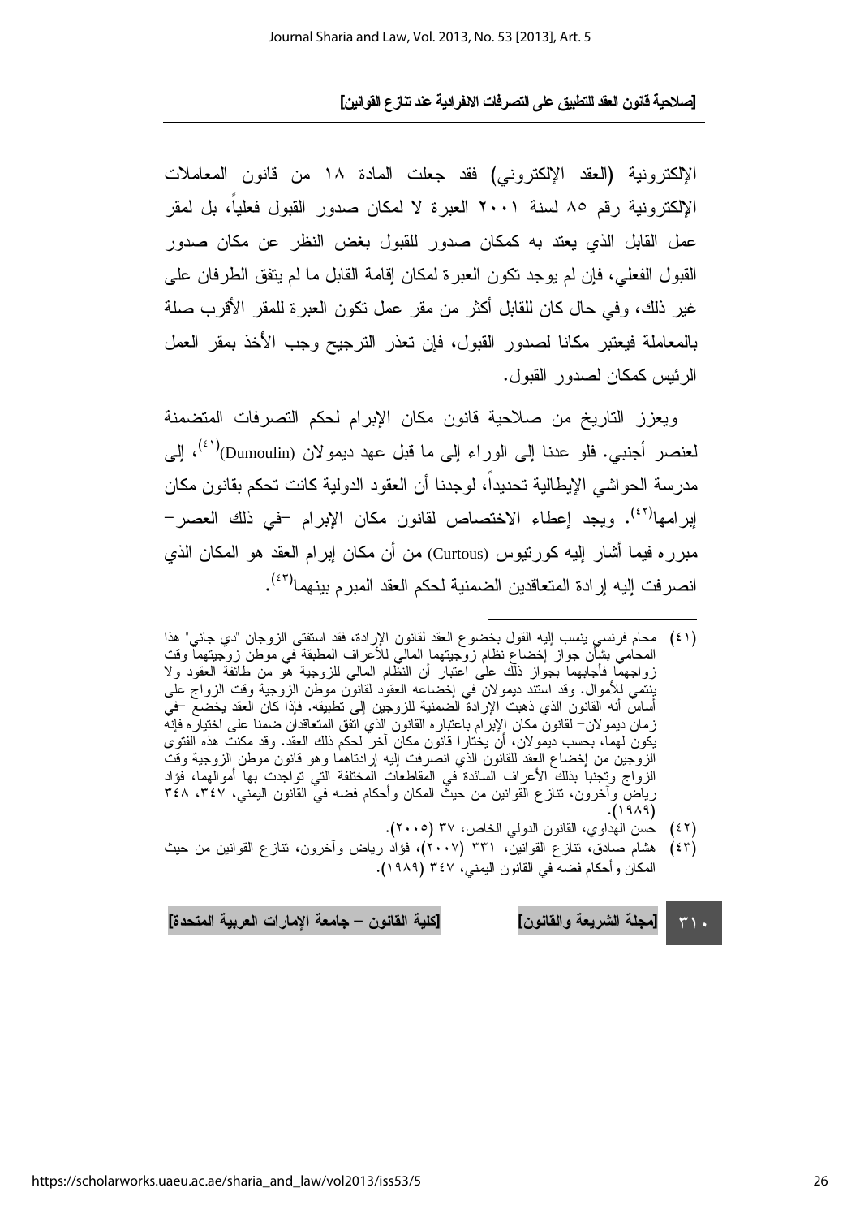الإلكترونية (العقد الإلكتروني) فقد جعلت المادة ١٨ من قانون المعاملات الإلكترونية رقم ٨٥ لسنة ٢٠٠١ العبرة لا لمكان صدور القبول فعلياً، بل لمقر عمل القابل الذي يعتد به كمكان صدور للقبول بغض النظر عن مكان صدور القبول الفعلي، فإن لم يوجد تكون العبرة لمكان إقامة القابل ما لم يتفق الطرفان على غير ذلك، وفي حال كان للقابل أكثر من مقر عمل تكون العبرة للمقر الأقرب صلة بالمعاملة فيعتبر مكانا لصدور القبول، فإن تعذر الترجيح وجب الأخذ بمقر العمل الرئيس كمكان لصدور القبول.

ويعزز التاريخ من صلاحية قانون مكان الإبرام لحكم التصرفات المتضمنة لعنصر أجنبي. فلو عدنا إلى الوراء إلى ما قبل عهد ديمولان (Dumoulin)[٤١]، إلى مدرسة الحواشي الإيطالية تحديداً، لوجدنا أن العقود الدولية كانت تحكم بقانون مكان إبرامها[٤٢]. ويجد إعطاء الاختصاص لقانون مكان الإبرام –في ذلك العصر– مبرره فيما أشار إليه كورتيوس (Curtous) من أن مكان إبرام العقد هو المكان الذي انصرفت إليه إرادة المتعاقدين الضمنية لحكم العقد المبرم بينهما[٤٣].

---

(٤١) محام فرنسي ينسب إليه القول بخضوع العقد لقانون الإرادة، فقد استفتى الزوجان "دي جاني" هذا المحامي بشأن جواز إخضاع نظام زوجيتهما المالي للأعراف المطبقة في موطن زوجيتهما وقت زواجهما فأجابهما بجواز ذلك على اعتبار أن النظام المالي للزوجية هو من طائفة العقود ولا ينتمي للأموال. وقد استند ديمولان في إخضاعه العقود لقانون موطن الزوجية وقت الزواج على أساس أنه القانون الذي ذهبت الإرادة الضمنية للزوجين إلى تطبيقه. فإذا كان العقد يخضع –في زمان ديمولان– لقانون مكان الإبرام باعتباره القانون الذي اتفق المتعاقدان ضمنا على اختياره فإنه يكون لهما، بحسب ديمولان، أن يختارا قانون مكان آخر لحكم ذلك العقد. وقد مكنت هذه الفتوى الزوجين من إخضاع العقد للقانون الذي انصرفت إليه إرادتاهما وهو قانون موطن الزوجية وقت الزواج وتجنبا بذلك الأعراف السائدة في المقاطعات المختلفة التي تواجدت بها أموالهما، فؤاد رياض وآخرون، تنازع القوانين من حيث المكان وأحكام فضه في القانون اليمني، ٣٤٧، ٣٤٨ (١٩٨٩).

(٤٢) حسن الهداوي، القانون الدولي الخاص، ٣٧ (٢٠٠٥).

(٤٣) هشام صادق، تنازع القوانين، ٣٣١ (٢٠٠٧)، فؤاد رياض وآخرون، تنازع القوانين من حيث المكان وأحكام فضه في القانون اليمني، ٣٤٧ (١٩٨٩).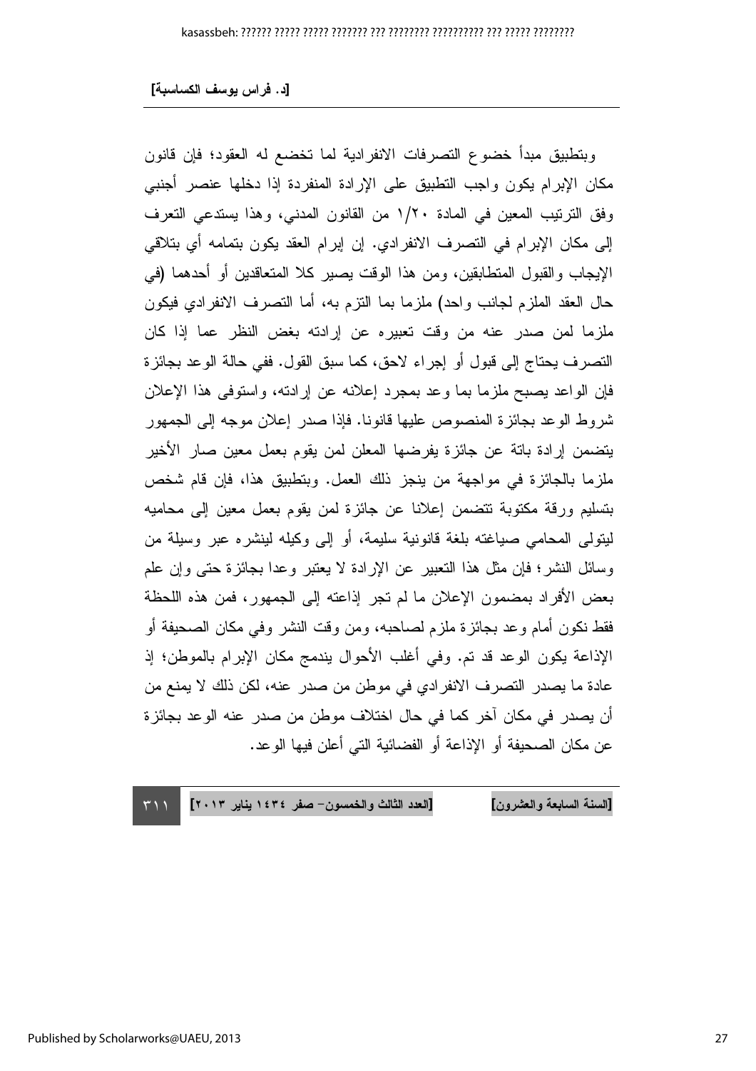وبتطبيق مبدأ خضوع التصرفات الانفرادية لما تخضع له العقود؛ فإن قانون مكان الإبرام يكون واجب التطبيق على الإرادة المنفردة إذا دخلها عنصر أجنبي وفق الترتيب المعين في المادة ١/٢٠ من القانون المدني، وهذا يستدعي التعرف إلى مكان الإبرام في التصرف الانفرادي. إن إبرام العقد يكون بتمامه أي بتلاقي الإيجاب والقبول المتطابقين، ومن هذا الوقت يصير كلا المتعاقدين أو أحدهما (في حال العقد الملزم لجانب واحد) ملزما بما التزم به، أما التصرف الانفرادي فيكون ملزما لمن صدر عنه من وقت تعبيره عن إرادته بغض النظر عما إذا كان التصرف يحتاج إلى قبول أو إجراء لاحق، كما سبق القول. ففي حالة الوعد بجائزة فإن الواعد يصبح ملزما بما وعد بمجرد إعلانه عن إرادته، واستوفى هذا الإعلان شروط الوعد بجائزة المنصوص عليها قانونا. فإذا صدر إعلان موجه إلى الجمهور يتضمن إرادة باتة عن جائزة يفرضها المعلن لمن يقوم بعمل معين صار الأخير ملزما بالجائزة في مواجهة من ينجز ذلك العمل. وبتطبيق هذا، فإن قام شخص بتسليم ورقة مكتوبة تتضمن إعلانا عن جائزة لمن يقوم بعمل معين إلى محاميه ليتولى المحامي صياغته بلغة قانونية سليمة، أو إلى وكيله لينشره عبر وسيلة من وسائل النشر؛ فإن مثل هذا التعبير عن الإرادة لا يعتبر وعدا بجائزة حتى وإن علم بعض الأفراد بمضمون الإعلان ما لم تجر إذاعته إلى الجمهور، فمن هذه اللحظة فقط نكون أمام وعد بجائزة ملزم لصاحبه، ومن وقت النشر وفي مكان الصحيفة أو الإذاعة يكون الوعد قد تم. وفي أغلب الأحوال يندمج مكان الإبرام بالموطن؛ إذ عادة ما يصدر التصرف الانفرادي في موطن من صدر عنه، لكن ذلك لا يمنع من أن يصدر في مكان آخر كما في حال اختلاف موطن من صدر عنه الوعد بجائزة عن مكان الصحيفة أو الإذاعة أو الفضائية التي أعلن فيها الوعد.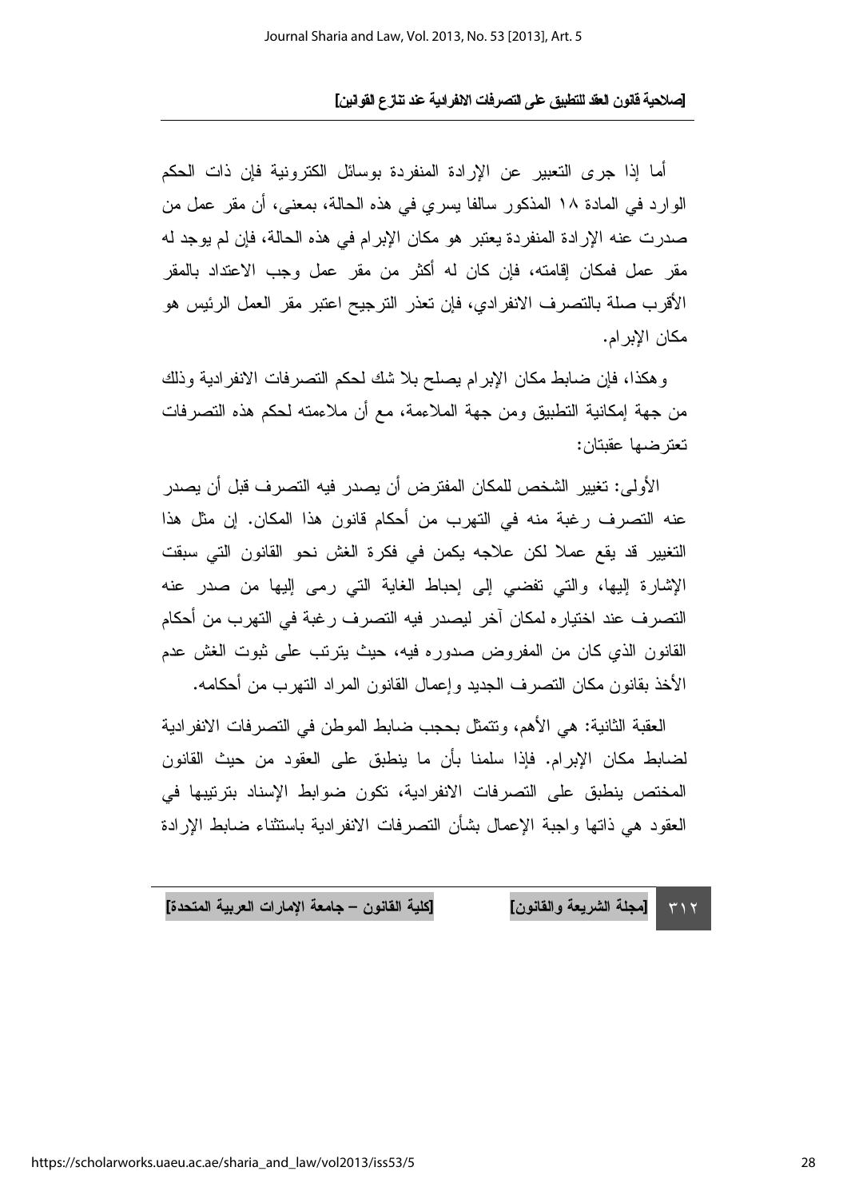أما إذا جرى التعبير عن الإرادة المنفردة بوسائل الكترونية فإن ذات الحكم الوارد في المادة ١٨ المذكور سالفا يسري في هذه الحالة، بمعنى، أن مقر عمل من صدرت عنه الإرادة المنفردة يعتبر هو مكان الإبرام في هذه الحالة، فإن لم يوجد له مقر عمل فمكان إقامته، فإن كان له أكثر من مقر عمل وجب الاعتداد بالمقر الأقرب صلة بالتصرف الانفرادي، فإن تعذر الترجيح اعتبر مقر العمل الرئيس هو مكان الإبرام.

وهكذا، فإن ضابط مكان الإبرام يصلح بلا شك لحكم التصرفات الانفرادية وذلك من جهة إمكانية التطبيق ومن جهة الملاءمة، مع أن ملاءمته لحكم هذه التصرفات تعترضها عقبتان:

الأولى: تغيير الشخص للمكان المفترض أن يصدر فيه التصرف قبل أن يصدر عنه التصرف رغبة منه في التهرب من أحكام قانون هذا المكان. إن مثل هذا التغيير قد يقع عملا لكن علاجه يكمن في فكرة الغش نحو القانون التي سبقت الإشارة إليها، والتي تفضي إلى إحباط الغاية التي رمى إليها من صدر عنه التصرف عند اختياره لمكان آخر ليصدر فيه التصرف رغبة في التهرب من أحكام القانون الذي كان من المفروض صدوره فيه، حيث يترتب على ثبوت الغش عدم الأخذ بقانون مكان التصرف الجديد وإعمال القانون المراد التهرب من أحكامه.

العقبة الثانية: هي الأهم، وتتمثل بحجب ضابط الموطن في التصرفات الانفرادية لضابط مكان الإبرام. فإذا سلمنا بأن ما ينطبق على العقود من حيث القانون المختص ينطبق على التصرفات الانفرادية، تكون ضوابط الإسناد بترتيبها في العقود هي ذاتها واجبة الإعمال بشأن التصرفات الانفرادية باستثناء ضابط الإرادة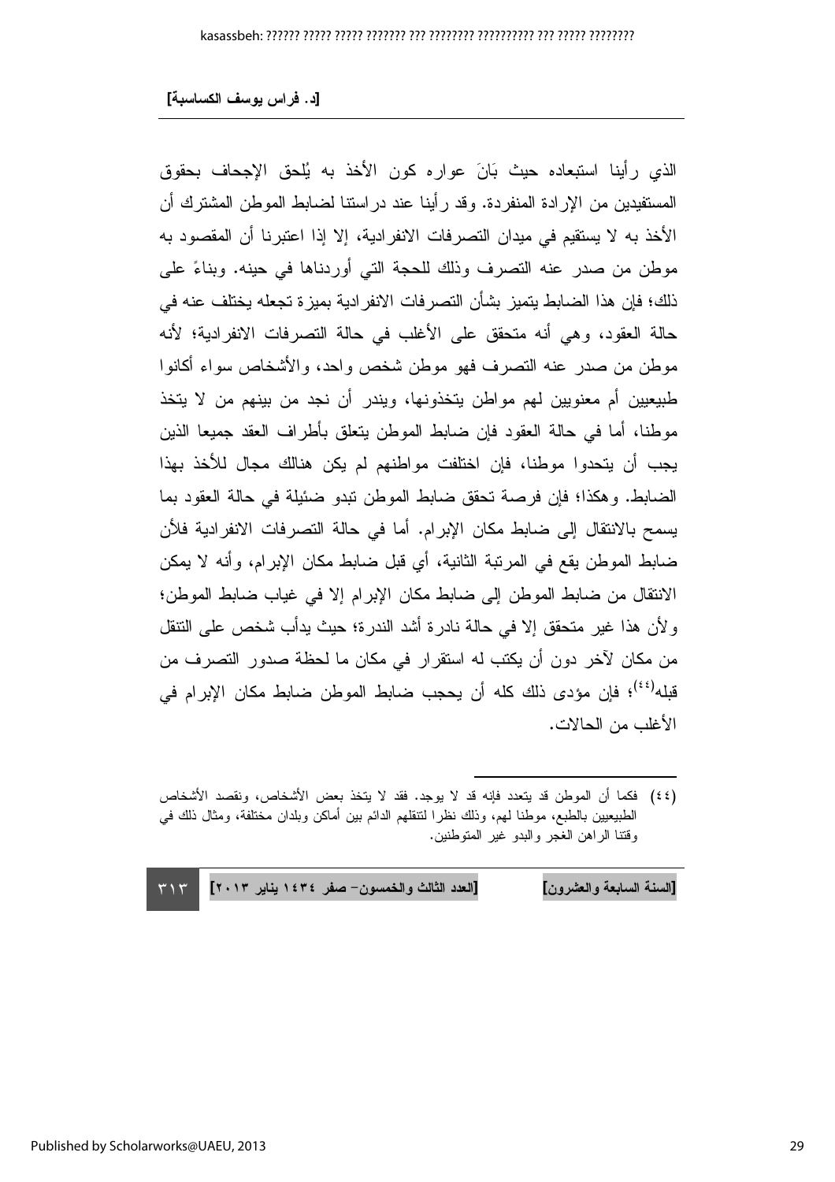الذي رأينا استبعاده حيث بَانَ عواره كون الأخذ به يُلحق الإجحاف بحقوق المستفيدين من الإرادة المنفردة. وقد رأينا عند دراستنا لضابط الموطن المشترك أن الأخذ به لا يستقيم في ميدان التصرفات الانفرادية، إلا إذا اعتبرنا أن المقصود به موطن من صدر عنه التصرف وذلك للحجة التي أوردناها في حينه. وبناءً على ذلك؛ فإن هذا الضابط يتميز بشأن التصرفات الانفرادية بميزة تجعله يختلف عنه في حالة العقود، وهي أنه متحقق على الأغلب في حالة التصرفات الانفرادية؛ لأنه موطن من صدر عنه التصرف فهو موطن شخص واحد، والأشخاص سواء أكانوا طبيعيين أم معنويين لهم مواطن يتخذونها، ويندر أن نجد من بينهم من لا يتخذ موطنا، أما في حالة العقود فإن ضابط الموطن يتعلق بأطراف العقد جميعا الذين يجب أن يتحدوا موطنا، فإن اختلفت مواطنهم لم يكن هنالك مجال للأخذ بهذا الضابط. وهكذا؛ فإن فرصة تحقق ضابط الموطن تبدو ضئيلة في حالة العقود بما يسمح بالانتقال إلى ضابط مكان الإبرام. أما في حالة التصرفات الانفرادية فلأن ضابط الموطن يقع في المرتبة الثانية، أي قبل ضابط مكان الإبرام، وأنه لا يمكن الانتقال من ضابط الموطن إلى ضابط مكان الإبرام إلا في غياب ضابط الموطن؛ ولأن هذا غير متحقق إلا في حالة نادرة أشد الندرة؛ حيث يدأب شخص على التنقل من مكان لآخر دون أن يكتب له استقرار في مكان ما لحظة صدور التصرف من قبله[٤٤]؛ فإن مؤدى ذلك كله أن يحجب ضابط الموطن ضابط مكان الإبرام في الأغلب من الحالات.

---

(٤٤) فكما أن الموطن قد يتعدد فإنه قد لا يوجد. فقد لا يتخذ بعض الأشخاص، ونقصد الأشخاص الطبيعيين بالطبع، موطنا لهم، وذلك نظرا لتنقلهم الدائم بين أماكن وبلدان مختلفة، ومثال ذلك في وقتنا الراهن الغجر والبدو غير المتوطنين.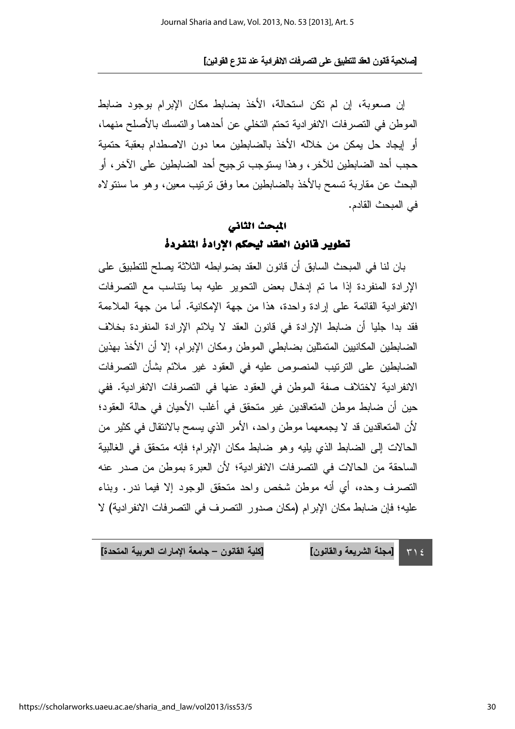إن صعوبة، إن لم تكن استحالة، الأخذ بضابط مكان الإبرام بوجود ضابط الموطن في التصرفات الانفرادية تحتم التخلي عن أحدهما والتمسك بالأصلح منهما، أو إيجاد حل يمكن من خلاله الأخذ بالضابطين معا دون الاصطدام بعقبة حتمية حجب أحد الضابطين للآخر، وهذا يستوجب ترجيح أحد الضابطين على الآخر، أو البحث عن مقاربة تسمح بالأخذ بالضابطين معا وفق ترتيب معين، وهو ما سنتولاه في المبحث القادم.

## المبحث الثاني

## تطوير قانون العقد ليحكم الإرادة المنفردة

بان لنا في المبحث السابق أن قانون العقد بضوابطه الثلاثة يصلح للتطبيق على الإرادة المنفردة إذا ما تم إدخال بعض التحوير عليه بما يتناسب مع التصرفات الانفرادية القائمة على إرادة واحدة، هذا من جهة الإمكانية. أما من جهة الملاءمة فقد بدا جليا أن ضابط الإرادة في قانون العقد لا يلائم الإرادة المنفردة بخلاف الضابطين المكانيين المتمثلين بضابطي الموطن ومكان الإبرام، إلا أن الأخذ بهذين الضابطين على الترتيب المنصوص عليه في العقود غير ملائم بشأن التصرفات الانفرادية لاختلاف صفة الموطن في العقود عنها في التصرفات الانفرادية. ففي حين أن ضابط موطن المتعاقدين غير متحقق في أغلب الأحيان في حالة العقود؛ لأن المتعاقدين قد لا يجمعهما موطن واحد، الأمر الذي يسمح بالانتقال في كثير من الحالات إلى الضابط الذي يليه وهو ضابط مكان الإبرام؛ فإنه متحقق في الغالبية الساحقة من الحالات في التصرفات الانفرادية؛ لأن العبرة بموطن من صدر عنه التصرف وحده، أي أنه موطن شخص واحد متحقق الوجود إلا فيما ندر. وبناء عليه؛ فإن ضابط مكان الإبرام (مكان صدور التصرف في التصرفات الانفرادية) لا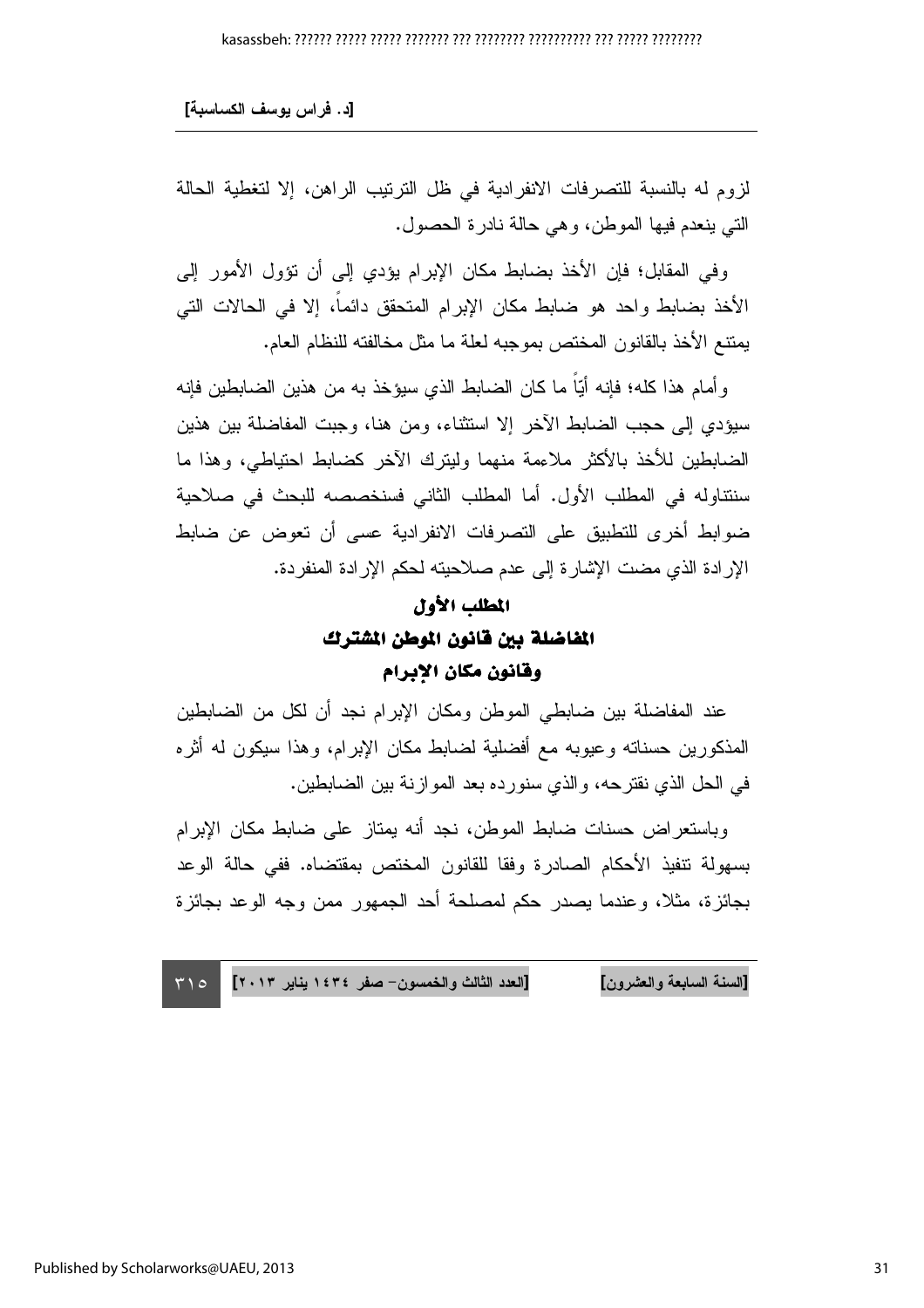لزوم له بالنسبة للتصرفات الانفرادية في ظل الترتيب الراهن، إلا لتغطية الحالة التي ينعدم فيها الموطن، وهي حالة نادرة الحصول.

وفي المقابل؛ فإن الأخذ بضابط مكان الإبرام يؤدي إلى أن تؤول الأمور إلى الأخذ بضابط واحد هو ضابط مكان الإبرام المتحقق دائماً، إلا في الحالات التي يمتنع الأخذ بالقانون المختص بموجبه لعلة ما مثل مخالفته للنظام العام.

وأمام هذا كله؛ فإنه أيّاً ما كان الضابط الذي سيؤخذ به من هذين الضابطين فإنه سيؤدي إلى حجب الضابط الآخر إلا استثناء، ومن هنا، وجبت المفاضلة بين هذين الضابطين للأخذ بالأكثر ملاءمة منهما وليترك الآخر كضابط احتياطي، وهذا ما سنتناوله في المطلب الأول. أما المطلب الثاني فسنخصصه للبحث في صلاحية ضوابط أخرى للتطبيق على التصرفات الانفرادية عسى أن تعوض عن ضابط الإرادة الذي مضت الإشارة إلى عدم صلاحيته لحكم الإرادة المنفردة.

## المطلب الأول

## المفاضلة بين قانون الموطن المشترك وقانون مكان الإبرام

عند المفاضلة بين ضابطي الموطن ومكان الإبرام نجد أن لكل من الضابطين المذكورين حسناته وعيوبه مع أفضلية لضابط مكان الإبرام، وهذا سيكون له أثره في الحل الذي نقترحه، والذي سنورده بعد الموازنة بين الضابطين.

وباستعراض حسنات ضابط الموطن، نجد أنه يمتاز على ضابط مكان الإبرام بسهولة تنفيذ الأحكام الصادرة وفقا للقانون المختص بمقتضاه. ففي حالة الوعد بجائزة، مثلا، وعندما يصدر حكم لمصلحة أحد الجمهور ممن وجه الوعد بجائزة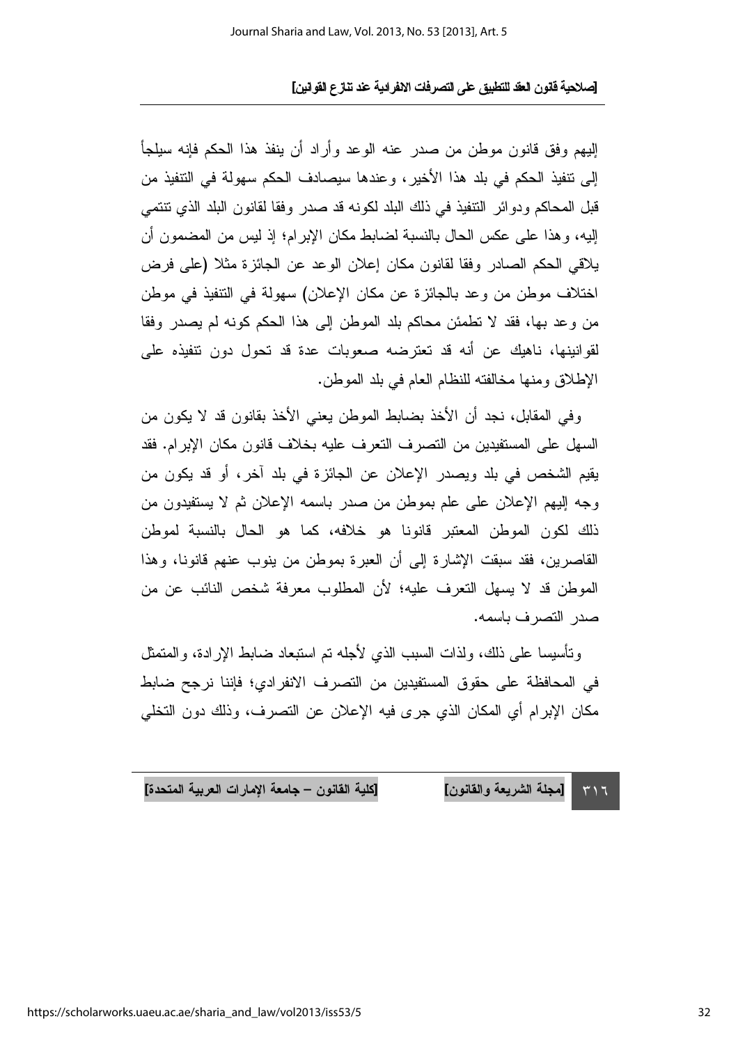إليهم وفق قانون موطن من صدر عنه الوعد وأراد أن ينفذ هذا الحكم فإنه سيلجأ إلى تنفيذ الحكم في بلد هذا الأخير، وعندها سيصادف الحكم سهولة في التنفيذ من قبل المحاكم ودوائر التنفيذ في ذلك البلد لكونه قد صدر وفقا لقانون البلد الذي تنتمي إليه، وهذا على عكس الحال بالنسبة لضابط مكان الإبرام؛ إذ ليس من المضمون أن يلاقي الحكم الصادر وفقا لقانون مكان إعلان الوعد عن الجائزة مثلا (على فرض اختلاف موطن من وعد بالجائزة عن مكان الإعلان) سهولة في التنفيذ في موطن من وعد بها، فقد لا تطمئن محاكم بلد الموطن إلى هذا الحكم كونه لم يصدر وفقا لقوانينها، ناهيك عن أنه قد تعترضه صعوبات عدة قد تحول دون تنفيذه على الإطلاق ومنها مخالفته للنظام العام في بلد الموطن.

وفي المقابل، نجد أن الأخذ بضابط الموطن يعني الأخذ بقانون قد لا يكون من السهل على المستفيدين من التصرف التعرف عليه بخلاف قانون مكان الإبرام. فقد يقيم الشخص في بلد ويصدر الإعلان عن الجائزة في بلد آخر، أو قد يكون من وجه إليهم الإعلان على علم بموطن من صدر باسمه الإعلان ثم لا يستفيدون من ذلك لكون الموطن المعتبر قانونا هو خلافه، كما هو الحال بالنسبة لموطن القاصرين، فقد سبقت الإشارة إلى أن العبرة بموطن من ينوب عنهم قانونا، وهذا الموطن قد لا يسهل التعرف عليه؛ لأن المطلوب معرفة شخص النائب عن من صدر التصرف باسمه.

وتأسيسا على ذلك، ولذات السبب الذي لأجله تم استبعاد ضابط الإرادة، والمتمثل في المحافظة على حقوق المستفيدين من التصرف الانفرادي؛ فإننا نرجح ضابط مكان الإبرام أي المكان الذي جرى فيه الإعلان عن التصرف، وذلك دون التخلي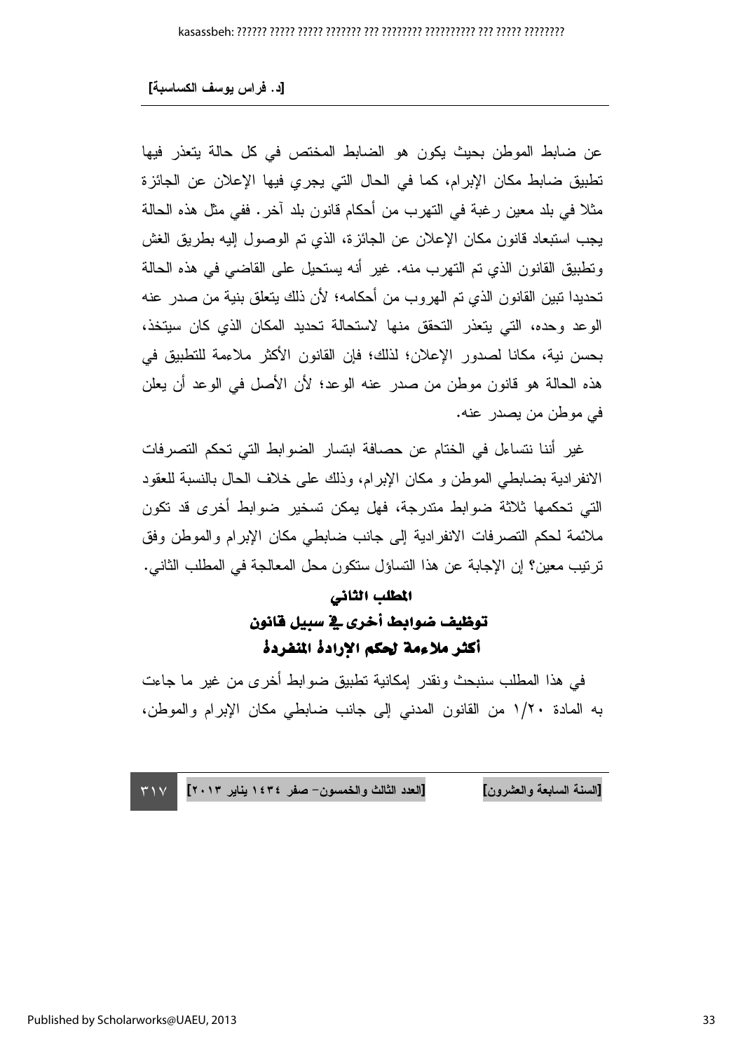عن ضابط الموطن بحيث يكون هو الضابط المختص في كل حالة يتعذر فيها تطبيق ضابط مكان الإبرام، كما في الحال التي يجري فيها الإعلان عن الجائزة مثلا في بلد معين رغبة في التهرب من أحكام قانون بلد آخر. ففي مثل هذه الحالة يجب استبعاد قانون مكان الإعلان عن الجائزة، الذي تم الوصول إليه بطريق الغش وتطبيق القانون الذي تم التهرب منه. غير أنه يستحيل على القاضي في هذه الحالة تحديدا تبين القانون الذي تم الهروب من أحكامه؛ لأن ذلك يتعلق بنية من صدر عنه الوعد وحده، التي يتعذر التحقق منها لاستحالة تحديد المكان الذي كان سيتخذ، بحسن نية، مكانا لصدور الإعلان؛ لذلك؛ فإن القانون الأكثر ملاءمة للتطبيق في هذه الحالة هو قانون موطن من صدر عنه الوعد؛ لأن الأصل في الوعد أن يعلن في موطن من يصدر عنه.

غير أننا نتساءل في الختام عن حصافة ابتسار الضوابط التي تحكم التصرفات الانفرادية بضابطي الموطن و مكان الإبرام، وذلك على خلاف الحال بالنسبة للعقود التي تحكمها ثلاثة ضوابط متدرجة، فهل يمكن تسخير ضوابط أخرى قد تكون ملائمة لحكم التصرفات الانفرادية إلى جانب ضابطي مكان الإبرام والموطن وفق ترتيب معين؟ إن الإجابة عن هذا التساؤل ستكون محل المعالجة في المطلب الثاني.

## المطلب الثاني
## توظيف ضوابط أخرى في سبيل قانون أكثر ملاءمة لحكم الإرادة المنفردة

في هذا المطلب سنبحث ونقدر إمكانية تطبيق ضوابط أخرى من غير ما جاءت به المادة ١/٢٠ من القانون المدني إلى جانب ضابطي مكان الإبرام والموطن،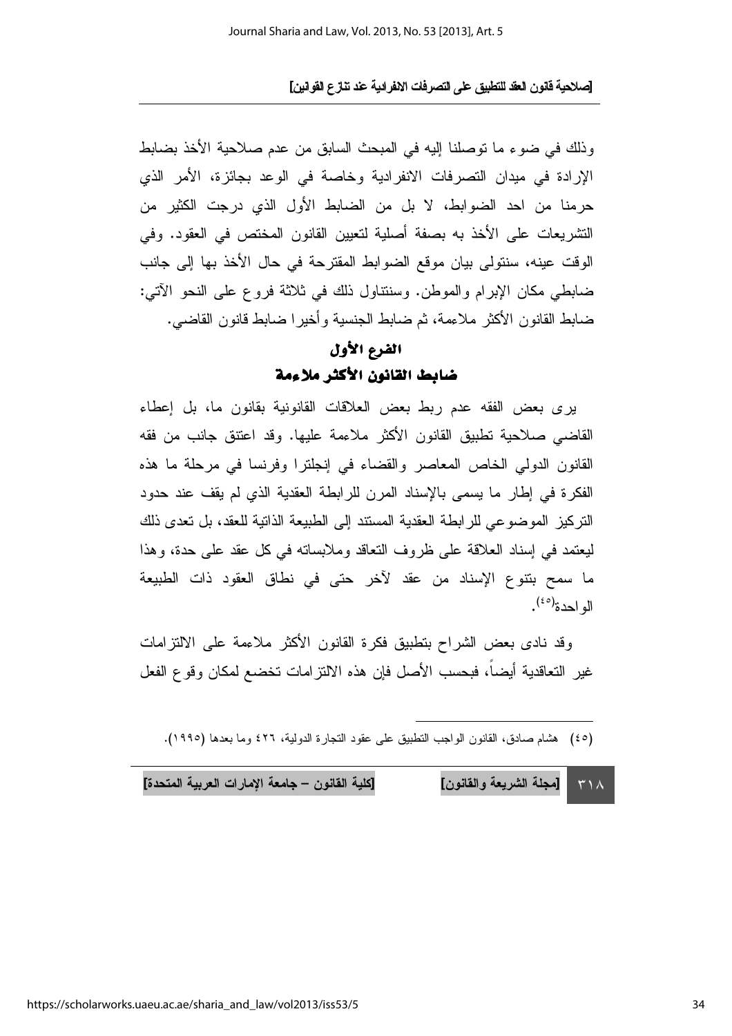وذلك في ضوء ما توصلنا إليه في المبحث السابق من عدم صلاحية الأخذ بضابط الإرادة في ميدان التصرفات الانفرادية وخاصة في الوعد بجائزة، الأمر الذي حرمنا من احد الضوابط، لا بل من الضابط الأول الذي درجت الكثير من التشريعات على الأخذ به بصفة أصلية لتعيين القانون المختص في العقود. وفي الوقت عينه، سنتولى بيان موقع الضوابط المقترحة في حال الأخذ بها إلى جانب ضابطي مكان الإبرام والموطن. وسنتناول ذلك في ثلاثة فروع على النحو الآتي: ضابط القانون الأكثر ملاءمة، ثم ضابط الجنسية وأخيرا ضابط قانون القاضي.

## الفرع الأول

## ضابط القانون الأكثر ملاءمة

يرى بعض الفقه عدم ربط بعض العلاقات القانونية بقانون ما، بل إعطاء القاضي صلاحية تطبيق القانون الأكثر ملاءمة عليها. وقد اعتنق جانب من فقه القانون الدولي الخاص المعاصر والقضاء في إنجلترا وفرنسا في مرحلة ما هذه الفكرة في إطار ما يسمى بالإسناد المرن للرابطة العقدية الذي لم يقف عند حدود التركيز الموضوعي للرابطة العقدية المستند إلى الطبيعة الذاتية للعقد، بل تعدى ذلك ليعتمد في إسناد العلاقة على ظروف التعاقد وملابساته في كل عقد على حدة، وهذا ما سمح بتنوع الإسناد من عقد لآخر حتى في نطاق العقود ذات الطبيعة الواحدة[(٤٥)].

وقد نادى بعض الشراح بتطبيق فكرة القانون الأكثر ملاءمة على الالتزامات غير التعاقدية أيضاً، فبحسب الأصل فإن هذه الالتزامات تخضع لمكان وقوع الفعل

---

(٤٥) هشام صادق، القانون الواجب التطبيق على عقود التجارة الدولية، ٤٢٦ وما بعدها (١٩٩٥).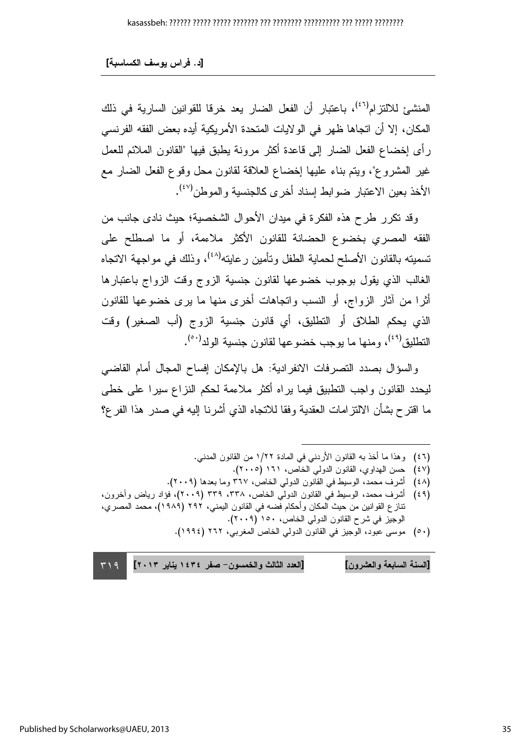المنشئ للالتزام[٤٦]، باعتبار أن الفعل الضار يعد خرقا للقوانين السارية في ذلك المكان، إلا أن اتجاها ظهر في الولايات المتحدة الأمريكية أيده بعض الفقه الفرنسي رأى إخضاع الفعل الضار إلى قاعدة أكثر مرونة يطبق فيها "القانون الملائم للعمل غير المشروع"، ويتم بناء عليها إخضاع العلاقة لقانون محل وقوع الفعل الضار مع الأخذ بعين الاعتبار ضوابط إسناد أخرى كالجنسية والموطن[٤٧].

وقد تكرر طرح هذه الفكرة في ميدان الأحوال الشخصية؛ حيث نادى جانب من الفقه المصري بخضوع الحضانة للقانون الأكثر ملاءمة، أو ما اصطلح على تسميته بالقانون الأصلح لحماية الطفل وتأمين رعايته[٤٨]، وذلك في مواجهة الاتجاه الغالب الذي يقول بوجوب خضوعها لقانون جنسية الزوج وقت الزواج باعتبارها أثرا من آثار الزواج، أو النسب واتجاهات أخرى منها ما يرى خضوعها للقانون الذي يحكم الطلاق أو التطليق، أي قانون جنسية الزوج (أب الصغير) وقت التطليق[٤٩]، ومنها ما يوجب خضوعها لقانون جنسية الولد[٥٠].

والسؤال بصدد التصرفات الانفرادية: هل بالإمكان إفساح المجال أمام القاضي ليحدد القانون واجب التطبيق فيما يراه أكثر ملاءمة لحكم النزاع سيرا على خطى ما اقترح بشأن الالتزامات العقدية وفقا للاتجاه الذي أشرنا إليه في صدر هذا الفرع؟

---

(٤٦) وهذا ما أخذ به القانون الأردني في المادة ١/٢٢ من القانون المدني.

(٤٧) حسن الهداوي، القانون الدولي الخاص، ١٦١ (٢٠٠٥).

(٤٨) أشرف محمد، الوسيط في القانون الدولي الخاص، ٣٦٧ وما بعدها (٢٠٠٩).

(٤٩) أشرف محمد، الوسيط في القانون الدولي الخاص، ٣٣٨، ٣٣٩ (٢٠٠٩)، فؤاد رياض وآخرون، تنازع القوانين من حيث المكان وأحكام فضه في القانون اليمني، ٢٩٢ (١٩٨٩)، محمد المصري، الوجيز في شرح القانون الدولي الخاص، ١٥٠ (٢٠٠٩).

(٥٠) موسى عبود، الوجيز في القانون الدولي الخاص المغربي، ٢٦٢ (١٩٩٤).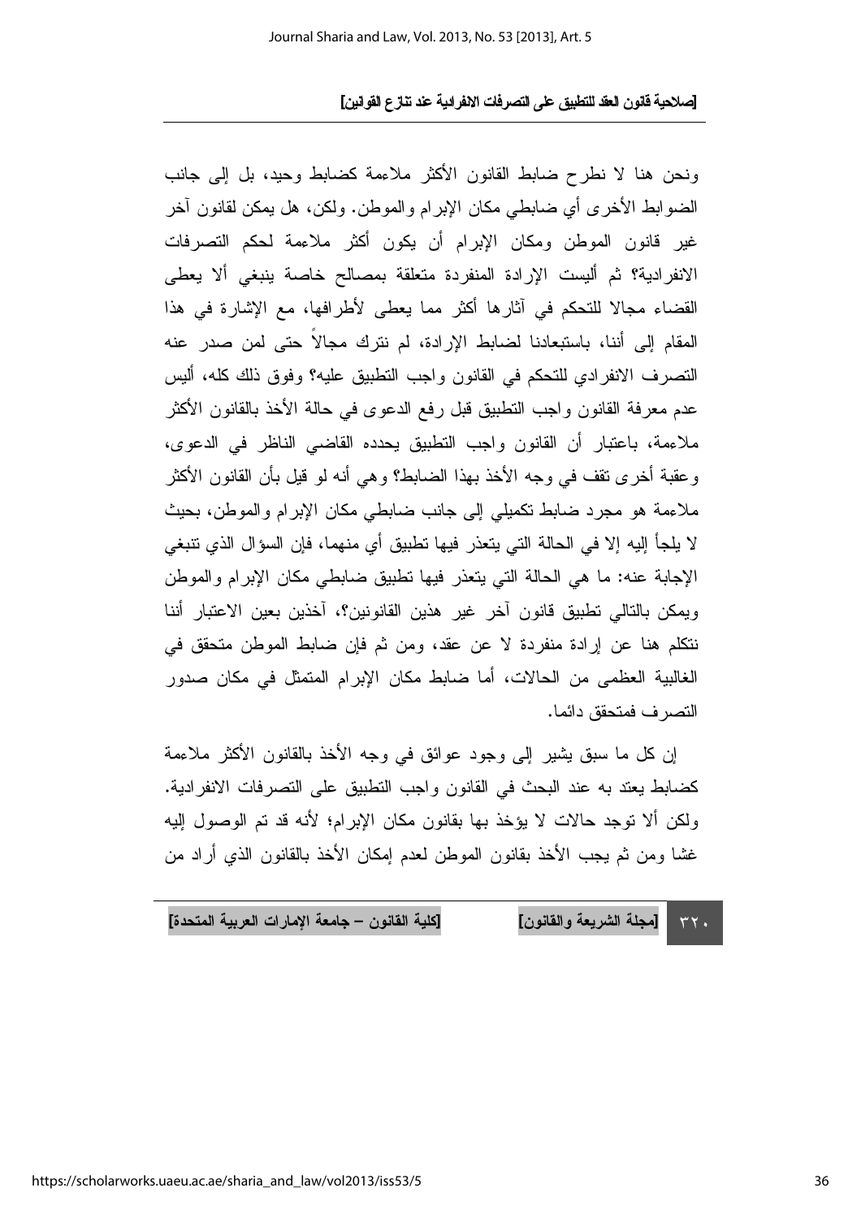ونحن هنا لا نطرح ضابط القانون الأكثر ملاءمة كضابط وحيد، بل إلى جانب الضوابط الأخرى أي ضابطي مكان الإبرام والموطن. ولكن، هل يمكن لقانون آخر غير قانون الموطن ومكان الإبرام أن يكون أكثر ملاءمة لحكم التصرفات الانفرادية؟ ثم أليست الإرادة المنفردة متعلقة بمصالح خاصة ينبغي ألا يعطى القضاء مجالا للتحكم في آثارها أكثر مما يعطى لأطرافها، مع الإشارة في هذا المقام إلى أننا، باستبعادنا لضابط الإرادة، لم نترك مجالاً حتى لمن صدر عنه التصرف الانفرادي للتحكم في القانون واجب التطبيق عليه؟ وفوق ذلك كله، أليس عدم معرفة القانون واجب التطبيق قبل رفع الدعوى في حالة الأخذ بالقانون الأكثر ملاءمة، باعتبار أن القانون واجب التطبيق يحدده القاضي الناظر في الدعوى، وعقبة أخرى تقف في وجه الأخذ بهذا الضابط؟ وهي أنه لو قيل بأن القانون الأكثر ملاءمة هو مجرد ضابط تكميلي إلى جانب ضابطي مكان الإبرام والموطن، بحيث لا يلجأ إليه إلا في الحالة التي يتعذر فيها تطبيق أي منهما، فإن السؤال الذي تنبغي الإجابة عنه: ما هي الحالة التي يتعذر فيها تطبيق ضابطي مكان الإبرام والموطن ويمكن بالتالي تطبيق قانون آخر غير هذين القانونين؟، آخذين بعين الاعتبار أننا نتكلم هنا عن إرادة منفردة لا عن عقد، ومن ثم فإن ضابط الموطن متحقق في الغالبية العظمى من الحالات، أما ضابط مكان الإبرام المتمثل في مكان صدور التصرف فمتحقق دائما.

إن كل ما سبق يشير إلى وجود عوائق في وجه الأخذ بالقانون الأكثر ملاءمة كضابط يعتد به عند البحث في القانون واجب التطبيق على التصرفات الانفرادية. ولكن ألا توجد حالات لا يؤخذ بها بقانون مكان الإبرام؛ لأنه قد تم الوصول إليه غشا ومن ثم يجب الأخذ بقانون الموطن لعدم إمكان الأخذ بالقانون الذي أراد من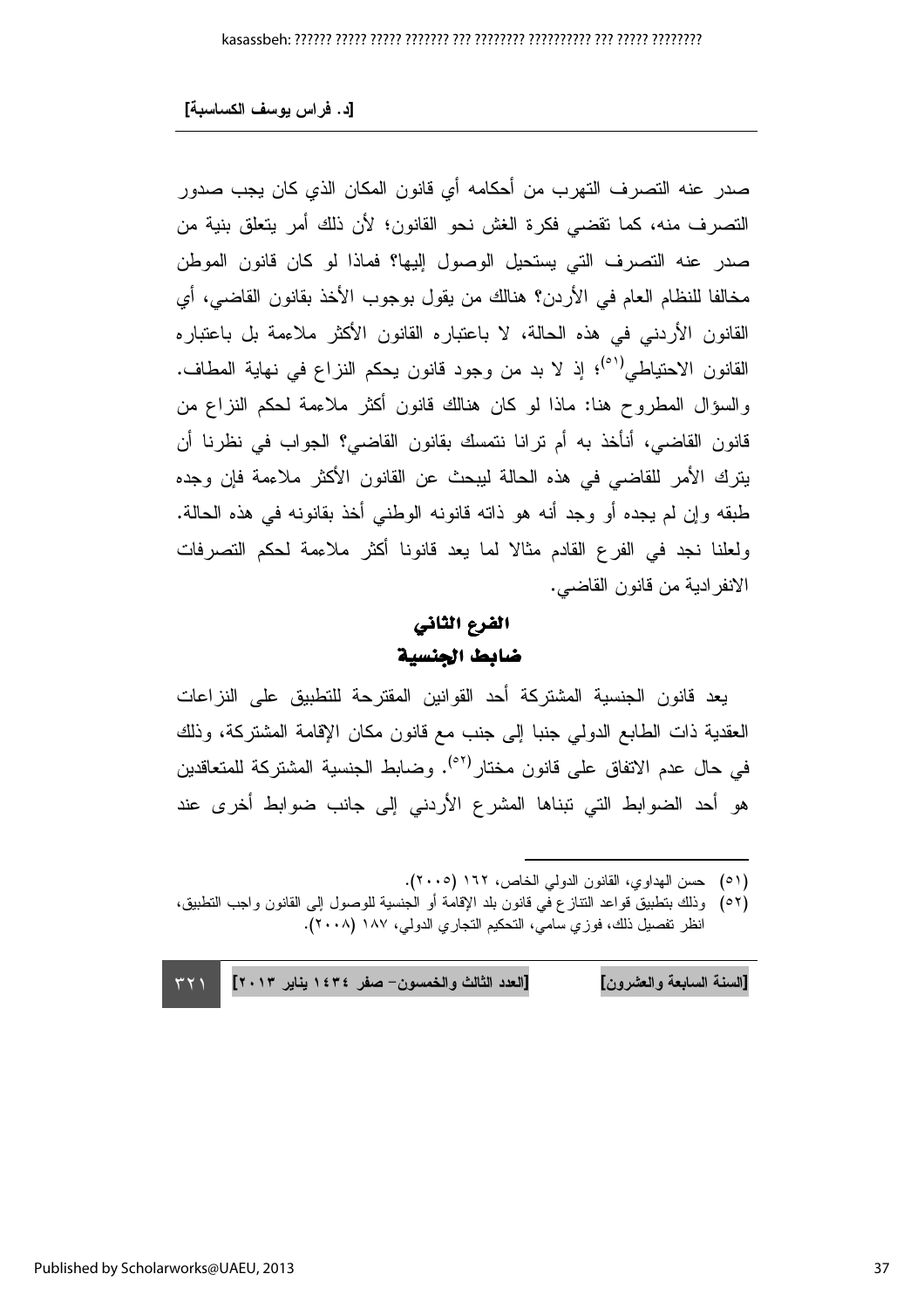صدر عنه التصرف التهرب من أحكامه أي قانون المكان الذي كان يجب صدور التصرف منه، كما تقضي فكرة الغش نحو القانون؛ لأن ذلك أمر يتعلق بنية من صدر عنه التصرف التي يستحيل الوصول إليها؟ فماذا لو كان قانون الموطن مخالفا للنظام العام في الأردن؟ هنالك من يقول بوجوب الأخذ بقانون القاضي، أي القانون الأردني في هذه الحالة، لا باعتباره القانون الأكثر ملاءمة بل باعتباره القانون الاحتياطي(٥١)؛ إذ لا بد من وجود قانون يحكم النزاع في نهاية المطاف. والسؤال المطروح هنا: ماذا لو كان هنالك قانون أكثر ملاءمة لحكم النزاع من قانون القاضي، أنأخذ به أم ترانا نتمسك بقانون القاضي؟ الجواب في نظرنا أن يترك الأمر للقاضي في هذه الحالة ليبحث عن القانون الأكثر ملاءمة فإن وجده طبقه وإن لم يجده أو وجد أنه هو ذاته قانونه الوطني أخذ بقانونه في هذه الحالة. ولعلنا نجد في الفرع القادم مثالا لما يعد قانونا أكثر ملاءمة لحكم التصرفات الانفرادية من قانون القاضي.

## الفرع الثاني
## ضابط الجنسية

يعد قانون الجنسية المشتركة أحد القوانين المقترحة للتطبيق على النزاعات العقدية ذات الطابع الدولي جنبا إلى جنب مع قانون مكان الإقامة المشتركة، وذلك في حال عدم الاتفاق على قانون مختار(٥٢). وضابط الجنسية المشتركة للمتعاقدين هو أحد الضوابط التي تبناها المشرع الأردني إلى جانب ضوابط أخرى عند

---

(٥١) حسن الهداوي، القانون الدولي الخاص، ١٦٢ (٢٠٠٥).

(٥٢) وذلك بتطبيق قواعد التنازع في قانون بلد الإقامة أو الجنسية للوصول إلى القانون واجب التطبيق، انظر تفصيل ذلك، فوزي سامي، التحكيم التجاري الدولي، ١٨٧ (٢٠٠٨).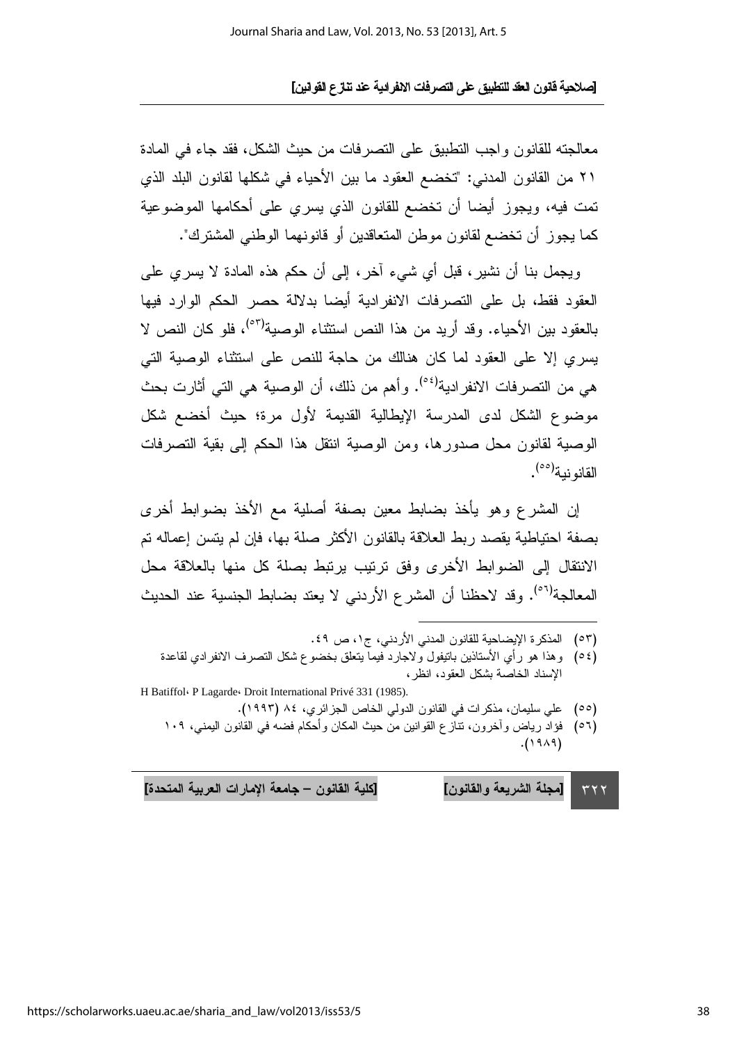معالجته للقانون واجب التطبيق على التصرفات من حيث الشكل، فقد جاء في المادة ٢١ من القانون المدني: "تخضع العقود ما بين الأحياء في شكلها لقانون البلد الذي تمت فيه، ويجوز أيضا أن تخضع للقانون الذي يسري على أحكامها الموضوعية كما يجوز أن تخضع لقانون موطن المتعاقدين أو قانونهما الوطني المشترك".

ويجمل بنا أن نشير، قبل أي شيء آخر، إلى أن حكم هذه المادة لا يسري على العقود فقط، بل على التصرفات الانفرادية أيضا بدلالة حصر الحكم الوارد فيها بالعقود بين الأحياء. وقد أريد من هذا النص استثناء الوصية[٥٣]، فلو كان النص لا يسري إلا على العقود لما كان هنالك من حاجة للنص على استثناء الوصية التي هي من التصرفات الانفرادية[٥٤]. وأهم من ذلك، أن الوصية هي التي أثارت بحث موضوع الشكل لدى المدرسة الإيطالية القديمة لأول مرة؛ حيث أخضع شكل الوصية لقانون محل صدورها، ومن الوصية انتقل هذا الحكم إلى بقية التصرفات القانونية[٥٥].

إن المشرع وهو يأخذ بضابط معين بصفة أصلية مع الأخذ بضوابط أخرى بصفة احتياطية يقصد ربط العلاقة بالقانون الأكثر صلة بها، فإن لم يتسن إعماله تم الانتقال إلى الضوابط الأخرى وفق ترتيب يرتبط بصلة كل منها بالعلاقة محل المعالجة[٥٦]. وقد لاحظنا أن المشرع الأردني لا يعتد بضابط الجنسية عند الحديث

---

(٥٣) المذكرة الإيضاحية للقانون المدني الأردني، ج١، ص ٤٩.

(٥٤) وهذا هو رأي الأستاذين باتيفول ولاجارد فيما يتعلق بخضوع شكل التصرف الانفرادي لقاعدة الإسناد الخاصة بشكل العقود، انظر،

H Batiffol، P Lagarde، Droit International Privé 331 (1985).

(٥٥) علي سليمان، مذكرات في القانون الدولي الخاص الجزائري، ٨٤ (١٩٩٣).

(٥٦) فؤاد رياض وآخرون، تنازع القوانين من حيث المكان وأحكام فضه في القانون اليمني، ١٠٩ (١٩٨٩).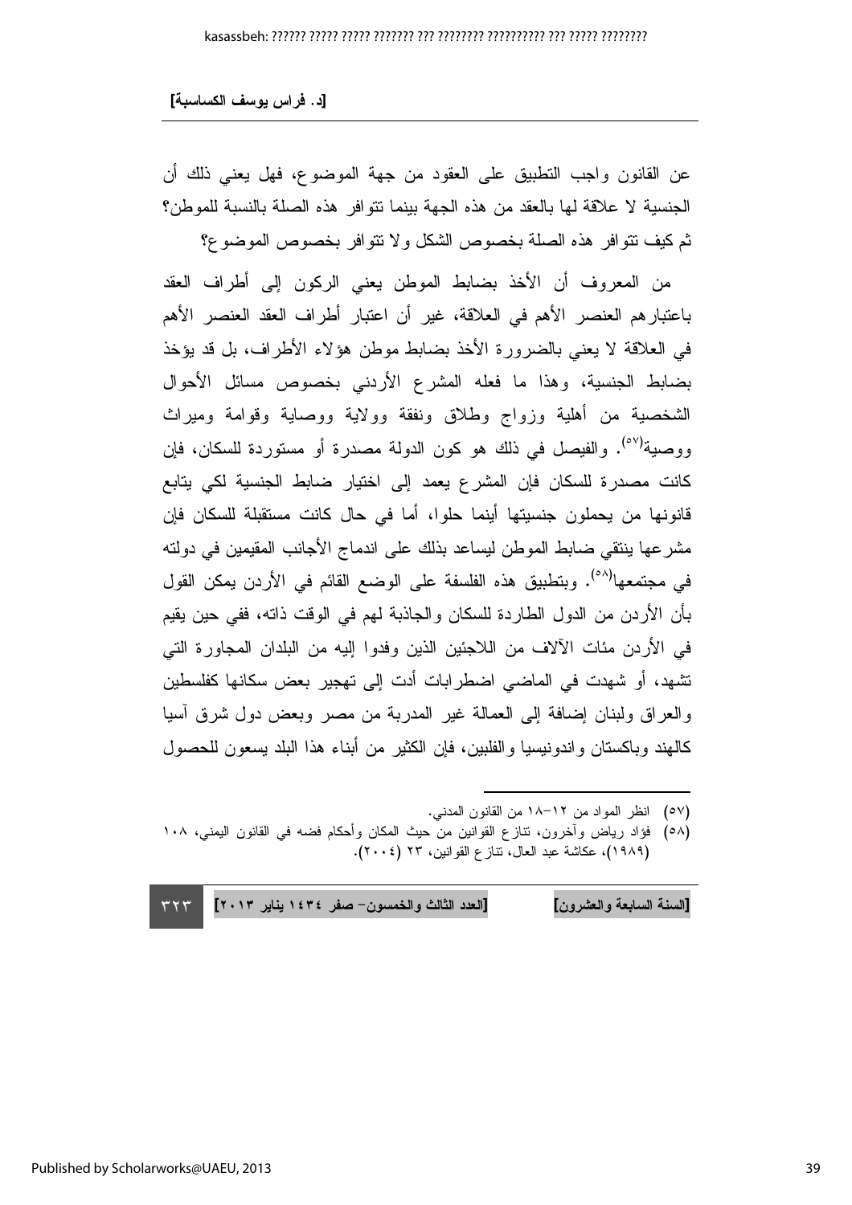عن القانون واجب التطبيق على العقود من جهة الموضوع، فهل يعني ذلك أن الجنسية لا علاقة لها بالعقد من هذه الجهة بينما تتوافر هذه الصلة بالنسبة للموطن؟ ثم كيف تتوافر هذه الصلة بخصوص الشكل ولا تتوافر بخصوص الموضوع؟

من المعروف أن الأخذ بضابط الموطن يعني الركون إلى أطراف العقد باعتبارهم العنصر الأهم في العلاقة، غير أن اعتبار أطراف العقد العنصر الأهم في العلاقة لا يعني بالضرورة الأخذ بضابط موطن هؤلاء الأطراف، بل قد يؤخذ بضابط الجنسية، وهذا ما فعله المشرع الأردني بخصوص مسائل الأحوال الشخصية من أهلية وزواج وطلاق ونفقة وولاية ووصاية وقوامة وميراث ووصية[٥٧]. والفيصل في ذلك هو كون الدولة مصدرة أو مستوردة للسكان، فإن كانت مصدرة للسكان فإن المشرع يعمد إلى اختيار ضابط الجنسية لكي يتابع قانونها من يحملون جنسيتها أينما حلوا، أما في حال كانت مستقبلة للسكان فإن مشرعها ينتقي ضابط الموطن ليساعد بذلك على اندماج الأجانب المقيمين في دولته في مجتمعها[٥٨]. وبتطبيق هذه الفلسفة على الوضع القائم في الأردن يمكن القول بأن الأردن من الدول الطاردة للسكان والجاذبة لهم في الوقت ذاته، ففي حين يقيم في الأردن مئات الآلاف من اللاجئين الذين وفدوا إليه من البلدان المجاورة التي تشهد، أو شهدت في الماضي اضطرابات أدت إلى تهجير بعض سكانها كفلسطين والعراق ولبنان إضافة إلى العمالة غير المدربة من مصر وبعض دول شرق آسيا كالهند وباكستان واندونيسيا والفلبين، فإن الكثير من أبناء هذا البلد يسعون للحصول

---

(٥٧) انظر المواد من ١٢–١٨ من القانون المدني.

(٥٨) فؤاد رياض وآخرون، تنازع القوانين من حيث المكان وأحكام فضه في القانون اليمني، ١٠٨ (١٩٨٩)، عكاشة عبد العال، تنازع القوانين، ٢٣ (٢٠٠٤).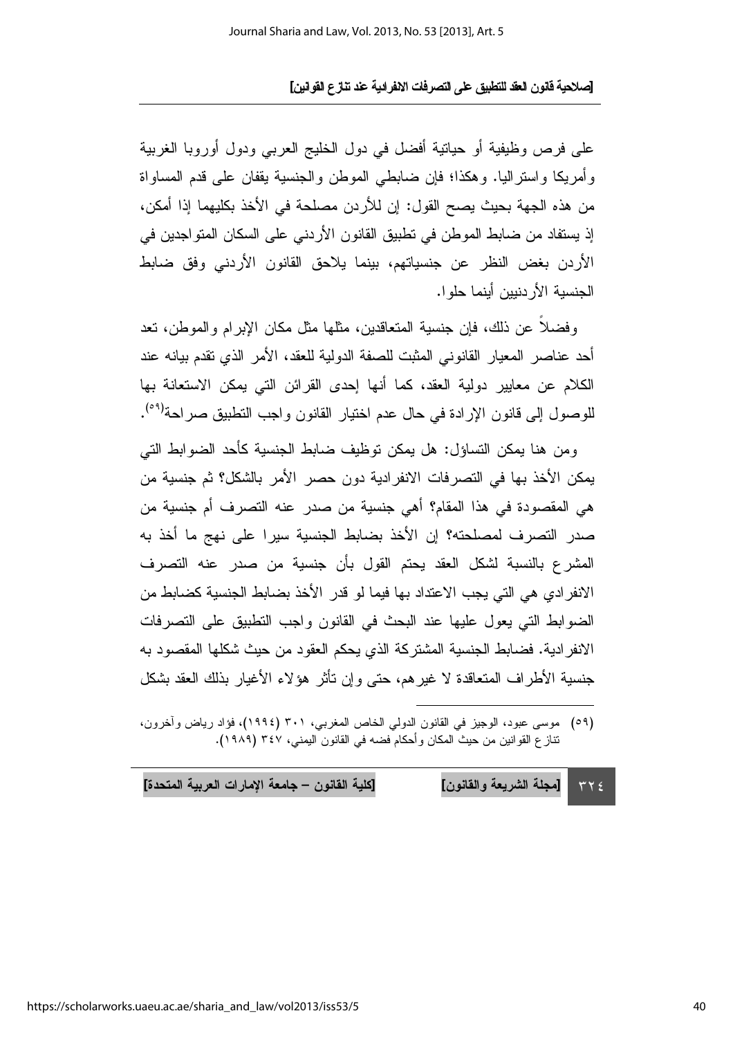على فرص وظيفية أو حياتية أفضل في دول الخليج العربي ودول أوروبا الغربية وأمريكا واستراليا. وهكذا؛ فإن ضابطي الموطن والجنسية يقفان على قدم المساواة من هذه الجهة بحيث يصح القول: إن للأردن مصلحة في الأخذ بكليهما إذا أمكن، إذ يستفاد من ضابط الموطن في تطبيق القانون الأردني على السكان المتواجدين في الأردن بغض النظر عن جنسياتهم، بينما يلاحق القانون الأردني وفق ضابط الجنسية الأردنيين أينما حلوا.

وفضلاً عن ذلك، فإن جنسية المتعاقدين، مثلها مثل مكان الإبرام والموطن، تعد أحد عناصر المعيار القانوني المثبت للصفة الدولية للعقد، الأمر الذي تقدم بيانه عند الكلام عن معايير دولية العقد، كما أنها إحدى القرائن التي يمكن الاستعانة بها للوصول إلى قانون الإرادة في حال عدم اختيار القانون واجب التطبيق صراحة[٥٩].

ومن هنا يمكن التساؤل: هل يمكن توظيف ضابط الجنسية كأحد الضوابط التي يمكن الأخذ بها في التصرفات الانفرادية دون حصر الأمر بالشكل؟ ثم جنسية من هي المقصودة في هذا المقام؟ أهي جنسية من صدر عنه التصرف أم جنسية من صدر التصرف لمصلحته؟ إن الأخذ بضابط الجنسية سيرا على نهج ما أخذ به المشرع بالنسبة لشكل العقد يحتم القول بأن جنسية من صدر عنه التصرف الانفرادي هي التي يجب الاعتداد بها فيما لو قدر الأخذ بضابط الجنسية كضابط من الضوابط التي يعول عليها عند البحث في القانون واجب التطبيق على التصرفات الانفرادية. فضابط الجنسية المشتركة الذي يحكم العقود من حيث شكلها المقصود به جنسية الأطراف المتعاقدة لا غيرهم، حتى وإن تأثر هؤلاء الأغيار بذلك العقد بشكل

---

(٥٩) موسى عبود، الوجيز في القانون الدولي الخاص المغربي، ٣٠١ (١٩٩٤)، فؤاد رياض وآخرون، تنازع القوانين من حيث المكان وأحكام فضه في القانون اليمني، ٣٤٧ (١٩٨٩).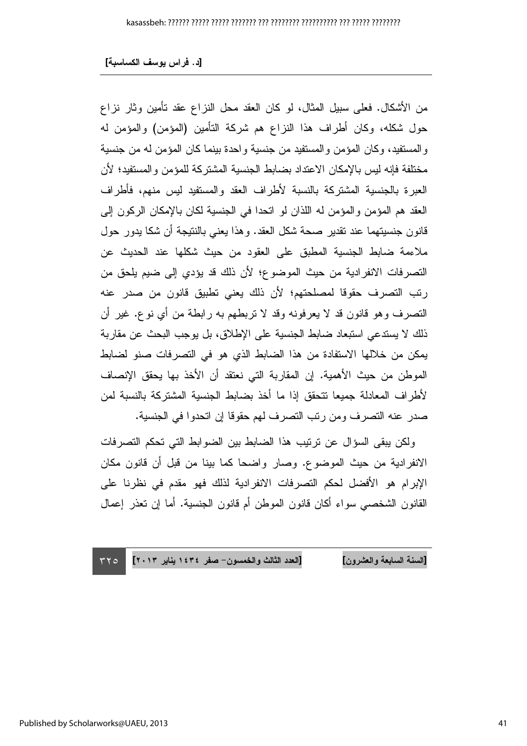من الأشكال. فعلى سبيل المثال، لو كان العقد محل النزاع عقد تأمين وثار نزاع حول شكله، وكان أطراف هذا النزاع هم شركة التأمين (المؤمن) والمؤمن له والمستفيد، وكان المؤمن والمستفيد من جنسية واحدة بينما كان المؤمن له من جنسية مختلفة فإنه ليس بالإمكان الاعتداد بضابط الجنسية المشتركة للمؤمن والمستفيد؛ لأن العبرة بالجنسية المشتركة بالنسبة لأطراف العقد والمستفيد ليس منهم، فأطراف العقد هم المؤمن والمؤمن له اللذان لو اتحدا في الجنسية لكان بالإمكان الركون إلى قانون جنسيتهما عند تقدير صحة شكل العقد. وهذا يعني بالنتيجة أن شكا يدور حول ملاءمة ضابط الجنسية المطبق على العقود من حيث شكلها عند الحديث عن التصرفات الانفرادية من حيث الموضوع؛ لأن ذلك قد يؤدي إلى ضيم يلحق من رتب التصرف حقوقا لمصلحتهم؛ لأن ذلك يعني تطبيق قانون من صدر عنه التصرف وهو قانون قد لا يعرفونه وقد لا تربطهم به رابطة من أي نوع. غير أن ذلك لا يستدعي استبعاد ضابط الجنسية على الإطلاق، بل يوجب البحث عن مقاربة يمكن من خلالها الاستفادة من هذا الضابط الذي هو في التصرفات صنو لضابط الموطن من حيث الأهمية. إن المقاربة التي نعتقد أن الأخذ بها يحقق الإنصاف لأطراف المعادلة جميعا تتحقق إذا ما أخذ بضابط الجنسية المشتركة بالنسبة لمن صدر عنه التصرف ومن رتب التصرف لهم حقوقا إن اتحدوا في الجنسية.

ولكن يبقى السؤال عن ترتيب هذا الضابط بين الضوابط التي تحكم التصرفات الانفرادية من حيث الموضوع. وصار واضحا كما بينا من قبل أن قانون مكان الإبرام هو الأفضل لحكم التصرفات الانفرادية لذلك فهو مقدم في نظرنا على القانون الشخصي سواء أكان قانون الموطن أم قانون الجنسية. أما إن تعذر إعمال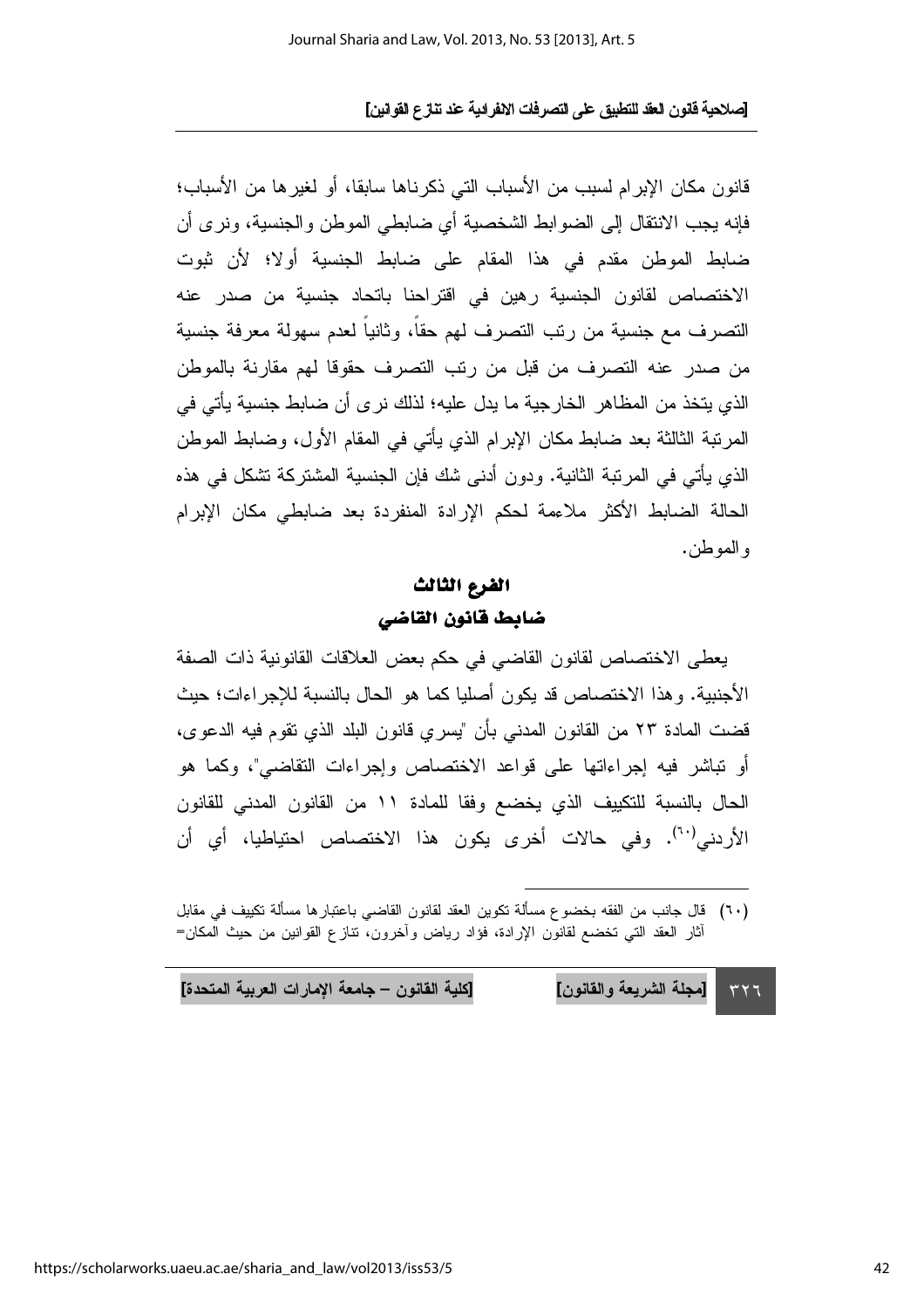قانون مكان الإبرام لسبب من الأسباب التي ذكرناها سابقا، أو لغيرها من الأسباب؛ فإنه يجب الانتقال إلى الضوابط الشخصية أي ضابطي الموطن والجنسية، ونرى أن ضابط الموطن مقدم في هذا المقام على ضابط الجنسية أولا؛ لأن ثبوت الاختصاص لقانون الجنسية رهين في اقتراحنا باتحاد جنسية من صدر عنه التصرف مع جنسية من رتب التصرف لهم حقاً، وثانياً لعدم سهولة معرفة جنسية من صدر عنه التصرف من قبل من رتب التصرف حقوقا لهم مقارنة بالموطن الذي يتخذ من المظاهر الخارجية ما يدل عليه؛ لذلك نرى أن ضابط جنسية يأتي في المرتبة الثالثة بعد ضابط مكان الإبرام الذي يأتي في المقام الأول، وضابط الموطن الذي يأتي في المرتبة الثانية. ودون أدنى شك فإن الجنسية المشتركة تشكل في هذه الحالة الضابط الأكثر ملاءمة لحكم الإرادة المنفردة بعد ضابطي مكان الإبرام والموطن.

## الفرع الثالث
## ضابط قانون القاضي

يعطى الاختصاص لقانون القاضي في حكم بعض العلاقات القانونية ذات الصفة الأجنبية. وهذا الاختصاص قد يكون أصليا كما هو الحال بالنسبة للإجراءات؛ حيث قضت المادة ٢٣ من القانون المدني بأن "يسري قانون البلد الذي تقوم فيه الدعوى، أو تباشر فيه إجراءاتها على قواعد الاختصاص وإجراءات التقاضي"، وكما هو الحال بالنسبة للتكييف الذي يخضع وفقا للمادة ١١ من القانون المدني للقانون الأردني[٦٠]. وفي حالات أخرى يكون هذا الاختصاص احتياطيا، أي أن

---

(٦٠) قال جانب من الفقه بخضوع مسألة تكوين العقد لقانون القاضي باعتبارها مسألة تكييف في مقابل آثار العقد التي تخضع لقانون الإرادة، فؤاد رياض وآخرون، تنازع القوانين من حيث المكان=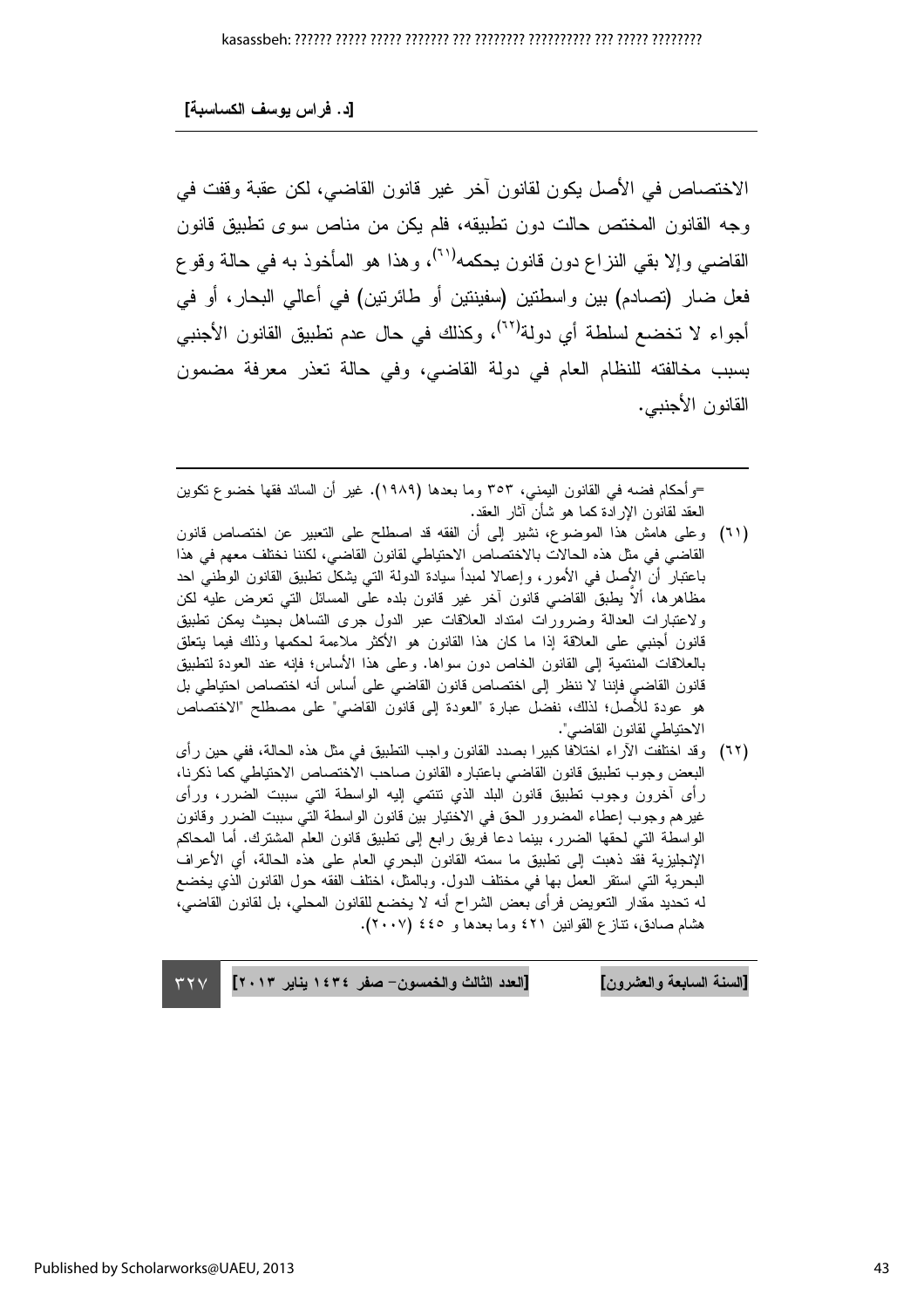الاختصاص في الأصل يكون لقانون آخر غير قانون القاضي، لكن عقبة وقفت في وجه القانون المختص حالت دون تطبيقه، فلم يكن من مناص سوى تطبيق قانون القاضي وإلا بقي النزاع دون قانون يحكمه[(٦١)]، وهذا هو المأخوذ به في حالة وقوع فعل ضار (تصادم) بين واسطتين (سفينتين أو طائرتين) في أعالي البحار، أو في أجواء لا تخضع لسلطة أي دولة[(٦٢)]، وكذلك في حال عدم تطبيق القانون الأجنبي بسبب مخالفته للنظام العام في دولة القاضي، وفي حالة تعذر معرفة مضمون القانون الأجنبي.

---

=وأحكام فضه في القانون اليمني، ٣٥٣ وما بعدها (١٩٨٩). غير أن السائد فقها خضوع تكوين العقد لقانون الإرادة كما هو شأن آثار العقد.

(٦١) وعلى هامش هذا الموضوع، نشير إلى أن الفقه قد اصطلح على التعبير عن اختصاص قانون القاضي في مثل هذه الحالات بالاختصاص الاحتياطي لقانون القاضي، لكننا نختلف معهم في هذا باعتبار أن الأصل في الأمور، وإعمالا لمبدأ سيادة الدولة التي يشكل تطبيق القانون الوطني احد مظاهرها، ألاَّ يطبق القاضي قانون آخر غير قانون بلده على المسائل التي تعرض عليه لكن ولاعتبارات العدالة وضرورات امتداد العلاقات عبر الدول جرى التساهل بحيث يمكن تطبيق قانون أجنبي على العلاقة إذا ما كان هذا القانون هو الأكثر ملاءمة لحكمها وذلك فيما يتعلق بالعلاقات المنتمية إلى القانون الخاص دون سواها. وعلى هذا الأساس؛ فإنه عند العودة لتطبيق قانون القاضي فإننا لا ننظر إلى اختصاص قانون القاضي على أساس أنه اختصاص احتياطي بل هو عودة للأصل؛ لذلك، نفضل عبارة "العودة إلى قانون القاضي" على مصطلح "الاختصاص الاحتياطي لقانون القاضي".

(٦٢) وقد اختلفت الآراء اختلافا كبيرا بصدد القانون واجب التطبيق في مثل هذه الحالة، ففي حين رأى البعض وجوب تطبيق قانون القاضي باعتباره القانون صاحب الاختصاص الاحتياطي كما ذكرنا، ورأى آخرون وجوب تطبيق قانون البلد الذي تنتمي إليه الواسطة التي سببت الضرر، ورأى غيرهم وجوب إعطاء المضرور الحق في الاختيار بين قانون الواسطة التي سببت الضرر وقانون الواسطة التي لحقها الضرر، بينما دعا فريق رابع إلى تطبيق قانون العلم المشترك. أما المحاكم الإنجليزية فقد ذهبت إلى تطبيق ما سمته القانون البحري العام على هذه الحالة، أي الأعراف البحرية التي استقر العمل بها في مختلف الدول. وبالمثل، اختلف الفقه حول القانون الذي يخضع له تحديد مقدار التعويض فرأى بعض الشراح أنه لا يخضع للقانون المحلي، بل لقانون القاضي، هشام صادق، تنازع القوانين ٤٢١ وما بعدها و ٤٤٥ (٢٠٠٧).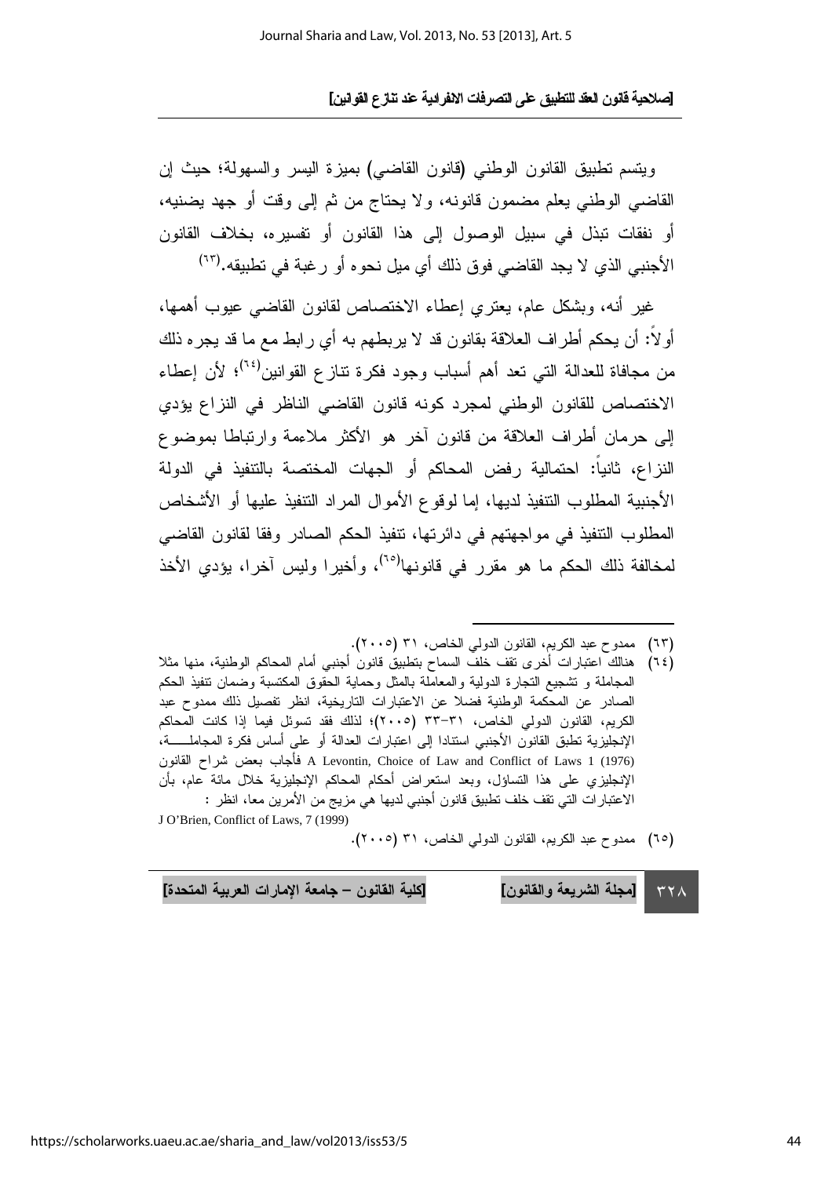ويتسم تطبيق القانون الوطني (قانون القاضي) بميزة اليسر والسهولة؛ حيث إن القاضي الوطني يعلم مضمون قانونه، ولا يحتاج من ثم إلى وقت أو جهد يضنيه، أو نفقات تبذل في سبيل الوصول إلى هذا القانون أو تفسيره، بخلاف القانون الأجنبي الذي لا يجد القاضي فوق ذلك أي ميل نحوه أو رغبة في تطبيقه.(٦٣)

غير أنه، وبشكل عام، يعتري إعطاء الاختصاص لقانون القاضي عيوب أهمها، أولاً: أن يحكم أطراف العلاقة بقانون قد لا يربطهم به أي رابط مع ما قد يجره ذلك من مجافاة للعدالة التي تعد أهم أسباب وجود فكرة تنازع القوانين(٦٤)؛ لأن إعطاء الاختصاص للقانون الوطني لمجرد كونه قانون القاضي الناظر في النزاع يؤدي إلى حرمان أطراف العلاقة من قانون آخر هو الأكثر ملاءمة وارتباطا بموضوع النزاع، ثانياً: احتمالية رفض المحاكم أو الجهات المختصة بالتنفيذ في الدولة الأجنبية المطلوب التنفيذ لديها، إما لوقوع الأموال المراد التنفيذ عليها أو الأشخاص المطلوب التنفيذ في مواجهتهم في دائرتها، تنفيذ الحكم الصادر وفقا لقانون القاضي لمخالفة ذلك الحكم ما هو مقرر في قانونها(٦٥)، وأخيرا وليس آخرا، يؤدي الأخذ

---

(٦٣) ممدوح عبد الكريم، القانون الدولي الخاص، ٣١ (٢٠٠٥).

(٦٤) هنالك اعتبارات أخرى تقف خلف السماح بتطبيق قانون أجنبي أمام المحاكم الوطنية، منها مثلا المجاملة و تشجيع التجارة الدولية والمعاملة بالمثل وحماية الحقوق المكتسبة وضمان تنفيذ الحكم الصادر عن المحكمة الوطنية فضلا عن الاعتبارات التاريخية، انظر تفصيل ذلك ممدوح عبد الكريم، القانون الدولي الخاص، ٣١-٣٣ (٢٠٠٥)؛ لذلك فقد تسوئل فيما إذا كانت المحاكم الإنجليزية تطبق القانون الأجنبي استنادا إلى اعتبارات العدالة أو على أساس فكرة المجاملة، A Levontin, Choice of Law and Conflict of Laws 1 (1976) فأجاب بعض شراح القانون الإنجليزي على هذا التساؤل، وبعد استعراض أحكام المحاكم الإنجليزية خلال مائة عام، بأن الاعتبارات التي تقف خلف تطبيق قانون أجنبي لديها هي مزيج من الأمرين معا، انظر : J O'Brien, Conflict of Laws, 7 (1999)

(٦٥) ممدوح عبد الكريم، القانون الدولي الخاص، ٣١ (٢٠٠٥).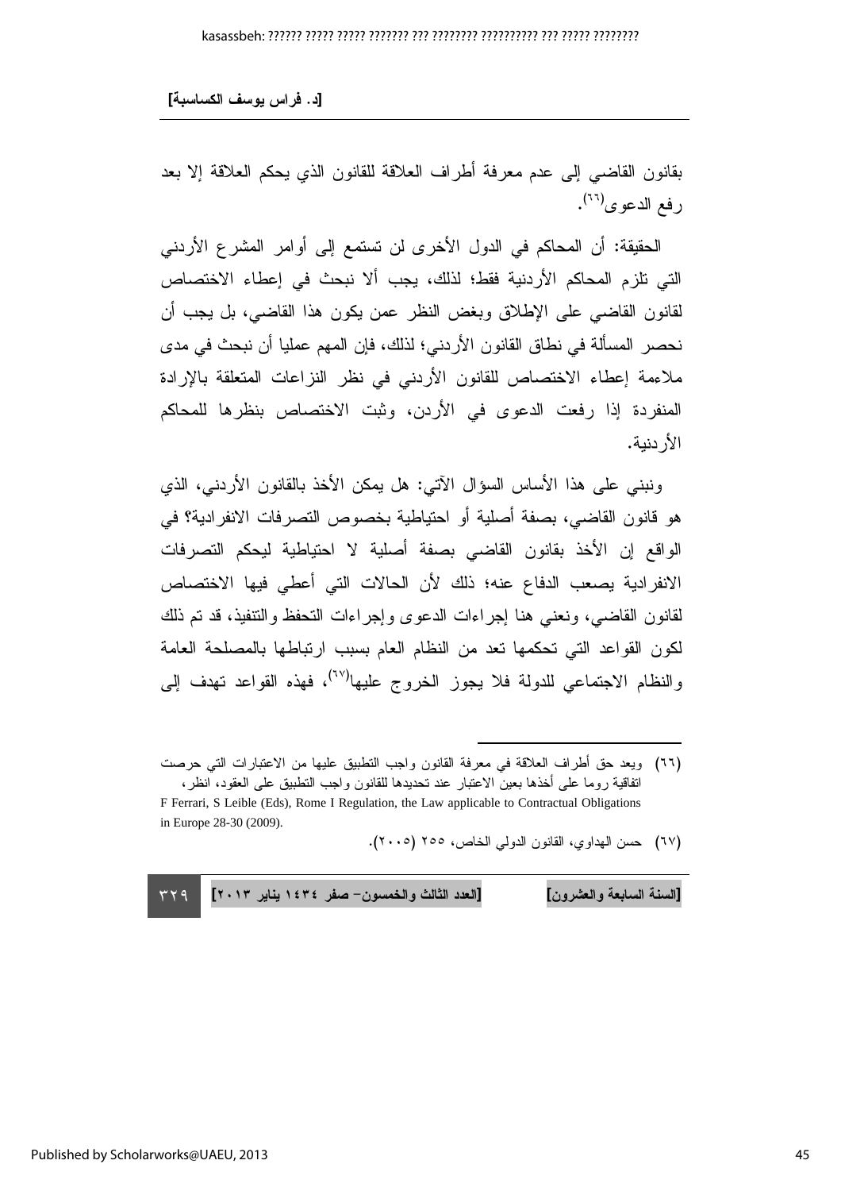بقانون القاضي إلى عدم معرفة أطراف العلاقة للقانون الذي يحكم العلاقة إلا بعد رفع الدعوى[٦٦].

الحقيقة: أن المحاكم في الدول الأخرى لن تستمع إلى أوامر المشرع الأردني التي تلزم المحاكم الأردنية فقط؛ لذلك، يجب ألا نبحث في إعطاء الاختصاص لقانون القاضي على الإطلاق وبغض النظر عمن يكون هذا القاضي، بل يجب أن نحصر المسألة في نطاق القانون الأردني؛ لذلك، فإن المهم عمليا أن نبحث في مدى ملاءمة إعطاء الاختصاص للقانون الأردني في نظر النزاعات المتعلقة بالإرادة المنفردة إذا رفعت الدعوى في الأردن، وثبت الاختصاص بنظرها للمحاكم الأردنية.

ونبني على هذا الأساس السؤال الآتي: هل يمكن الأخذ بالقانون الأردني، الذي هو قانون القاضي، بصفة أصلية أو احتياطية بخصوص التصرفات الانفرادية؟ في الواقع إن الأخذ بقانون القاضي بصفة أصلية لا احتياطية ليحكم التصرفات الانفرادية يصعب الدفاع عنه؛ ذلك لأن الحالات التي أعطي فيها الاختصاص لقانون القاضي، ونعني هنا إجراءات الدعوى وإجراءات التحفظ والتنفيذ، قد تم ذلك لكون القواعد التي تحكمها تعد من النظام العام بسبب ارتباطها بالمصلحة العامة والنظام الاجتماعي للدولة فلا يجوز الخروج عليها[٦٧]، فهذه القواعد تهدف إلى

---

(٦٦) ويعد حق أطراف العلاقة في معرفة القانون واجب التطبيق عليها من الاعتبارات التي حرصت اتفاقية روما على أخذها بعين الاعتبار عند تحديدها للقانون واجب التطبيق على العقود، انظر،
F Ferrari, S Leible (Eds), Rome I Regulation, the Law applicable to Contractual Obligations in Europe 28-30 (2009).

(٦٧) حسن الهداوي، القانون الدولي الخاص، ٢٥٥ (٢٠٠٥).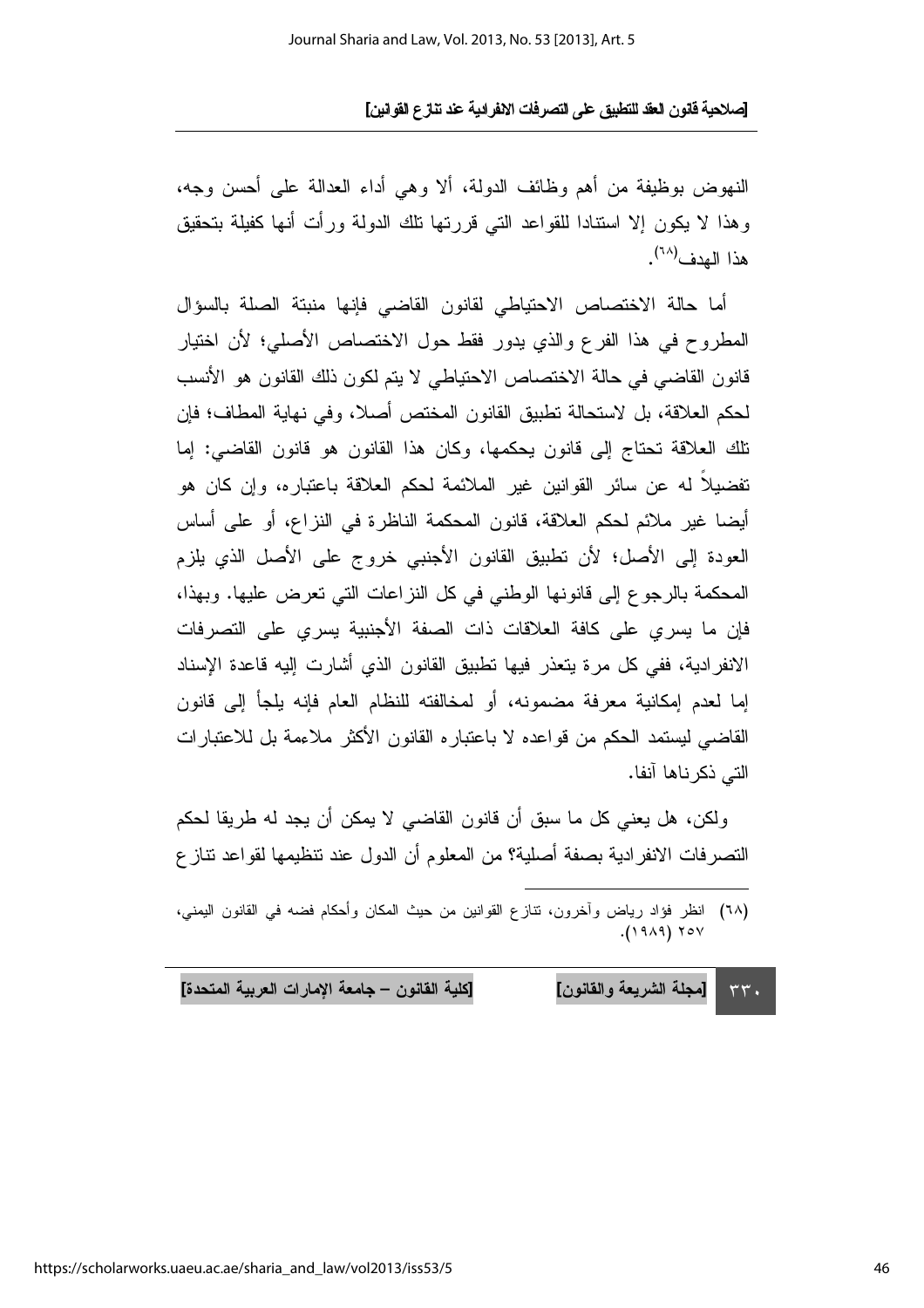النهوض بوظيفة من أهم وظائف الدولة، ألا وهي أداء العدالة على أحسن وجه، وهذا لا يكون إلا استنادا للقواعد التي قررتها تلك الدولة ورأت أنها كفيلة بتحقيق هذا الهدف[٦٨].

أما حالة الاختصاص الاحتياطي لقانون القاضي فإنها منبتة الصلة بالسؤال المطروح في هذا الفرع والذي يدور فقط حول الاختصاص الأصلي؛ لأن اختيار قانون القاضي في حالة الاختصاص الاحتياطي لا يتم لكون ذلك القانون هو الأنسب لحكم العلاقة، بل لاستحالة تطبيق القانون المختص أصلا، وفي نهاية المطاف؛ فإن تلك العلاقة تحتاج إلى قانون يحكمها، وكان هذا القانون هو قانون القاضي: إما تفضيلاً له عن سائر القوانين غير الملائمة لحكم العلاقة باعتباره، وإن كان هو أيضا غير ملائم لحكم العلاقة، قانون المحكمة الناظرة في النزاع، أو على أساس العودة إلى الأصل؛ لأن تطبيق القانون الأجنبي خروج على الأصل الذي يلزم المحكمة بالرجوع إلى قانونها الوطني في كل النزاعات التي تعرض عليها. وبهذا، فإن ما يسري على كافة العلاقات ذات الصفة الأجنبية يسري على التصرفات الانفرادية، ففي كل مرة يتعذر فيها تطبيق القانون الذي أشارت إليه قاعدة الإسناد إما لعدم إمكانية معرفة مضمونه، أو لمخالفته للنظام العام فإنه يلجأ إلى قانون القاضي ليستمد الحكم من قواعده لا باعتباره القانون الأكثر ملاءمة بل للاعتبارات التي ذكرناها آنفا.

ولكن، هل يعني كل ما سبق أن قانون القاضي لا يمكن أن يجد له طريقا لحكم التصرفات الانفرادية بصفة أصلية؟ من المعلوم أن الدول عند تنظيمها لقواعد تنازع

---

(٦٨) انظر فؤاد رياض وآخرون، تنازع القوانين من حيث المكان وأحكام فضه في القانون اليمني، ٢٥٧ (١٩٨٩).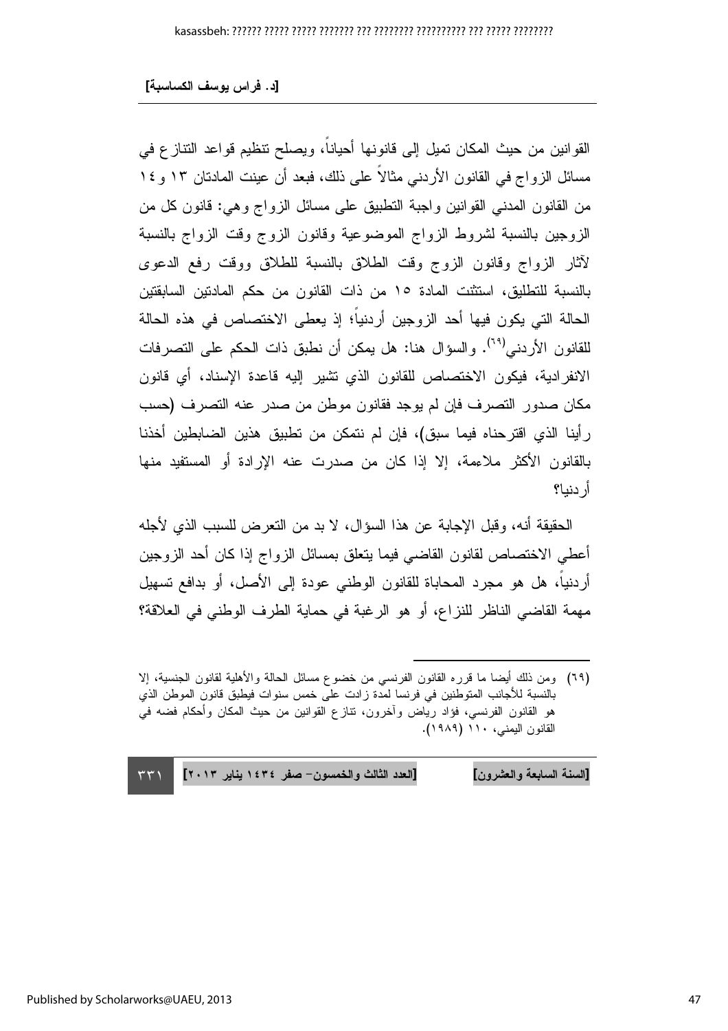القوانين من حيث المكان تميل إلى قانونها أحياناً، ويصلح تنظيم قواعد التنازع في مسائل الزواج في القانون الأردني مثالاً على ذلك، فبعد أن عينت المادتان ١٣ و١٤ من القانون المدني القوانين واجبة التطبيق على مسائل الزواج وهي: قانون كل من الزوجين بالنسبة لشروط الزواج الموضوعية وقانون الزوج وقت الزواج بالنسبة لآثار الزواج وقانون الزوج وقت الطلاق بالنسبة للطلاق ووقت رفع الدعوى بالنسبة للتطليق، استثنت المادة ١٥ من ذات القانون من حكم المادتين السابقتين الحالة التي يكون فيها أحد الزوجين أردنياً؛ إذ يعطى الاختصاص في هذه الحالة للقانون الأردني[٦٩]. والسؤال هنا: هل يمكن أن نطبق ذات الحكم على التصرفات الانفرادية، فيكون الاختصاص للقانون الذي تشير إليه قاعدة الإسناد، أي قانون مكان صدور التصرف فإن لم يوجد فقانون موطن من صدر عنه التصرف (حسب رأينا الذي اقترحناه فيما سبق)، فإن لم نتمكن من تطبيق هذين الضابطين أخذنا بالقانون الأكثر ملاءمة، إلا إذا كان من صدرت عنه الإرادة أو المستفيد منها أردنيا؟

الحقيقة أنه، وقبل الإجابة عن هذا السؤال، لا بد من التعرض للسبب الذي لأجله أعطي الاختصاص لقانون القاضي فيما يتعلق بمسائل الزواج إذا كان أحد الزوجين أردنياً، هل هو مجرد المحاباة للقانون الوطني عودة إلى الأصل، أو بدافع تسهيل مهمة القاضي الناظر للنزاع، أو هو الرغبة في حماية الطرف الوطني في العلاقة؟

---

(٦٩) ومن ذلك أيضا ما قرره القانون الفرنسي من خضوع مسائل الحالة والأهلية لقانون الجنسية، إلا بالنسبة للأجانب المتوطنين في فرنسا لمدة زادت على خمس سنوات فيطبق قانون الموطن الذي هو القانون الفرنسي، فؤاد رياض وآخرون، تنازع القوانين من حيث المكان وأحكام فضه في القانون اليمني، ١١٠ (١٩٨٩).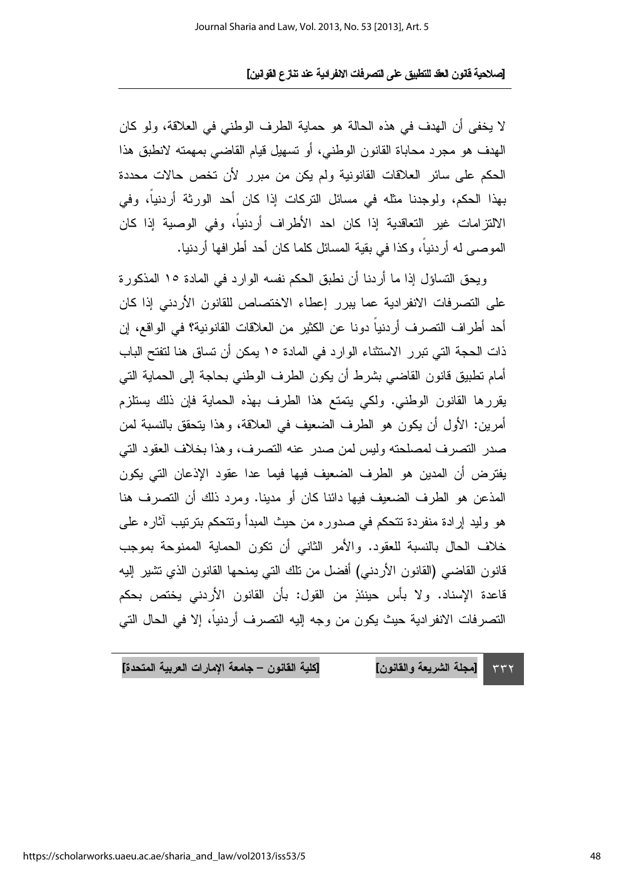لا يخفى أن الهدف في هذه الحالة هو حماية الطرف الوطني في العلاقة، ولو كان الهدف هو مجرد محاباة القانون الوطني، أو تسهيل قيام القاضي بمهمته لانطبق هذا الحكم على سائر العلاقات القانونية ولم يكن من مبرر لأن تخص حالات محددة بهذا الحكم، ولوجدنا مثله في مسائل التركات إذا كان أحد الورثة أردنياً، وفي الالتزامات غير التعاقدية إذا كان احد الأطراف أردنياً، وفي الوصية إذا كان الموصى له أردنياً، وكذا في بقية المسائل كلما كان أحد أطرافها أردنيا.

ويحق التساؤل إذا ما أردنا أن نطبق الحكم نفسه الوارد في المادة ١٥ المذكورة على التصرفات الانفرادية عما يبرر إعطاء الاختصاص للقانون الأردني إذا كان أحد أطراف التصرف أردنياً دونا عن الكثير من العلاقات القانونية؟ في الواقع، إن ذات الحجة التي تبرر الاستثناء الوارد في المادة ١٥ يمكن أن تساق هنا لتفتح الباب أمام تطبيق قانون القاضي بشرط أن يكون الطرف الوطني بحاجة إلى الحماية التي يقررها القانون الوطني. ولكي يتمتع هذا الطرف بهذه الحماية فإن ذلك يستلزم أمرين: الأول أن يكون هو الطرف الضعيف في العلاقة، وهذا يتحقق بالنسبة لمن صدر التصرف لمصلحته وليس لمن صدر عنه التصرف، وهذا بخلاف العقود التي يفترض أن المدين هو الطرف الضعيف فيها فيما عدا عقود الإذعان التي يكون المذعن هو الطرف الضعيف فيها دائنا كان أو مدينا. ومرد ذلك أن التصرف هنا هو وليد إرادة منفردة تتحكم في صدوره من حيث المبدأ وتتحكم بترتيب آثاره على خلاف الحال بالنسبة للعقود. والأمر الثاني أن تكون الحماية الممنوحة بموجب قانون القاضي (القانون الأردني) أفضل من تلك التي يمنحها القانون الذي تشير إليه قاعدة الإسناد. ولا بأس حينئذٍ من القول: بأن القانون الأردني يختص بحكم التصرفات الانفرادية حيث يكون من وجه إليه التصرف أردنياً، إلا في الحال التي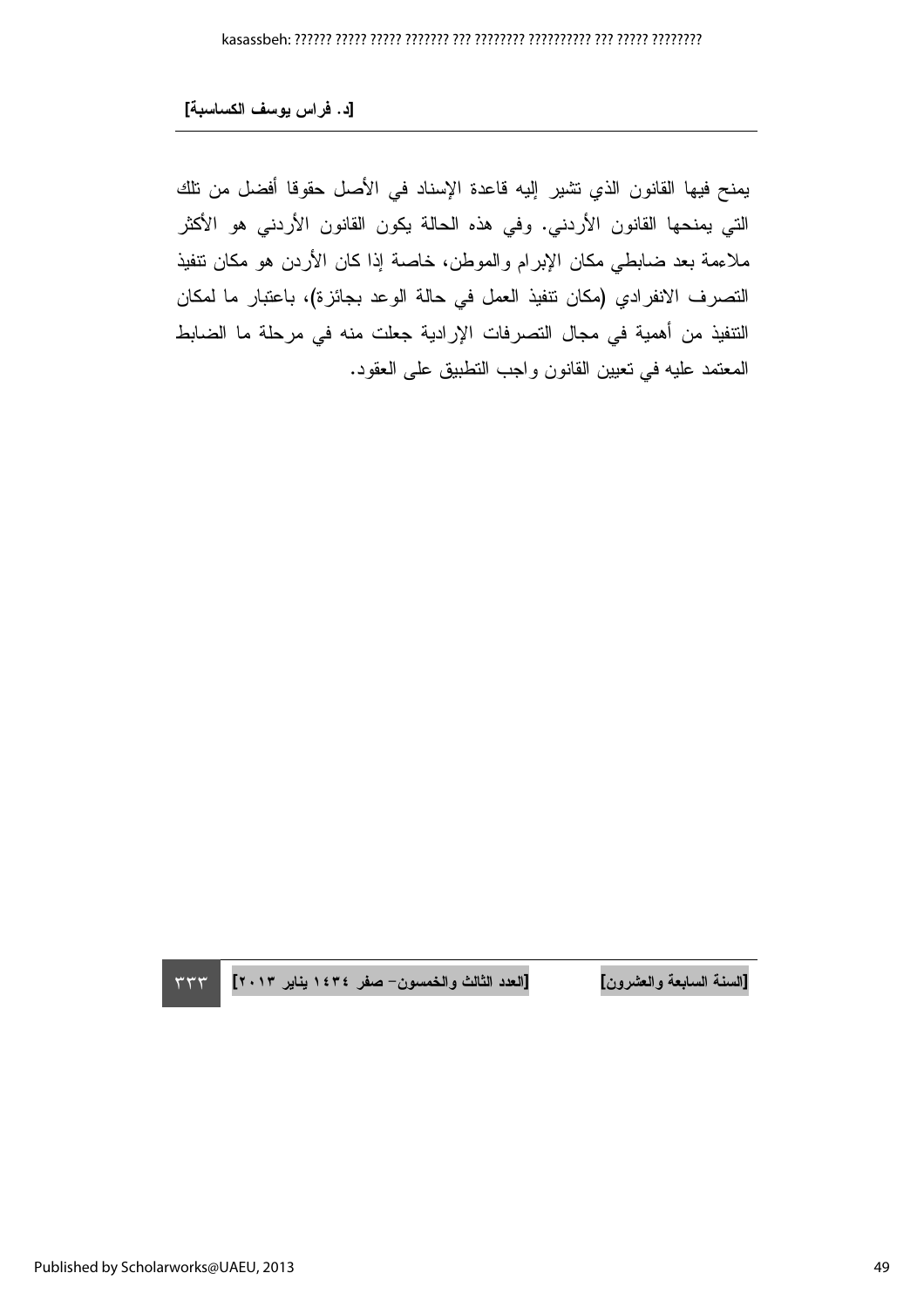يمنح فيها القانون الذي تشير إليه قاعدة الإسناد في الأصل حقوقا أفضل من تلك التي يمنحها القانون الأردني. وفي هذه الحالة يكون القانون الأردني هو الأكثر ملاءمة بعد ضابطي مكان الإبرام والموطن، خاصة إذا كان الأردن هو مكان تنفيذ التصرف الانفرادي (مكان تنفيذ العمل في حالة الوعد بجائزة)، باعتبار ما لمكان التنفيذ من أهمية في مجال التصرفات الإرادية جعلت منه في مرحلة ما الضابط المعتمد عليه في تعيين القانون واجب التطبيق على العقود.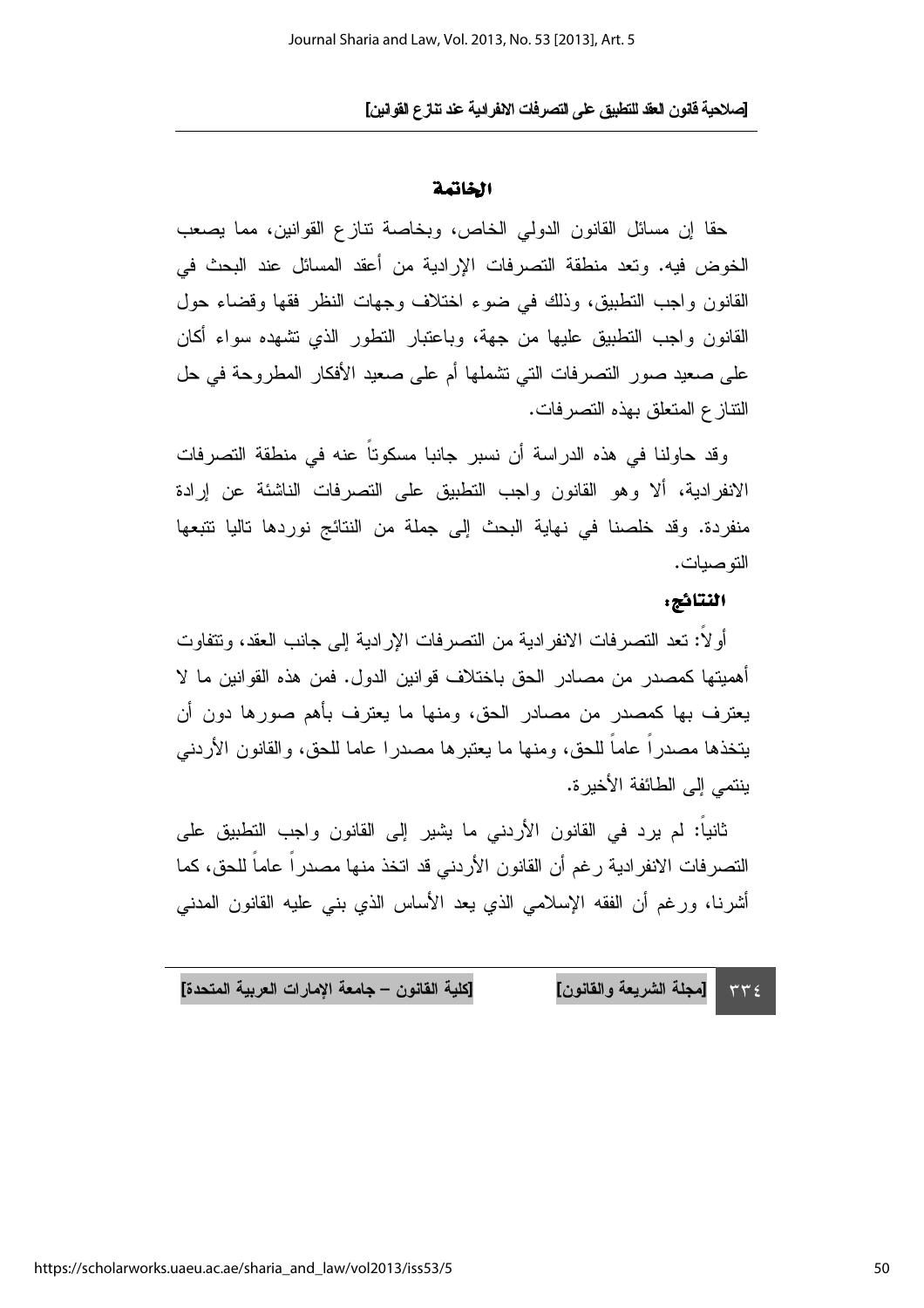## الخاتمة

حقا إن مسائل القانون الدولي الخاص، وبخاصة تنازع القوانين، مما يصعب الخوض فيه. وتعد منطقة التصرفات الإرادية من أعقد المسائل عند البحث في القانون واجب التطبيق، وذلك في ضوء اختلاف وجهات النظر فقها وقضاء حول القانون واجب التطبيق عليها من جهة، وباعتبار التطور الذي تشهده سواء أكان على صعيد صور التصرفات التي تشملها أم على صعيد الأفكار المطروحة في حل التنازع المتعلق بهذه التصرفات.

وقد حاولنا في هذه الدراسة أن نسبر جانبا مسكوتاً عنه في منطقة التصرفات الانفرادية، ألا وهو القانون واجب التطبيق على التصرفات الناشئة عن إرادة منفردة. وقد خلصنا في نهاية البحث إلى جملة من النتائج نوردها تاليا تتبعها التوصيات.

### النتائج:

أولاً: تعد التصرفات الانفرادية من التصرفات الإرادية إلى جانب العقد، وتتفاوت أهميتها كمصدر من مصادر الحق باختلاف قوانين الدول. فمن هذه القوانين ما لا يعترف بها كمصدر من مصادر الحق، ومنها ما يعترف بأهم صورها دون أن يتخذها مصدراً عاماً للحق، ومنها ما يعتبرها مصدرا عاما للحق، والقانون الأردني ينتمي إلى الطائفة الأخيرة.

ثانياً: لم يرد في القانون الأردني ما يشير إلى القانون واجب التطبيق على التصرفات الانفرادية رغم أن القانون الأردني قد اتخذ منها مصدراً عاماً للحق، كما أشرنا، ورغم أن الفقه الإسلامي الذي يعد الأساس الذي بني عليه القانون المدني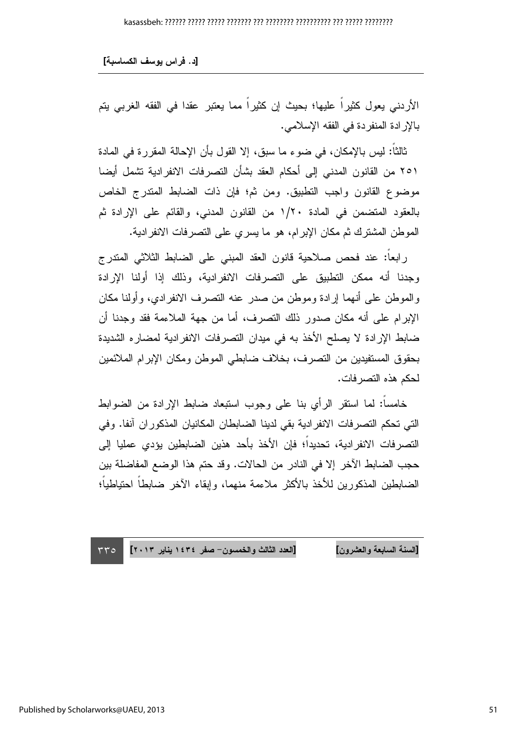الأردني يعول كثيراً عليها؛ بحيث إن كثيراً مما يعتبر عقدا في الفقه الغربي يتم بالإرادة المنفردة في الفقه الإسلامي.

ثالثاً: ليس بالإمكان، في ضوء ما سبق، إلا القول بأن الإحالة المقررة في المادة ٢٥١ من القانون المدني إلى أحكام العقد بشأن التصرفات الانفرادية تشمل أيضا موضوع القانون واجب التطبيق. ومن ثم؛ فإن ذات الضابط المتدرج الخاص بالعقود المتضمن في المادة ١/٢٠ من القانون المدني، والقائم على الإرادة ثم الموطن المشترك ثم مكان الإبرام، هو ما يسري على التصرفات الانفرادية.

رابعاً: عند فحص صلاحية قانون العقد المبني على الضابط الثلاثي المتدرج وجدنا أنه ممكن التطبيق على التصرفات الانفرادية، وذلك إذا أولنا الإرادة والموطن على أنهما إرادة وموطن من صدر عنه التصرف الانفرادي، وأولنا مكان الإبرام على أنه مكان صدور ذلك التصرف، أما من جهة الملاءمة فقد وجدنا أن ضابط الإرادة لا يصلح الأخذ به في ميدان التصرفات الانفرادية لمضاره الشديدة بحقوق المستفيدين من التصرف، بخلاف ضابطي الموطن ومكان الإبرام الملائمين لحكم هذه التصرفات.

خامساً: لما استقر الرأي بنا على وجوب استبعاد ضابط الإرادة من الضوابط التي تحكم التصرفات الانفرادية بقي لدينا الضابطان المكانيان المذكوران آنفا. وفي التصرفات الانفرادية، تحديداً؛ فإن الأخذ بأحد هذين الضابطين يؤدي عمليا إلى حجب الضابط الآخر إلا في النادر من الحالات. وقد حتم هذا الوضع المفاضلة بين الضابطين المذكورين للأخذ بالأكثر ملاءمة منهما، وإبقاء الآخر ضابطاً احتياطياً؛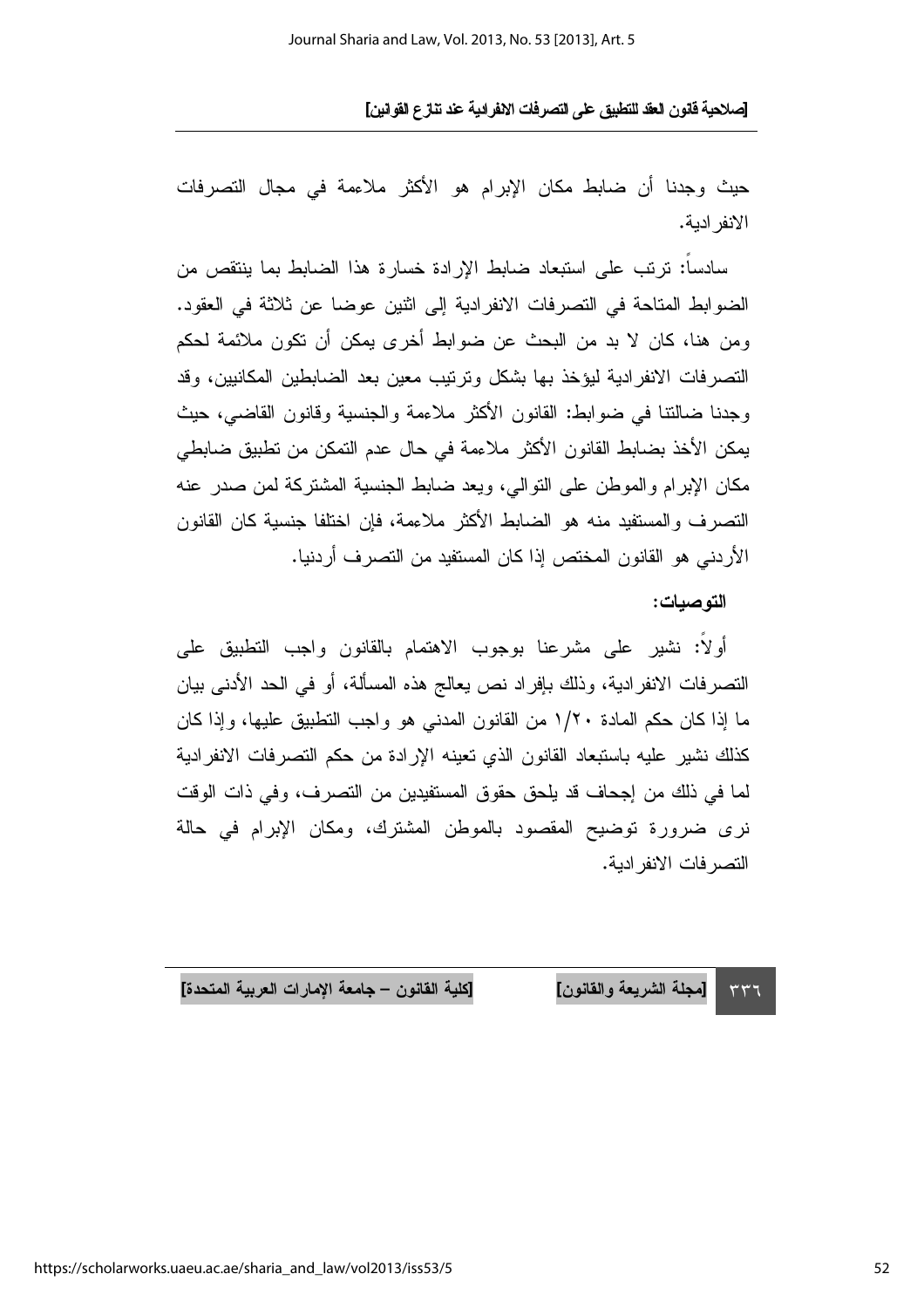حيث وجدنا أن ضابط مكان الإبرام هو الأكثر ملاءمة في مجال التصرفات الانفرادية.

سادساً: ترتب على استبعاد ضابط الإرادة خسارة هذا الضابط بما ينتقص من الضوابط المتاحة في التصرفات الانفرادية إلى اثنين عوضا عن ثلاثة في العقود. ومن هنا، كان لا بد من البحث عن ضوابط أخرى يمكن أن تكون ملائمة لحكم التصرفات الانفرادية ليؤخذ بها بشكل وترتيب معين بعد الضابطين المكانيين، وقد وجدنا ضالتنا في ضوابط: القانون الأكثر ملاءمة والجنسية وقانون القاضي، حيث يمكن الأخذ بضابط القانون الأكثر ملاءمة في حال عدم التمكن من تطبيق ضابطي مكان الإبرام والموطن على التوالي، ويعد ضابط الجنسية المشتركة لمن صدر عنه التصرف والمستفيد منه هو الضابط الأكثر ملاءمة، فإن اختلفا جنسية كان القانون الأردني هو القانون المختص إذا كان المستفيد من التصرف أردنيا.

**التوصيات:**

أولاً: نشير على مشرعنا بوجوب الاهتمام بالقانون واجب التطبيق على التصرفات الانفرادية، وذلك بإفراد نص يعالج هذه المسألة، أو في الحد الأدنى بيان ما إذا كان حكم المادة ١/٢٠ من القانون المدني هو واجب التطبيق عليها، وإذا كان كذلك نشير عليه باستبعاد القانون الذي تعينه الإرادة من حكم التصرفات الانفرادية لما في ذلك من إجحاف قد يلحق حقوق المستفيدين من التصرف، وفي ذات الوقت نرى ضرورة توضيح المقصود بالموطن المشترك، ومكان الإبرام في حالة التصرفات الانفرادية.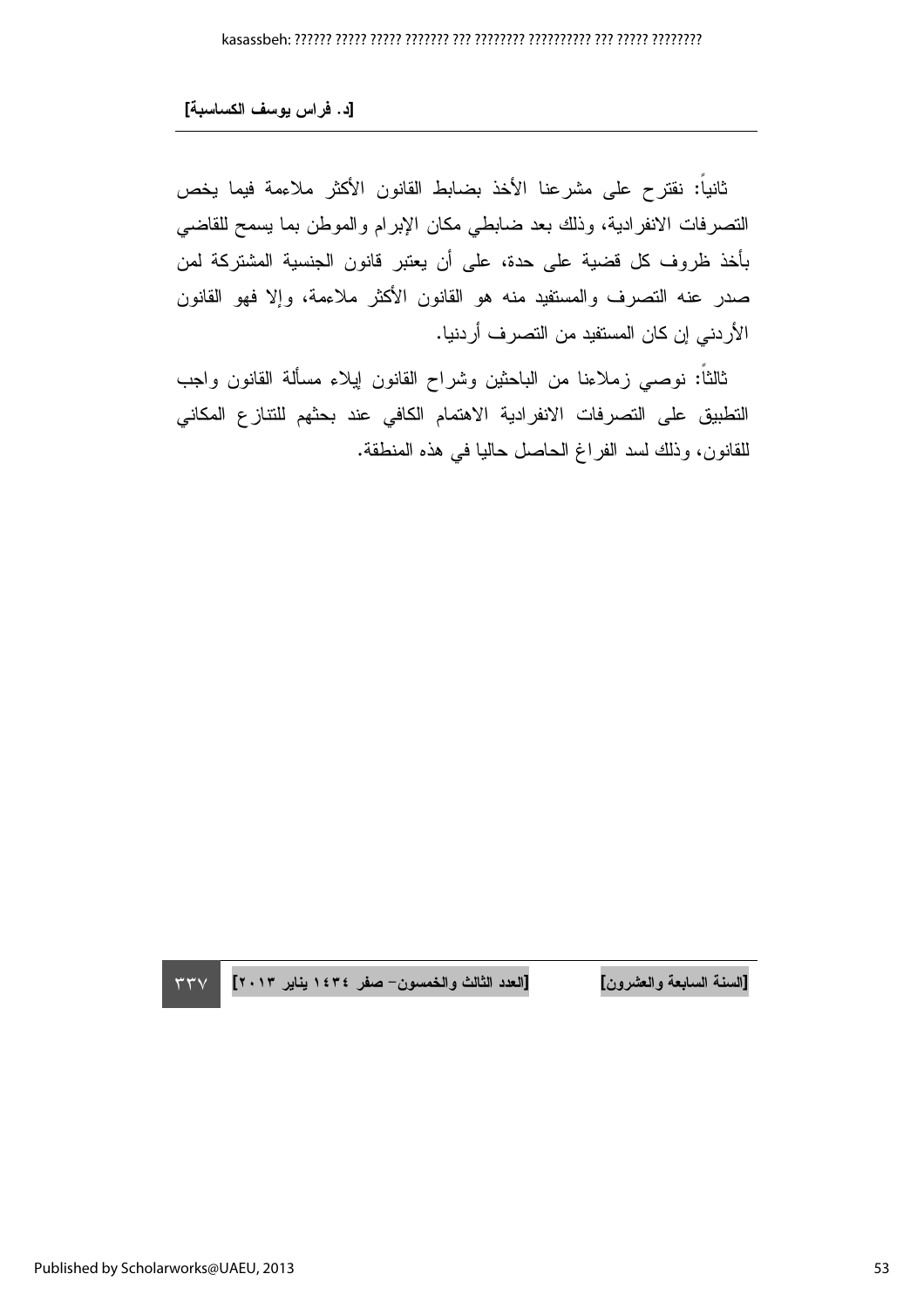ثانياً: نقترح على مشرعنا الأخذ بضابط القانون الأكثر ملاءمة فيما يخص التصرفات الانفرادية، وذلك بعد ضابطي مكان الإبرام والموطن بما يسمح للقاضي بأخذ ظروف كل قضية على حدة، على أن يعتبر قانون الجنسية المشتركة لمن صدر عنه التصرف والمستفيد منه هو القانون الأكثر ملاءمة، وإلا فهو القانون الأردني إن كان المستفيد من التصرف أردنيا.

ثالثاً: نوصي زملاءنا من الباحثين وشراح القانون إيلاء مسألة القانون واجب التطبيق على التصرفات الانفرادية الاهتمام الكافي عند بحثهم للتنازع المكاني للقانون، وذلك لسد الفراغ الحاصل حاليا في هذه المنطقة.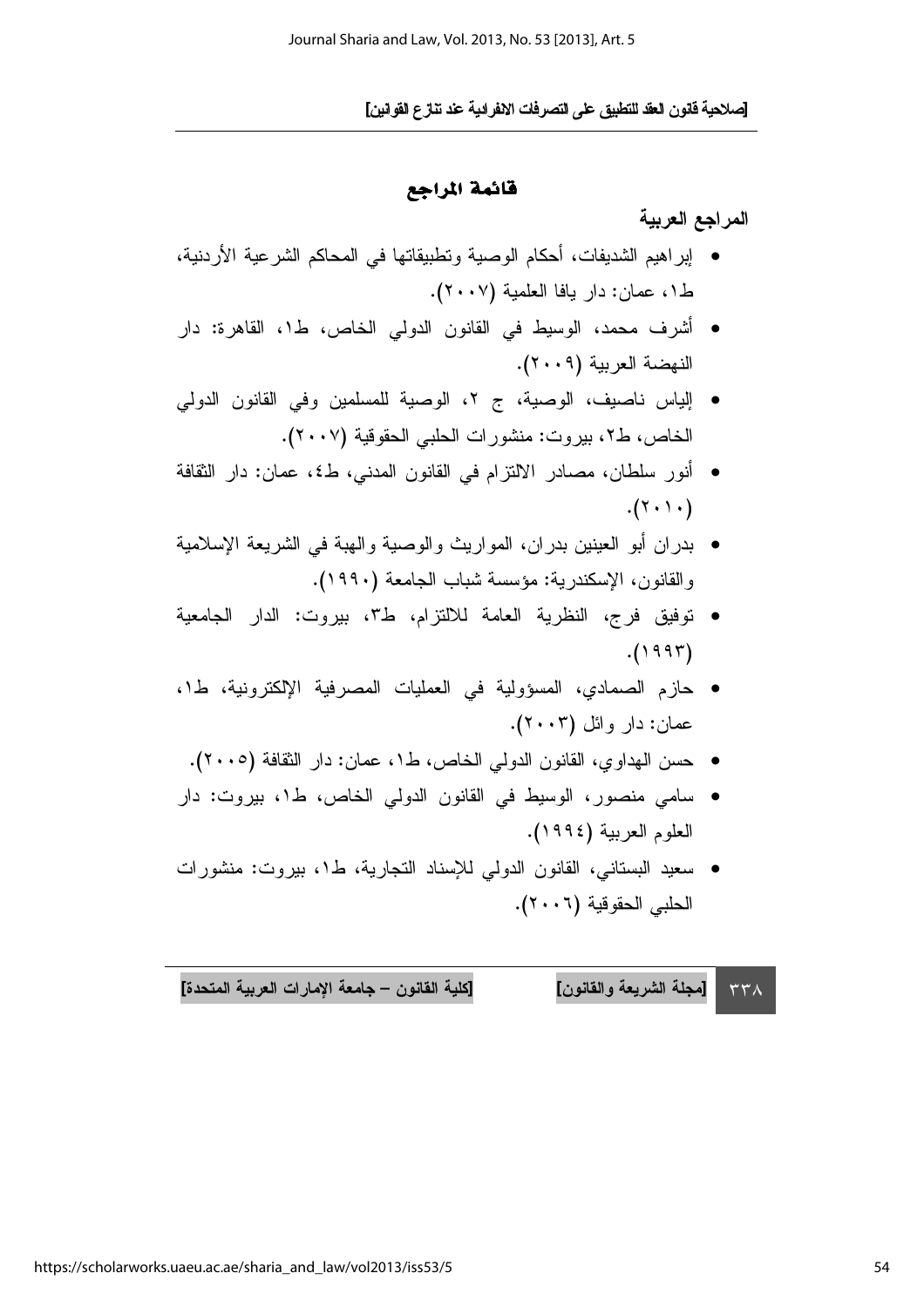## قائمة المراجع

### المراجع العربية

- إبراهيم الشديفات، أحكام الوصية وتطبيقاتها في المحاكم الشرعية الأردنية، ط١، عمان: دار يافا العلمية (٢٠٠٧).
- أشرف محمد، الوسيط في القانون الدولي الخاص، ط١، القاهرة: دار النهضة العربية (٢٠٠٩).
- إلياس ناصيف، الوصية، ج ٢، الوصية للمسلمين وفي القانون الدولي الخاص، ط٢، بيروت: منشورات الحلبي الحقوقية (٢٠٠٧).
- أنور سلطان، مصادر الالتزام في القانون المدني، ط٤، عمان: دار الثقافة (٢٠١٠).
- بدران أبو العينين بدران، المواريث والوصية والهبة في الشريعة الإسلامية والقانون، الإسكندرية: مؤسسة شباب الجامعة (١٩٩٠).
- توفيق فرج، النظرية العامة للالتزام، ط٣، بيروت: الدار الجامعية (١٩٩٣).
- حازم الصمادي، المسؤولية في العمليات المصرفية الإلكترونية، ط١، عمان: دار وائل (٢٠٠٣).
- حسن الهداوي، القانون الدولي الخاص، ط١، عمان: دار الثقافة (٢٠٠٥).
- سامي منصور، الوسيط في القانون الدولي الخاص، ط١، بيروت: دار العلوم العربية (١٩٩٤).
- سعيد البستاني، القانون الدولي للإسناد التجارية، ط١، بيروت: منشورات الحلبي الحقوقية (٢٠٠٦).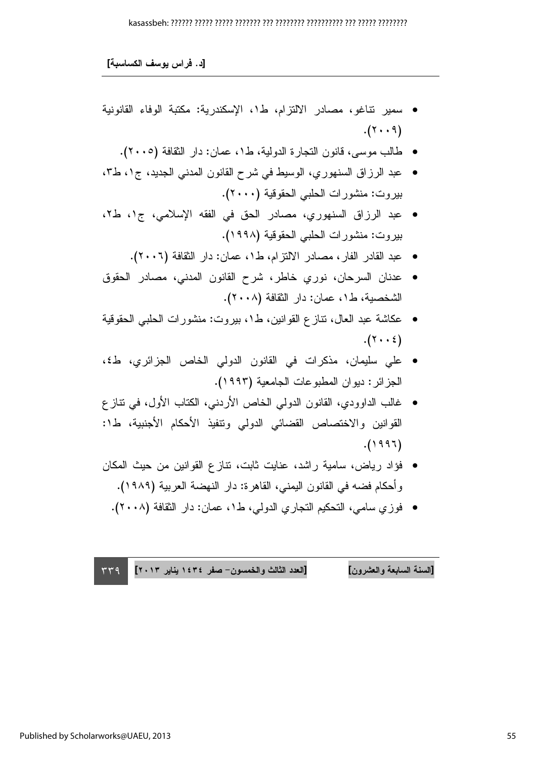- سمير تناغو، مصادر الالتزام، ط١، الإسكندرية: مكتبة الوفاء القانونية (٢٠٠٩).
- طالب موسى، قانون التجارة الدولية، ط١، عمان: دار الثقافة (٢٠٠٥).
- عبد الرزاق السنهوري، الوسيط في شرح القانون المدني الجديد، ج١، ط٣، بيروت: منشورات الحلبي الحقوقية (٢٠٠٠).
- عبد الرزاق السنهوري، مصادر الحق في الفقه الإسلامي، ج١، ط٢، بيروت: منشورات الحلبي الحقوقية (١٩٩٨).
- عبد القادر الفار، مصادر الالتزام، ط١، عمان: دار الثقافة (٢٠٠٦).
- عدنان السرحان، نوري خاطر، شرح القانون المدني، مصادر الحقوق الشخصية، ط١، عمان: دار الثقافة (٢٠٠٨).
- عكاشة عبد العال، تنازع القوانين، ط١، بيروت: منشورات الحلبي الحقوقية (٢٠٠٤).
- علي سليمان، مذكرات في القانون الدولي الخاص الجزائري، ط٤، الجزائر: ديوان المطبوعات الجامعية (١٩٩٣).
- غالب الداوودي، القانون الدولي الخاص الأردني، الكتاب الأول، في تنازع القوانين والاختصاص القضائي الدولي وتنفيذ الأحكام الأجنبية، ط١: (١٩٩٦).
- فؤاد رياض، سامية راشد، عنايت ثابت، تنازع القوانين من حيث المكان وأحكام فضه في القانون اليمني، القاهرة: دار النهضة العربية (١٩٨٩).
- فوزي سامي، التحكيم التجاري الدولي، ط١، عمان: دار الثقافة (٢٠٠٨).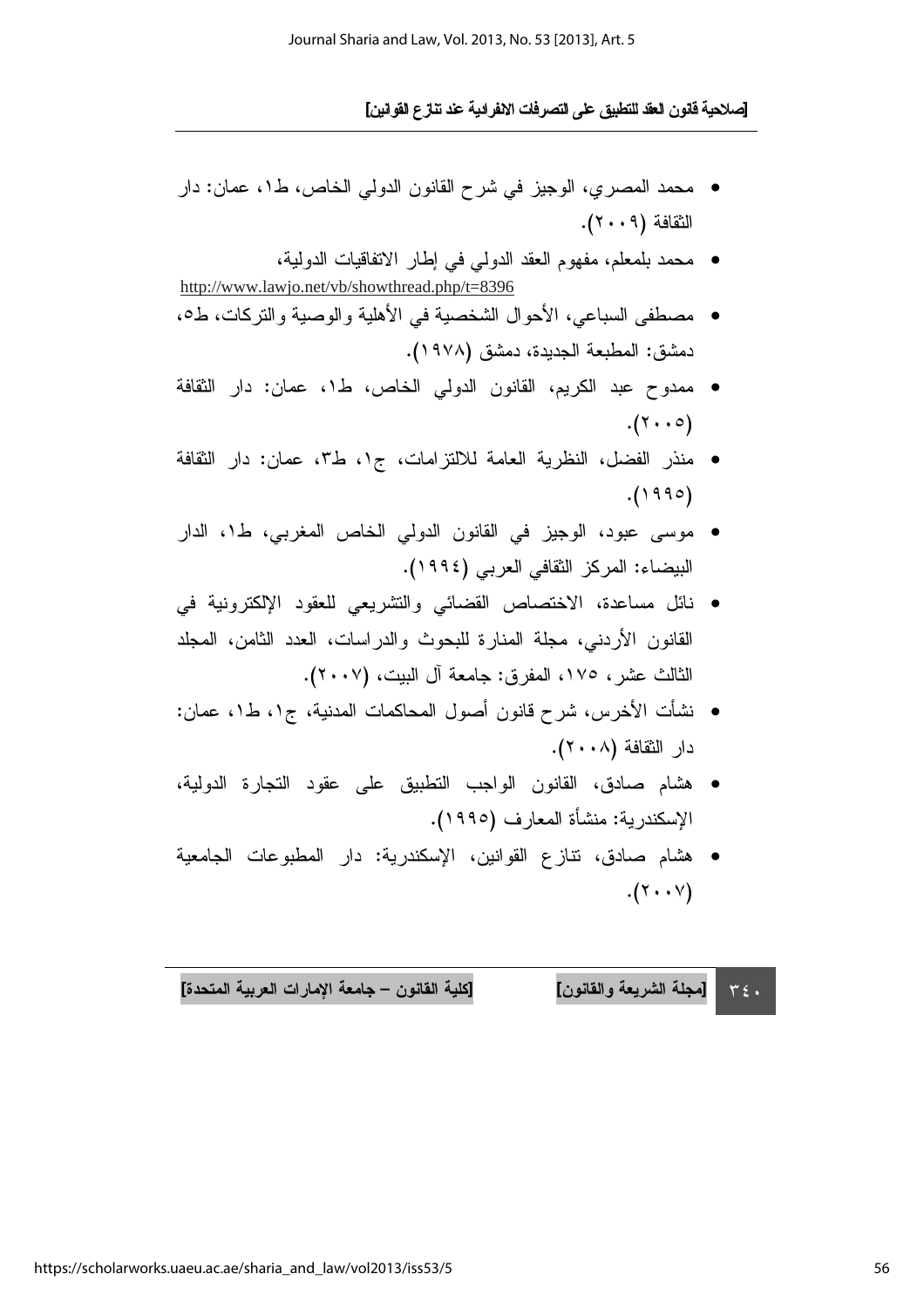- محمد المصري، الوجيز في شرح القانون الدولي الخاص، ط١، عمان: دار الثقافة (٢٠٠٩).
- محمد بلمعلم، مفهوم العقد الدولي في إطار الاتفاقيات الدولية، http://www.lawjo.net/vb/showthread.php/t=8396
- مصطفى السباعي، الأحوال الشخصية في الأهلية والوصية والتركات، ط٥، دمشق: المطبعة الجديدة، دمشق (١٩٧٨).
- ممدوح عبد الكريم، القانون الدولي الخاص، ط١، عمان: دار الثقافة (٢٠٠٥).
- منذر الفضل، النظرية العامة للالتزامات، ج١، ط٣، عمان: دار الثقافة (١٩٩٥).
- موسى عبود، الوجيز في القانون الدولي الخاص المغربي، ط١، الدار البيضاء: المركز الثقافي العربي (١٩٩٤).
- نائل مساعدة، الاختصاص القضائي والتشريعي للعقود الإلكترونية في القانون الأردني، مجلة المنارة للبحوث والدراسات، العدد الثامن، المجلد الثالث عشر، ١٧٥، المفرق: جامعة آل البيت، (٢٠٠٧).
- نشأت الأخرس، شرح قانون أصول المحاكمات المدنية، ج١، ط١، عمان: دار الثقافة (٢٠٠٨).
- هشام صادق، القانون الواجب التطبيق على عقود التجارة الدولية، الإسكندرية: منشأة المعارف (١٩٩٥).
- هشام صادق، تنازع القوانين، الإسكندرية: دار المطبوعات الجامعية (٢٠٠٧).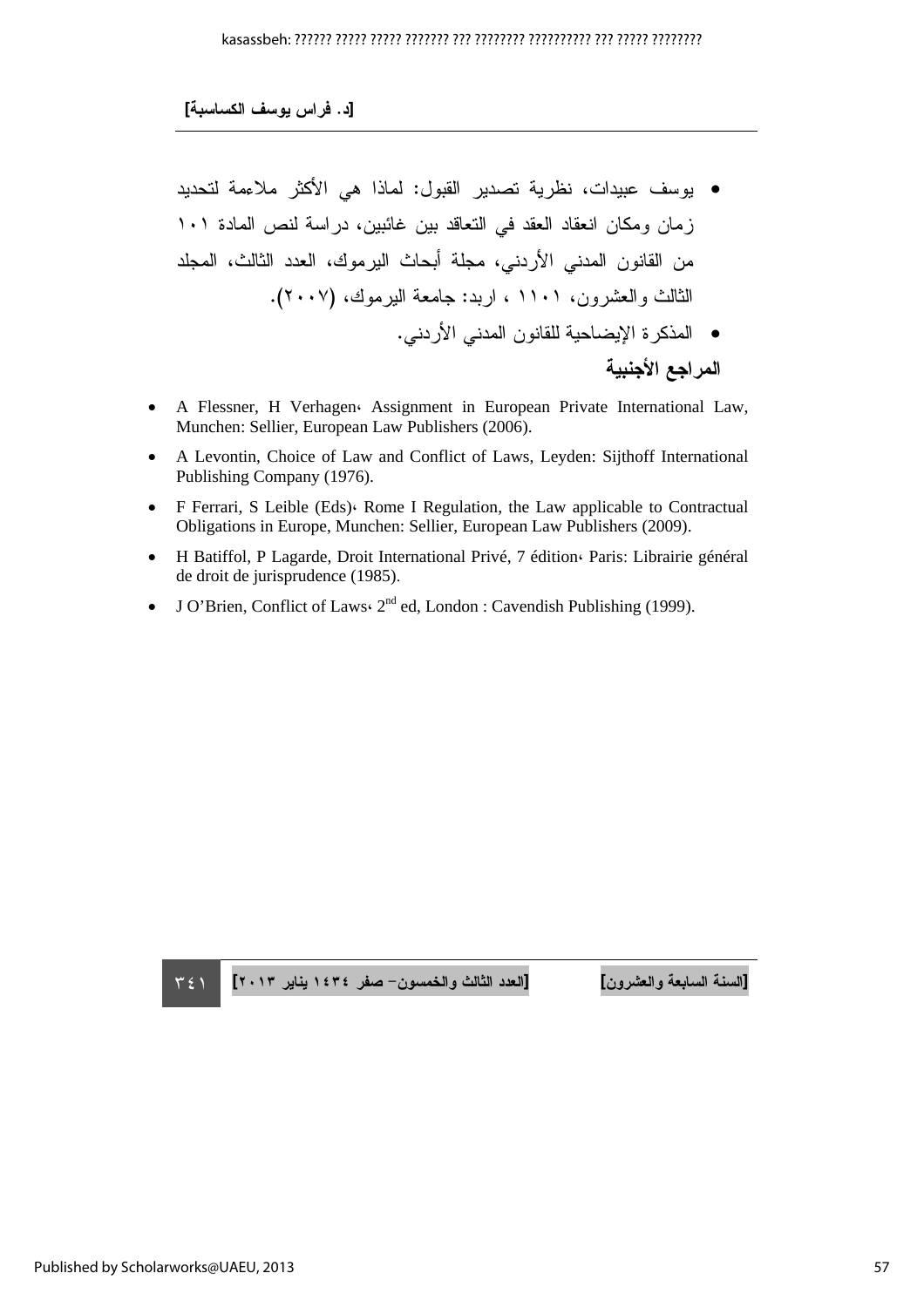- يوسف عبيدات، نظرية تصدير القبول: لماذا هي الأكثر ملاءمة لتحديد زمان ومكان انعقاد العقد في التعاقد بين غائبين، دراسة لنص المادة ١٠١ من القانون المدني الأردني، مجلة أبحاث اليرموك، العدد الثالث، المجلد الثالث والعشرون، ١١٠١ ، اربد: جامعة اليرموك، (٢٠٠٧).
- المذكرة الإيضاحية للقانون المدني الأردني.

## المراجع الأجنبية

- A Flessner, H Verhagen، Assignment in European Private International Law, Munchen: Sellier, European Law Publishers (2006).
- A Levontin, Choice of Law and Conflict of Laws, Leyden: Sijthoff International Publishing Company (1976).
- F Ferrari, S Leible (Eds)، Rome I Regulation, the Law applicable to Contractual Obligations in Europe, Munchen: Sellier, European Law Publishers (2009).
- H Batiffol, P Lagarde, Droit International Privé, 7 édition، Paris: Librairie général de droit de jurisprudence (1985).
- J O'Brien, Conflict of Laws، 2nd ed, London : Cavendish Publishing (1999).